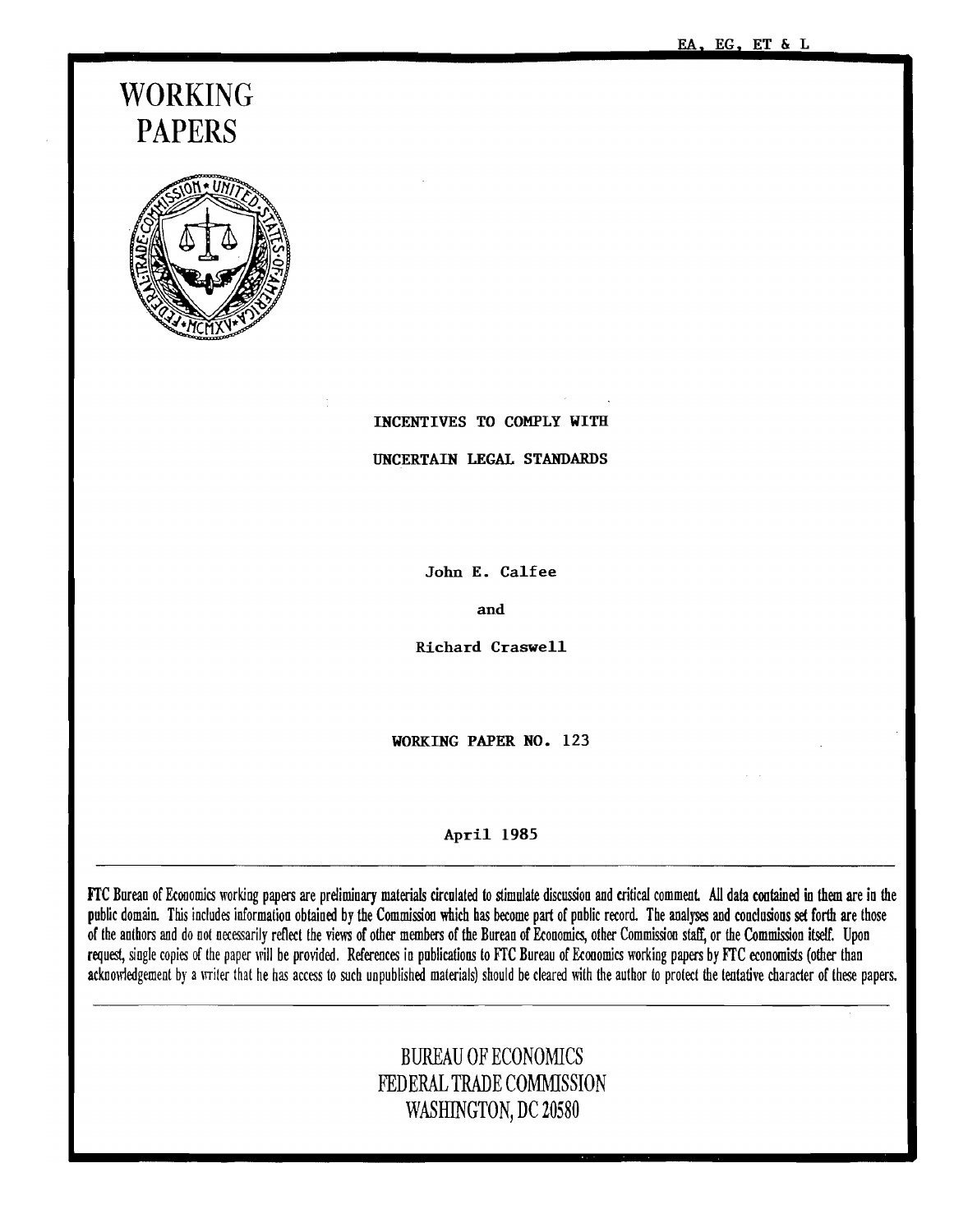EA, EG, ET & L

# WORKING PAPERS

## INCENTIVES TO COMPLY WITH UNCERTAIN LEGAL STANDARDS

John E. Calfee

and

Richard Craswell

WORKING PAPER NO. 123

April 1985

---

FTC Bureau of Economics working papers are preliminary materials circulated to stimulate discussion and critical comment. All data contained in them are in the public domain. This includes information obtained by the Commission which has become part of public record. The analyses and conclusions set forth are those of the authors and do not necessarily reflect the views of other members of the Bureau of Economics, other Commission staff, or the Commission itself. Upon request, single copies of the paper will be provided. References in publications to FTC Bureau of Economics working papers by FTC economists (other than acknowledgement by a writer that he has access to such unpublished materials) should be cleared with the author to protect the tentative character of these papers.

---

BUREAU OF ECONOMICS
FEDERAL TRADE COMMISSION
WASHINGTON, DC 20580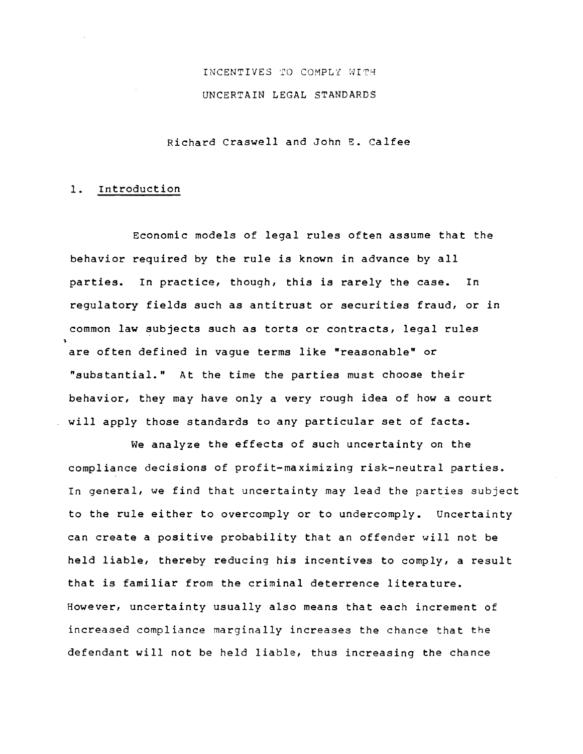# INCENTIVES TO COMPLY WITH UNCERTAIN LEGAL STANDARDS

Richard Craswell and John E. Calfee

## 1. Introduction

Economic models of legal rules often assume that the behavior required by the rule is known in advance by all parties. In practice, though, this is rarely the case. In regulatory fields such as antitrust or securities fraud, or in common law subjects such as torts or contracts, legal rules are often defined in vague terms like "reasonable" or "substantial." At the time the parties must choose their behavior, they may have only a very rough idea of how a court will apply those standards to any particular set of facts.

We analyze the effects of such uncertainty on the compliance decisions of profit-maximizing risk-neutral parties. In general, we find that uncertainty may lead the parties subject to the rule either to overcomply or to undercomply. Uncertainty can create a positive probability that an offender will not be held liable, thereby reducing his incentives to comply, a result that is familiar from the criminal deterrence literature. However, uncertainty usually also means that each increment of increased compliance marginally increases the chance that the defendant will not be held liable, thus increasing the chance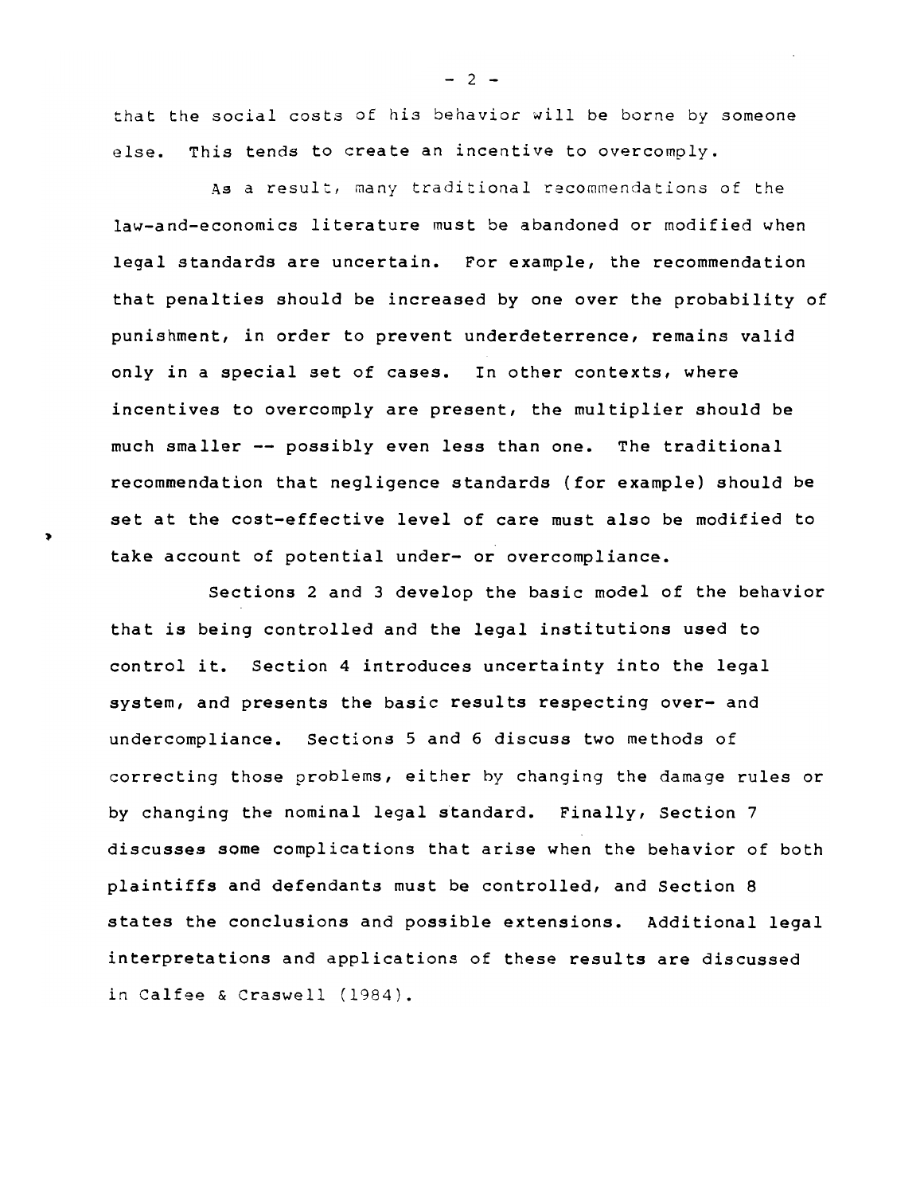that the social costs of his behavior will be borne by someone else. This tends to create an incentive to overcomply.

As a result, many traditional recommendations of the law-and-economics literature must be abandoned or modified when legal standards are uncertain. For example, the recommendation that penalties should be increased by one over the probability of punishment, in order to prevent underdeterrence, remains valid only in a special set of cases. In other contexts, where incentives to overcomply are present, the multiplier should be much smaller -- possibly even less than one. The traditional recommendation that negligence standards (for example) should be set at the cost-effective level of care must also be modified to take account of potential under- or overcompliance.

Sections 2 and 3 develop the basic model of the behavior that is being controlled and the legal institutions used to control it. Section 4 introduces uncertainty into the legal system, and presents the basic results respecting over- and undercompliance. Sections 5 and 6 discuss two methods of correcting those problems, either by changing the damage rules or by changing the nominal legal standard. Finally, Section 7 discusses some complications that arise when the behavior of both plaintiffs and defendants must be controlled, and Section 8 states the conclusions and possible extensions. Additional legal interpretations and applications of these results are discussed in Calfee & Craswell (1984).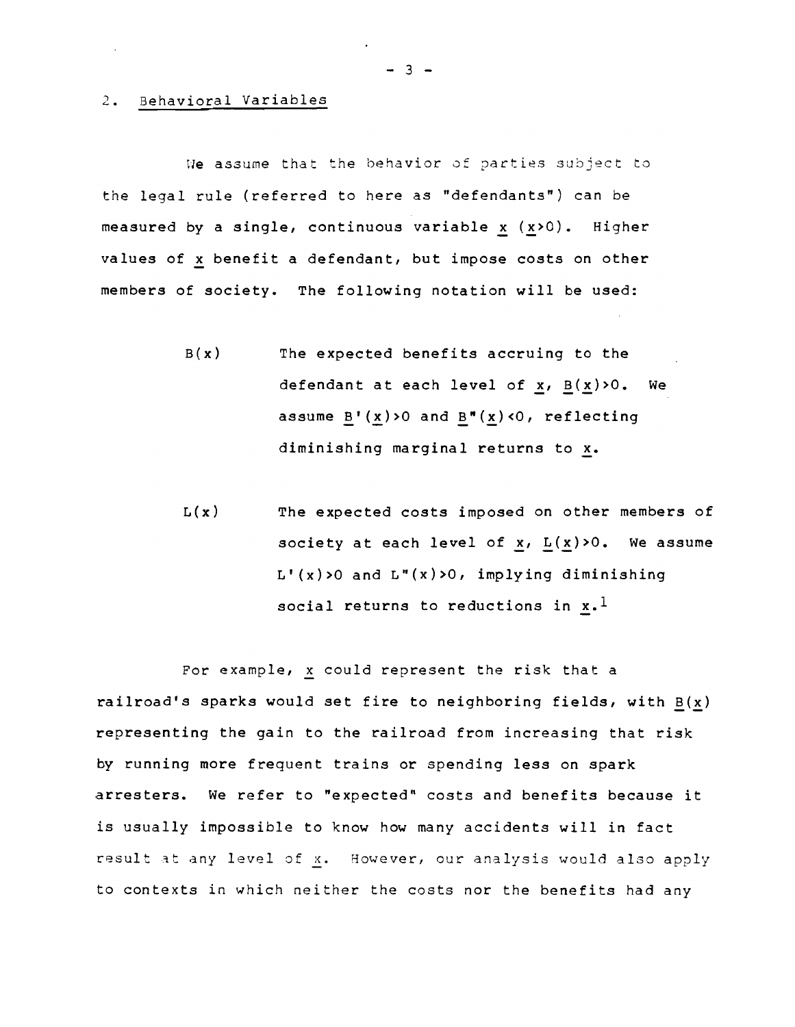## 2. Behavioral Variables

We assume that the behavior of parties subject to the legal rule (referred to here as "defendants") can be measured by a single, continuous variable $x$ ($x>0$). Higher values of $x$ benefit a defendant, but impose costs on other members of society. The following notation will be used:

- $B(x)$ — The expected benefits accruing to the defendant at each level of $x$, $B(x)>0$. We assume $B'(x)>0$ and $B''(x)<0$, reflecting diminishing marginal returns to $x$.

- $L(x)$ — The expected costs imposed on other members of society at each level of $x$, $L(x)>0$. We assume $L'(x)>0$ and $L''(x)>0$, implying diminishing social returns to reductions in $x$.[1]

For example, $x$ could represent the risk that a railroad's sparks would set fire to neighboring fields, with $B(x)$ representing the gain to the railroad from increasing that risk by running more frequent trains or spending less on spark arresters. We refer to "expected" costs and benefits because it is usually impossible to know how many accidents will in fact result at any level of $x$. However, our analysis would also apply to contexts in which neither the costs nor the benefits had any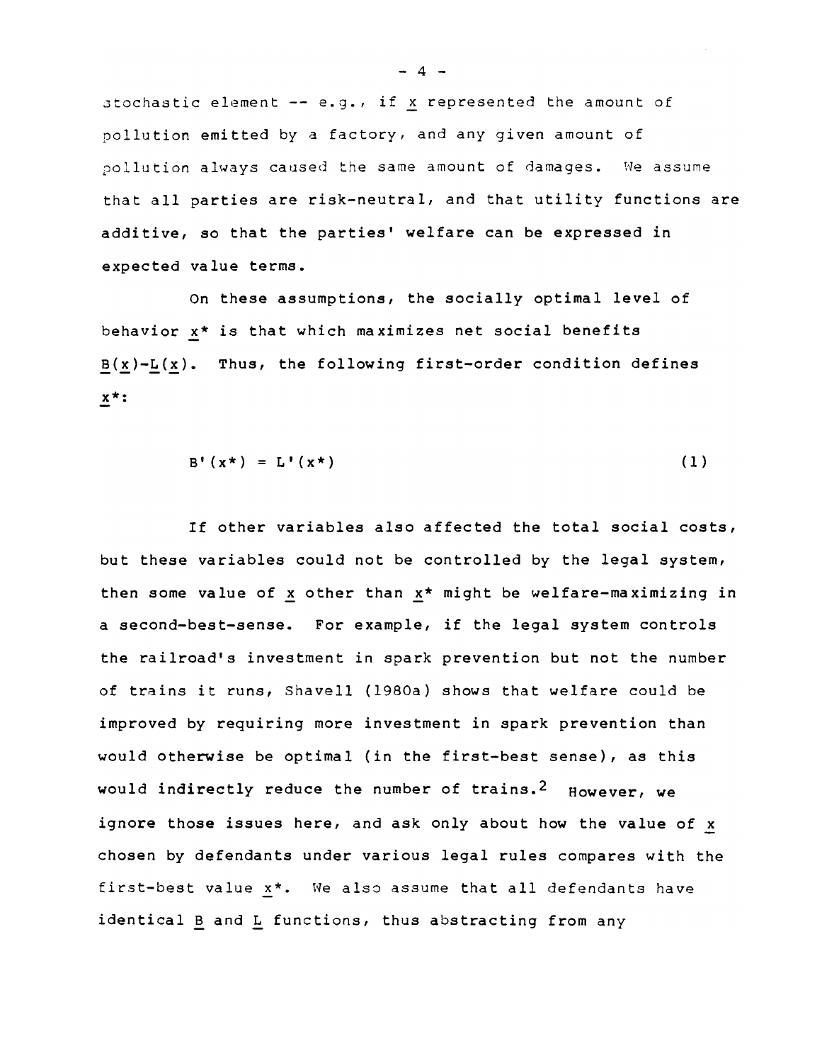stochastic element -- e.g., if $x$ represented the amount of pollution emitted by a factory, and any given amount of pollution always caused the same amount of damages. We assume that all parties are risk-neutral, and that utility functions are additive, so that the parties' welfare can be expressed in expected value terms.

On these assumptions, the socially optimal level of behavior $x^*$ is that which maximizes net social benefits $B(x)-L(x)$. Thus, the following first-order condition defines $x^*$:

$$B'(x^*) = L'(x^*) \tag{1}$$

If other variables also affected the total social costs, but these variables could not be controlled by the legal system, then some value of $x$ other than $x^*$ might be welfare-maximizing in a second-best-sense. For example, if the legal system controls the railroad's investment in spark prevention but not the number of trains it runs, Shavell (1980a) shows that welfare could be improved by requiring more investment in spark prevention than would otherwise be optimal (in the first-best sense), as this would indirectly reduce the number of trains.[2] However, we ignore those issues here, and ask only about how the value of $x$ chosen by defendants under various legal rules compares with the first-best value $x^*$. We also assume that all defendants have identical $B$ and $L$ functions, thus abstracting from any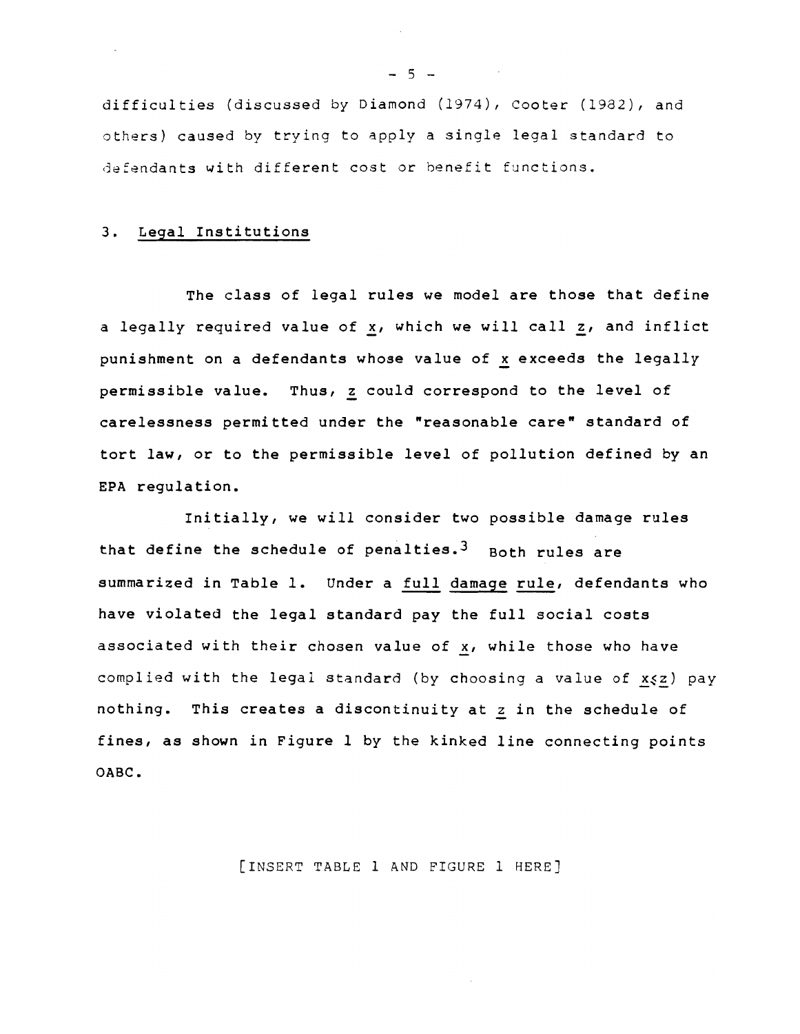difficulties (discussed by Diamond (1974), Cooter (1982), and others) caused by trying to apply a single legal standard to defendants with different cost or benefit functions.

## 3. Legal Institutions

The class of legal rules we model are those that define a legally required value of $x$, which we will call $z$, and inflict punishment on a defendants whose value of $x$ exceeds the legally permissible value. Thus, $z$ could correspond to the level of carelessness permitted under the "reasonable care" standard of tort law, or to the permissible level of pollution defined by an EPA regulation.

Initially, we will consider two possible damage rules that define the schedule of penalties.[3] Both rules are summarized in Table 1. Under a full damage rule, defendants who have violated the legal standard pay the full social costs associated with their chosen value of $x$, while those who have complied with the legal standard (by choosing a value of $x \leq z$) pay nothing. This creates a discontinuity at $z$ in the schedule of fines, as shown in Figure 1 by the kinked line connecting points OABC.

[INSERT TABLE 1 AND FIGURE 1 HERE]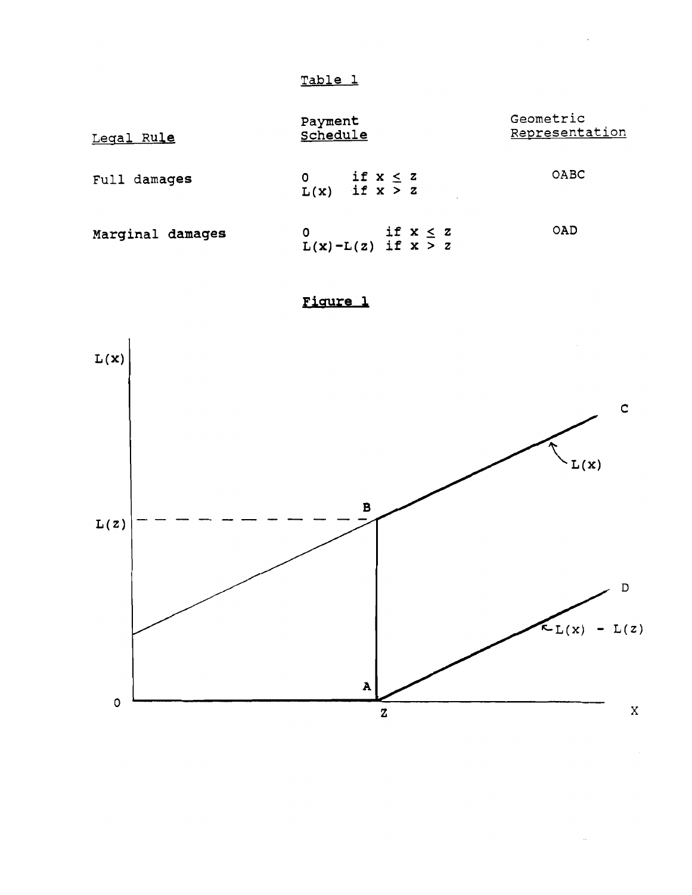Table 1

| Legal Rule | Payment Schedule | Geometric Representation |
|---|---|---|
| Full damages | $0$ if $x \leq z$<br>$L(x)$ if $x > z$ | OABC |
| Marginal damages | $0$ if $x \leq z$<br>$L(x)-L(z)$ if $x > z$ | OAD |

**Figure 1**

L(x)

C

L(x)

B

L(z)

D

L(x) - L(z)

A

0

Z

X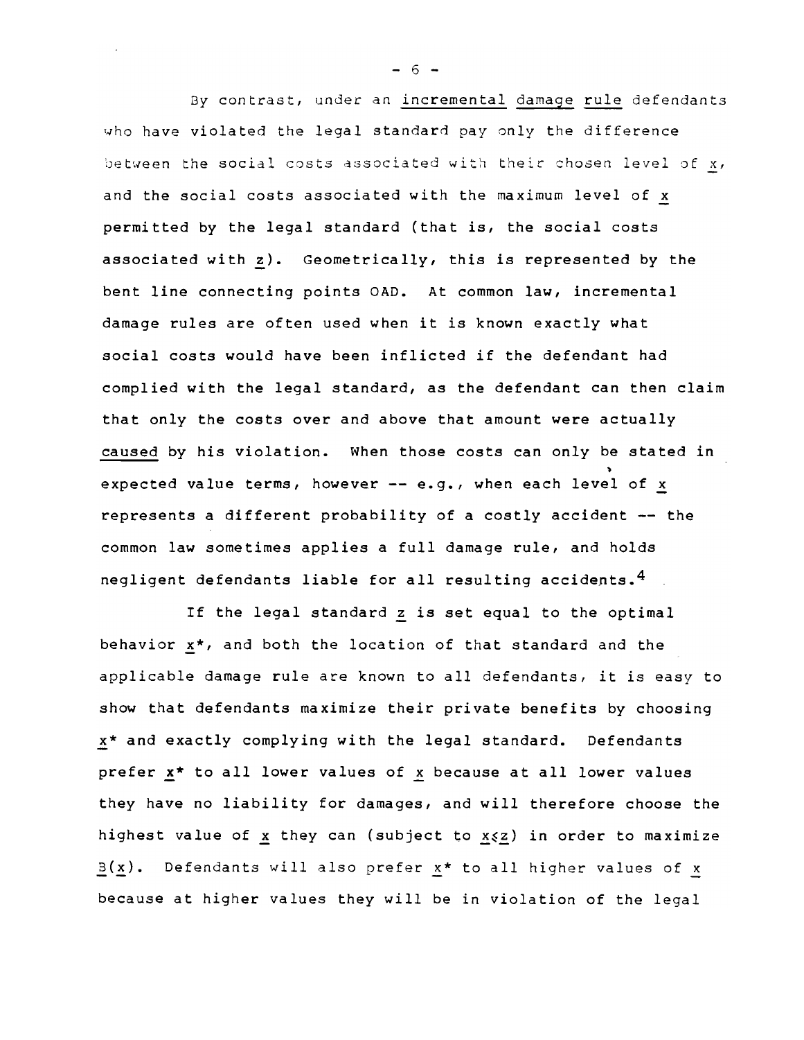By contrast, under an *incremental damage rule* defendants who have violated the legal standard pay only the difference between the social costs associated with their chosen level of $x$, and the social costs associated with the maximum level of $x$ permitted by the legal standard (that is, the social costs associated with $z$). Geometrically, this is represented by the bent line connecting points OAD. At common law, incremental damage rules are often used when it is known exactly what social costs would have been inflicted if the defendant had complied with the legal standard, as the defendant can then claim that only the costs over and above that amount were actually *caused* by his violation. When those costs can only be stated in expected value terms, however -- e.g., when each level of $x$ represents a different probability of a costly accident -- the common law sometimes applies a full damage rule, and holds negligent defendants liable for all resulting accidents.[4]

If the legal standard $z$ is set equal to the optimal behavior $x^*$, and both the location of that standard and the applicable damage rule are known to all defendants, it is easy to show that defendants maximize their private benefits by choosing $x^*$ and exactly complying with the legal standard. Defendants prefer $x^*$ to all lower values of $x$ because at all lower values they have no liability for damages, and will therefore choose the highest value of $x$ they can (subject to $x \leq z$) in order to maximize $B(x)$. Defendants will also prefer $x^*$ to all higher values of $x$ because at higher values they will be in violation of the legal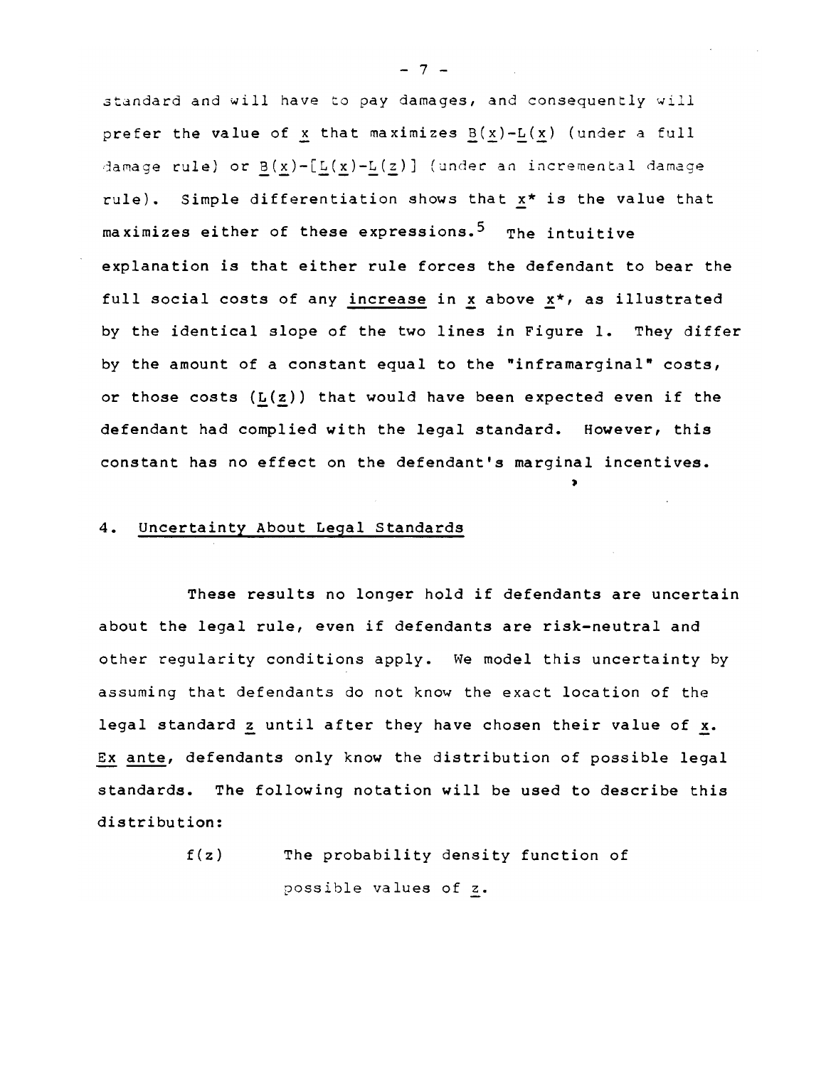standard and will have to pay damages, and consequently will prefer the value of $x$ that maximizes $B(x)-L(x)$ (under a full damage rule) or $B(x)-[L(x)-L(z)]$ (under an incremental damage rule). Simple differentiation shows that $x^*$ is the value that maximizes either of these expressions.[5] The intuitive explanation is that either rule forces the defendant to bear the full social costs of any <u>increase</u> in $x$ above $x^*$, as illustrated by the identical slope of the two lines in Figure 1. They differ by the amount of a constant equal to the "inframarginal" costs, or those costs ($L(z)$) that would have been expected even if the defendant had complied with the legal standard. However, this constant has no effect on the defendant's marginal incentives.

## 4. Uncertainty About Legal Standards

These results no longer hold if defendants are uncertain about the legal rule, even if defendants are risk-neutral and other regularity conditions apply. We model this uncertainty by assuming that defendants do not know the exact location of the legal standard $z$ until after they have chosen their value of $x$. *Ex ante*, defendants only know the distribution of possible legal standards. The following notation will be used to describe this distribution:

$f(z)$ The probability density function of possible values of $z$.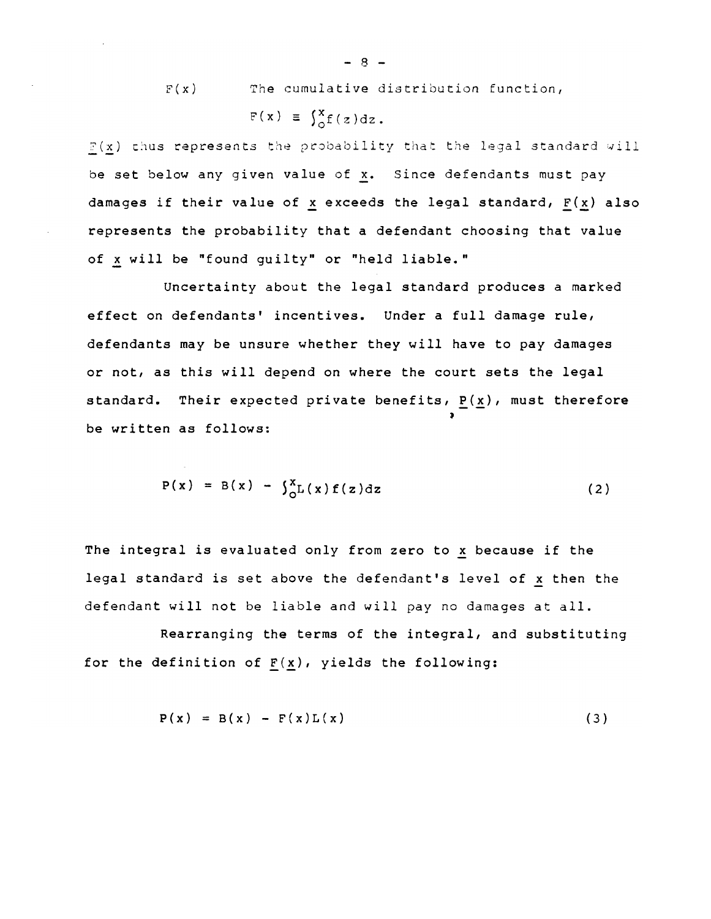$F(x)$ The cumulative distribution function,

$F(x) \equiv \int_0^x f(z)dz$.

$F(x)$ thus represents the probability that the legal standard will be set below any given value of $x$. Since defendants must pay damages if their value of $x$ exceeds the legal standard, $F(x)$ also represents the probability that a defendant choosing that value of $x$ will be "found guilty" or "held liable."

Uncertainty about the legal standard produces a marked effect on defendants' incentives. Under a full damage rule, defendants may be unsure whether they will have to pay damages or not, as this will depend on where the court sets the legal standard. Their expected private benefits, $P(x)$, must therefore be written as follows:

$$P(x) = B(x) - \int_0^x L(x)f(z)dz \tag{2}$$

The integral is evaluated only from zero to $x$ because if the legal standard is set above the defendant's level of $x$ then the defendant will not be liable and will pay no damages at all.

Rearranging the terms of the integral, and substituting for the definition of $F(x)$, yields the following:

$$P(x) = B(x) - F(x)L(x) \tag{3}$$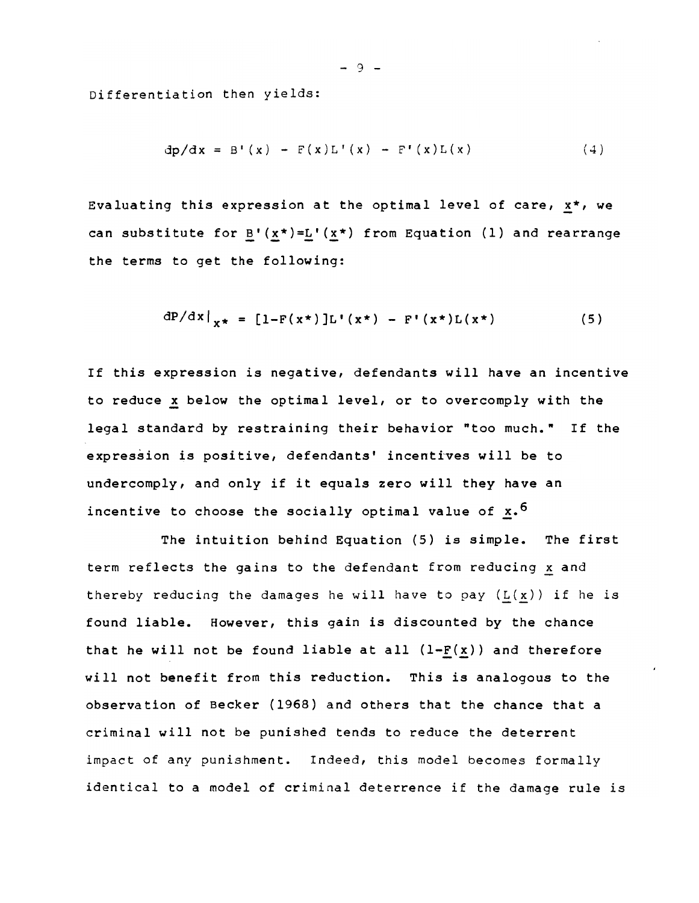Differentiation then yields:

$$dp/dx = B'(x) - F(x)L'(x) - F'(x)L(x) \qquad (4)$$

Evaluating this expression at the optimal level of care, $x^*$, we can substitute for $B'(x^*)=L'(x^*)$ from Equation (1) and rearrange the terms to get the following:

$$dP/dx|_{x^*} = [1-F(x^*)]L'(x^*) - F'(x^*)L(x^*) \qquad (5)$$

If this expression is negative, defendants will have an incentive to reduce $x$ below the optimal level, or to overcomply with the legal standard by restraining their behavior "too much." If the expression is positive, defendants' incentives will be to undercomply, and only if it equals zero will they have an incentive to choose the socially optimal value of $x$.[6]

The intuition behind Equation (5) is simple. The first term reflects the gains to the defendant from reducing $x$ and thereby reducing the damages he will have to pay ($L(x)$) if he is found liable. However, this gain is discounted by the chance that he will not be found liable at all ($1-F(x)$) and therefore will not benefit from this reduction. This is analogous to the observation of Becker (1968) and others that the chance that a criminal will not be punished tends to reduce the deterrent impact of any punishment. Indeed, this model becomes formally identical to a model of criminal deterrence if the damage rule is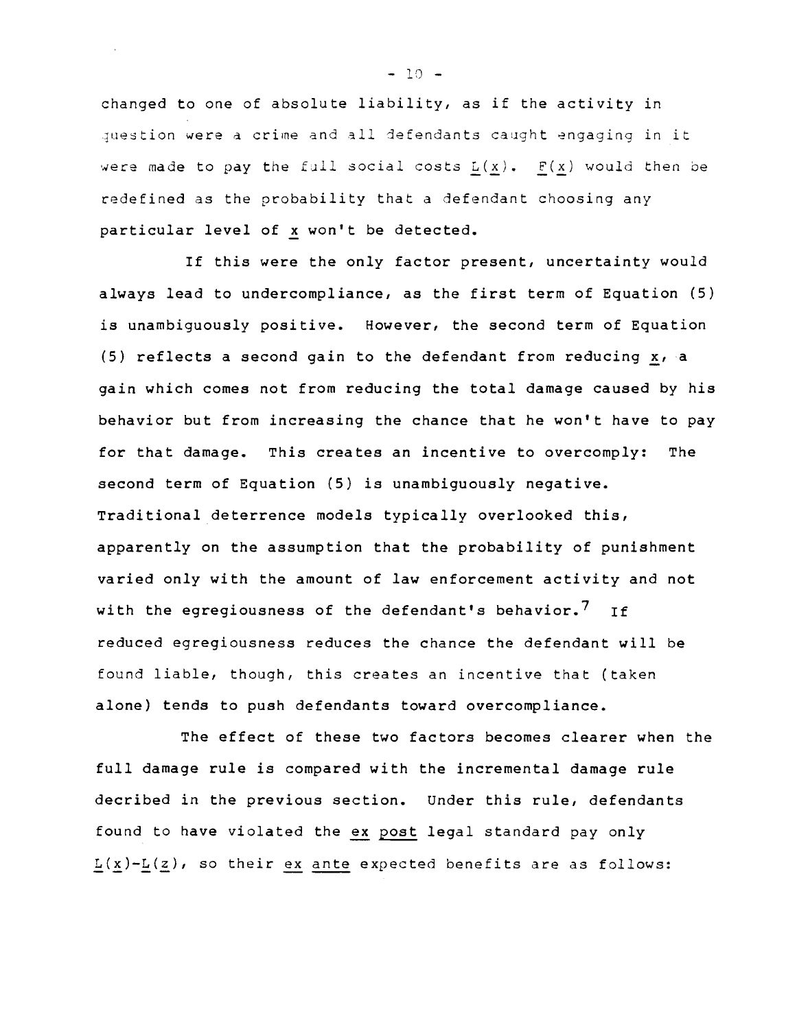changed to one of absolute liability, as if the activity in question were a crime and all defendants caught engaging in it were made to pay the full social costs $L(x)$. $F(x)$ would then be redefined as the probability that a defendant choosing any particular level of $x$ won't be detected.

If this were the only factor present, uncertainty would always lead to undercompliance, as the first term of Equation (5) is unambiguously positive. However, the second term of Equation (5) reflects a second gain to the defendant from reducing $x$, a gain which comes not from reducing the total damage caused by his behavior but from increasing the chance that he won't have to pay for that damage. This creates an incentive to overcomply: The second term of Equation (5) is unambiguously negative. Traditional deterrence models typically overlooked this, apparently on the assumption that the probability of punishment varied only with the amount of law enforcement activity and not with the egregiousness of the defendant's behavior.[7] If reduced egregiousness reduces the chance the defendant will be found liable, though, this creates an incentive that (taken alone) tends to push defendants toward overcompliance.

The effect of these two factors becomes clearer when the full damage rule is compared with the incremental damage rule decribed in the previous section. Under this rule, defendants found to have violated the *ex post* legal standard pay only $L(x)-L(z)$, so their *ex ante* expected benefits are as follows: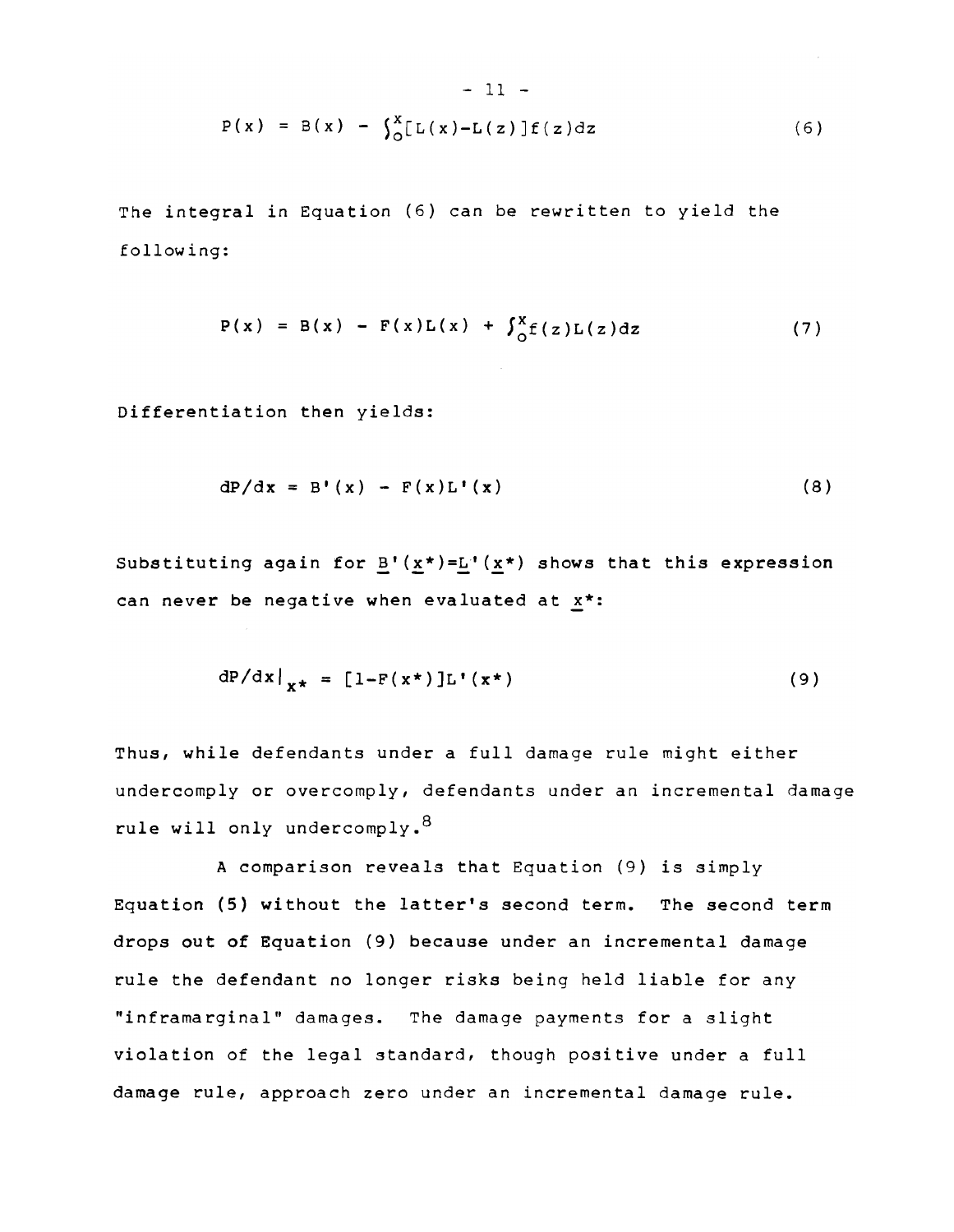$$P(x) = B(x) - \int_0^x [L(x)-L(z)]f(z)dz \tag{6}$$

The integral in Equation (6) can be rewritten to yield the following:

$$P(x) = B(x) - F(x)L(x) + \int_0^x f(z)L(z)dz \tag{7}$$

Differentiation then yields:

$$dP/dx = B'(x) - F(x)L'(x) \tag{8}$$

Substituting again for $\underline{B}'(\underline{x}^*)=\underline{L}'(\underline{x}^*)$ shows that this expression can never be negative when evaluated at $\underline{x}^*$:

$$dP/dx|_{x^*} = [1-F(x^*)]L'(x^*) \tag{9}$$

Thus, while defendants under a full damage rule might either undercomply or overcomply, defendants under an incremental damage rule will only undercomply.[8]

A comparison reveals that Equation (9) is simply Equation (5) without the latter's second term. The second term drops out of Equation (9) because under an incremental damage rule the defendant no longer risks being held liable for any "inframarginal" damages. The damage payments for a slight violation of the legal standard, though positive under a full damage rule, approach zero under an incremental damage rule.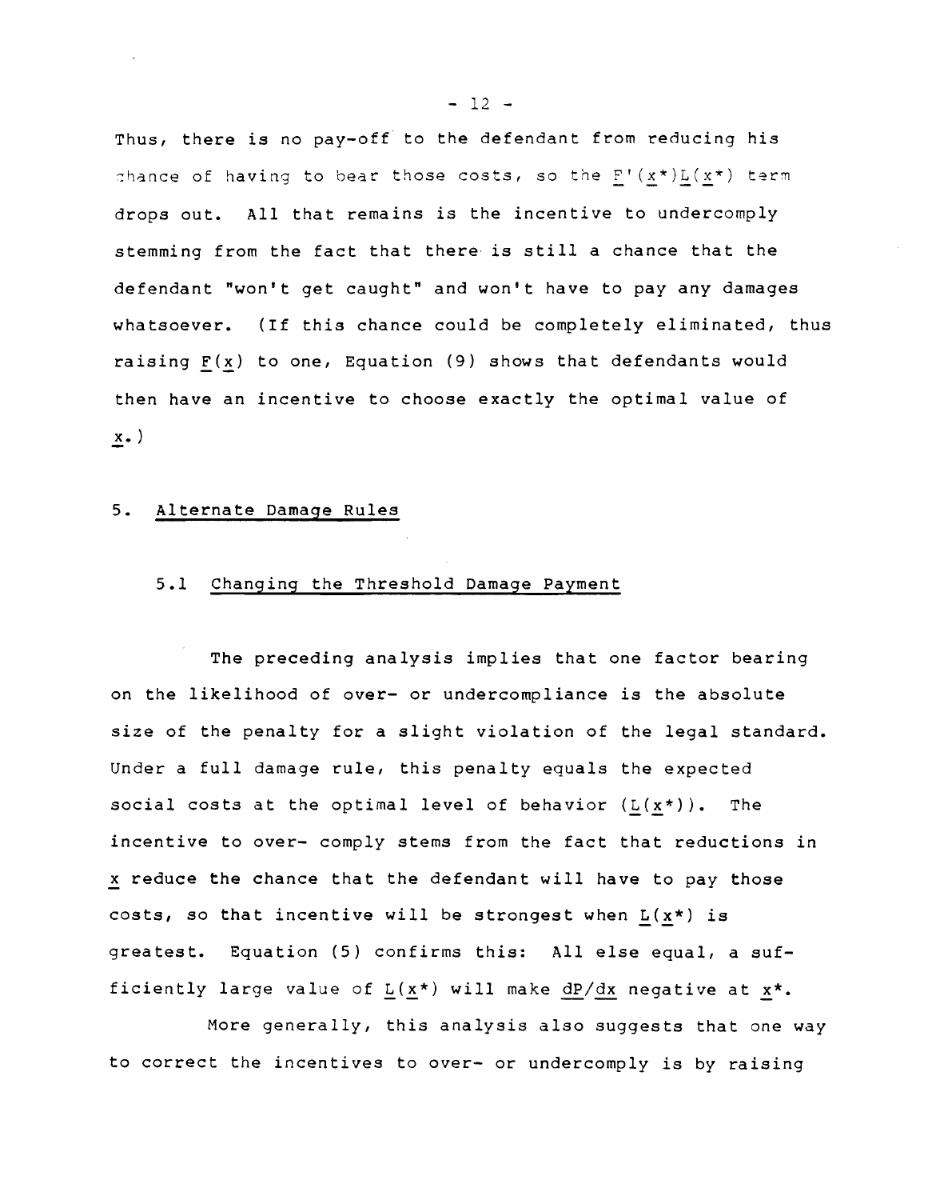Thus, there is no pay-off to the defendant from reducing his chance of having to bear those costs, so the $F'(x^*)L(x^*)$ term drops out. All that remains is the incentive to undercomply stemming from the fact that there is still a chance that the defendant "won't get caught" and won't have to pay any damages whatsoever. (If this chance could be completely eliminated, thus raising $F(x)$ to one, Equation (9) shows that defendants would then have an incentive to choose exactly the optimal value of $x$.)

## 5. Alternate Damage Rules

### 5.1 Changing the Threshold Damage Payment

The preceding analysis implies that one factor bearing on the likelihood of over- or undercompliance is the absolute size of the penalty for a slight violation of the legal standard. Under a full damage rule, this penalty equals the expected social costs at the optimal level of behavior ($L(x^*)$). The incentive to over- comply stems from the fact that reductions in $x$ reduce the chance that the defendant will have to pay those costs, so that incentive will be strongest when $L(x^*)$ is greatest. Equation (5) confirms this: All else equal, a sufficiently large value of $L(x^*)$ will make $dP/dx$ negative at $x^*$.

More generally, this analysis also suggests that one way to correct the incentives to over- or undercomply is by raising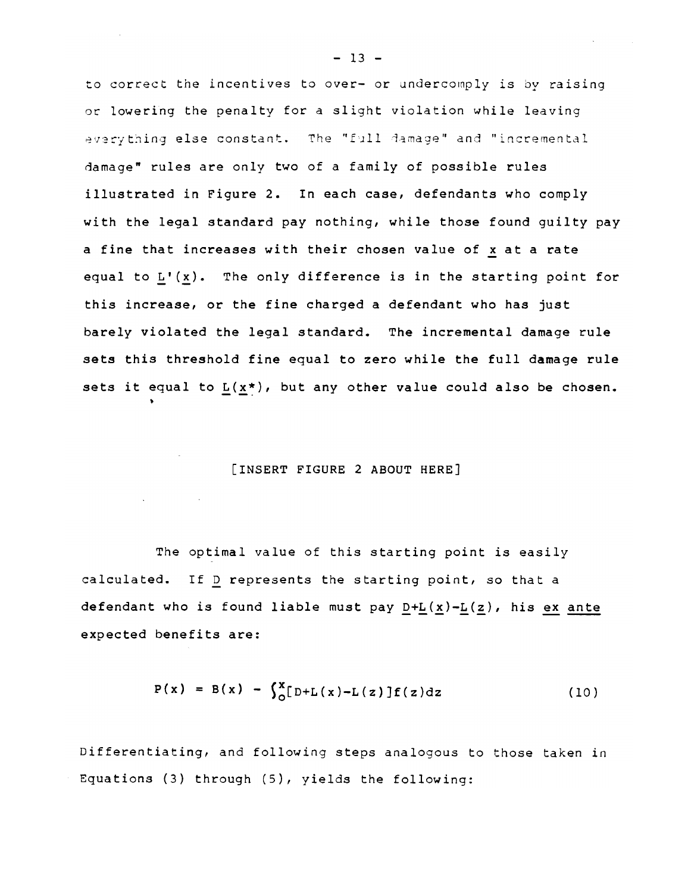to correct the incentives to over- or undercomply is by raising or lowering the penalty for a slight violation while leaving everything else constant. The "full damage" and "incremental damage" rules are only two of a family of possible rules illustrated in Figure 2. In each case, defendants who comply with the legal standard pay nothing, while those found guilty pay a fine that increases with their chosen value of $x$ at a rate equal to $L'(x)$. The only difference is in the starting point for this increase, or the fine charged a defendant who has just barely violated the legal standard. The incremental damage rule sets this threshold fine equal to zero while the full damage rule sets it equal to $L(x^*)$, but any other value could also be chosen.

[INSERT FIGURE 2 ABOUT HERE]

The optimal value of this starting point is easily calculated. If $D$ represents the starting point, so that a defendant who is found liable must pay $D+L(x)-L(z)$, his *ex ante* expected benefits are:

$$P(x) = B(x) - \int_0^x [D+L(x)-L(z)]f(z)dz \tag{10}$$

Differentiating, and following steps analogous to those taken in Equations (3) through (5), yields the following: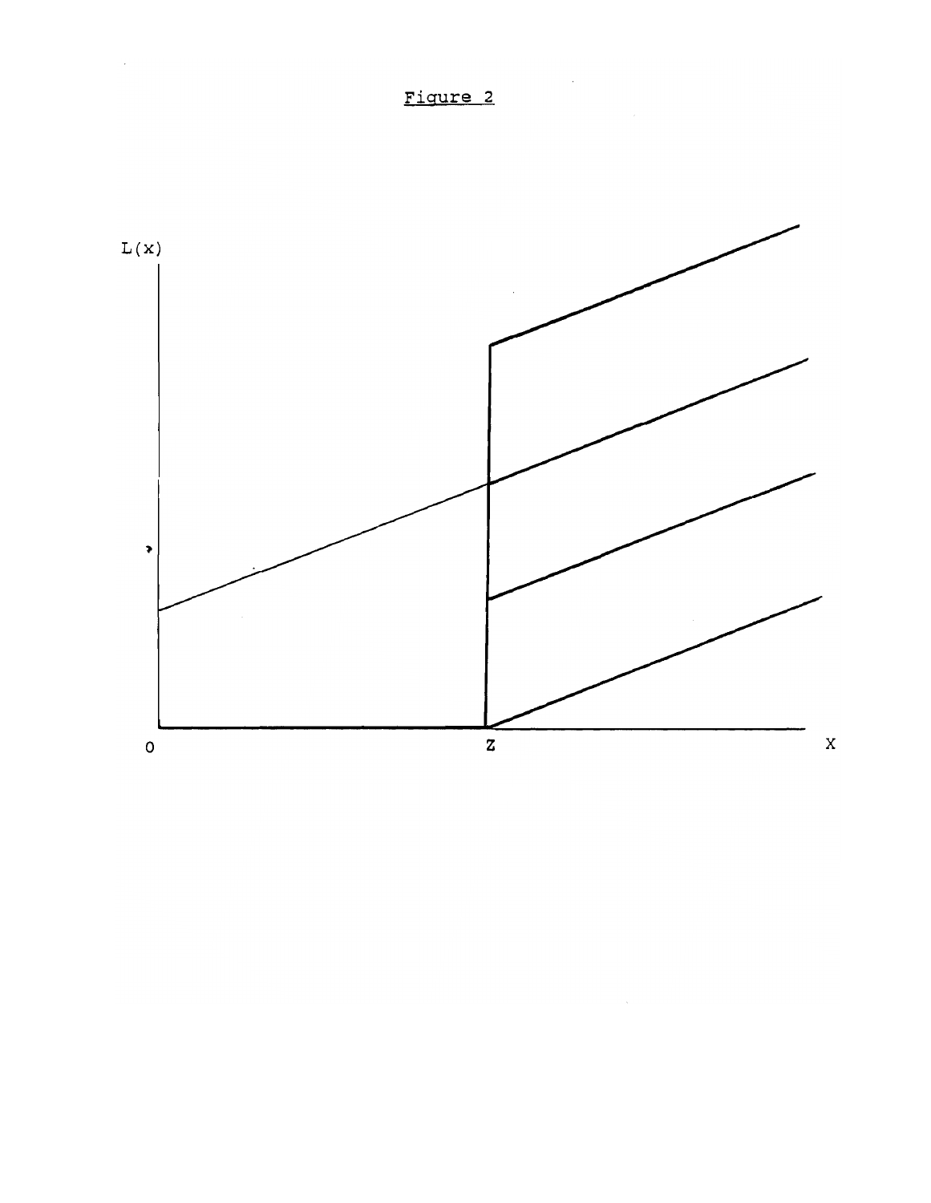Figure 2

L(x)

0 Z X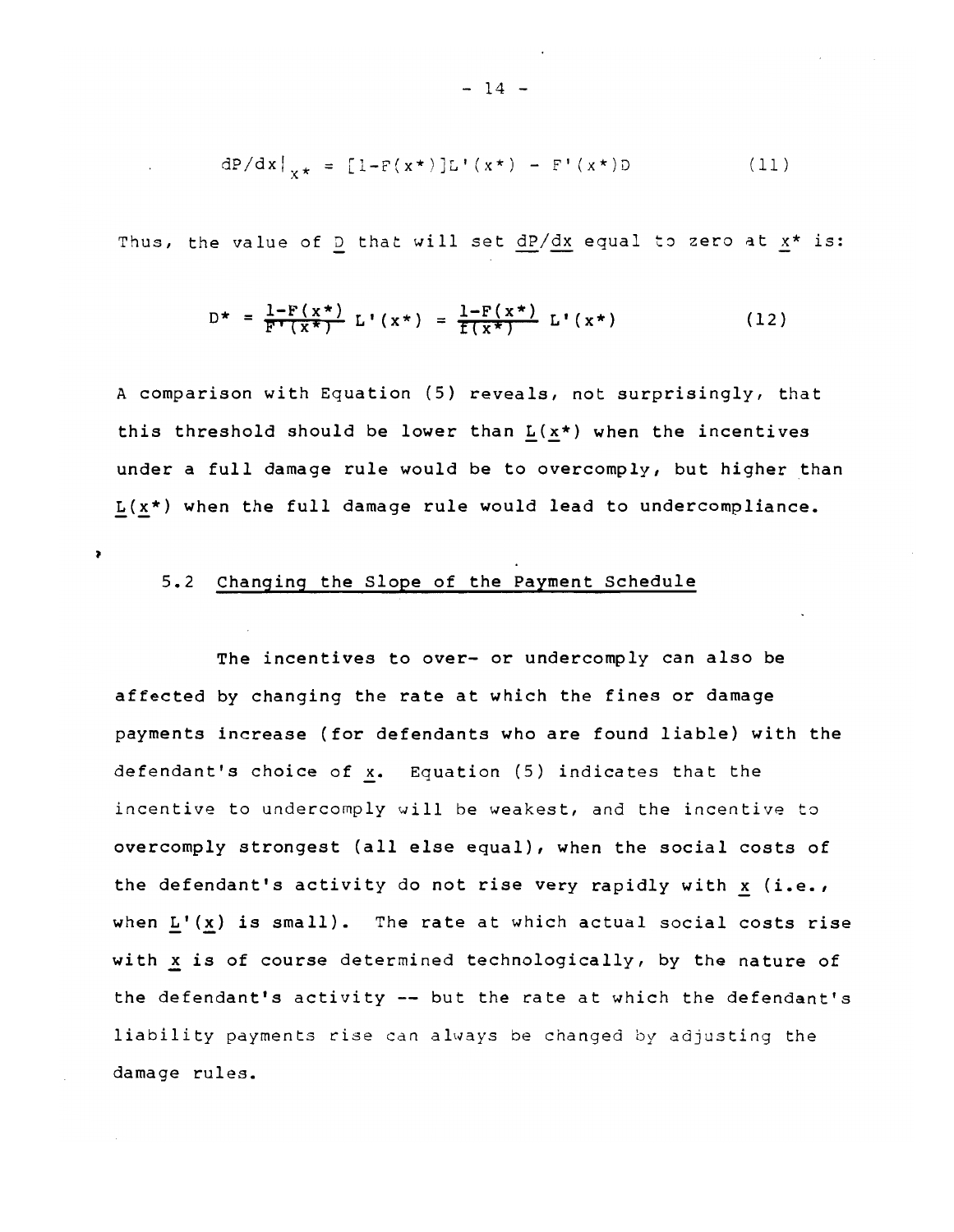$$dP/dx|_{x^*} = [1-F(x^*)]L'(x^*) - F'(x^*)D \tag{11}$$

Thus, the value of $D$ that will set $dP/dx$ equal to zero at $x^*$ is:

$$D^* = \frac{1-F(x^*)}{F'(x^*)} L'(x^*) = \frac{1-F(x^*)}{f(x^*)} L'(x^*) \tag{12}$$

A comparison with Equation (5) reveals, not surprisingly, that this threshold should be lower than $L(x^*)$ when the incentives under a full damage rule would be to overcomply, but higher than $L(x^*)$ when the full damage rule would lead to undercompliance.

### 5.2 Changing the Slope of the Payment Schedule

The incentives to over- or undercomply can also be affected by changing the rate at which the fines or damage payments increase (for defendants who are found liable) with the defendant's choice of $x$. Equation (5) indicates that the incentive to undercomply will be weakest, and the incentive to overcomply strongest (all else equal), when the social costs of the defendant's activity do not rise very rapidly with $x$ (i.e., when $L'(x)$ is small). The rate at which actual social costs rise with $x$ is of course determined technologically, by the nature of the defendant's activity -- but the rate at which the defendant's liability payments rise can always be changed by adjusting the damage rules.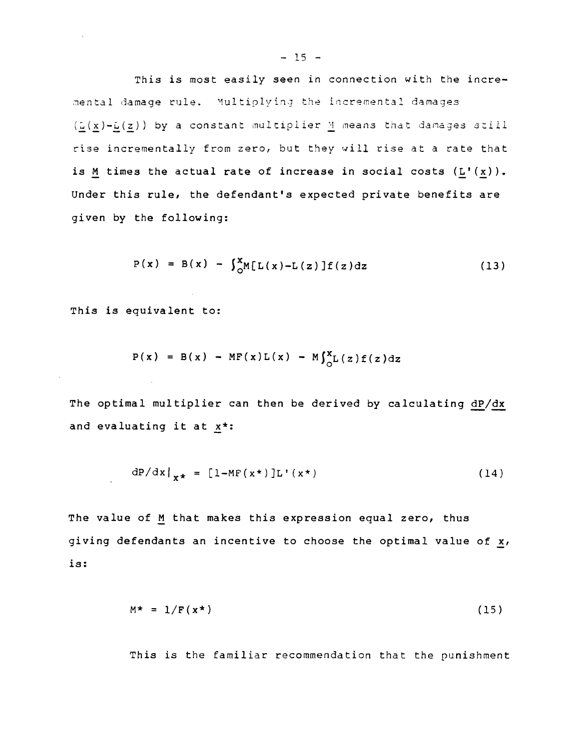This is most easily seen in connection with the incremental damage rule. Multiplying the incremental damages ($L(x)-L(z)$) by a constant multiplier $M$ means that damages still rise incrementally from zero, but they will rise at a rate that is $M$ times the actual rate of increase in social costs ($L'(x)$). Under this rule, the defendant's expected private benefits are given by the following:

$$P(x) = B(x) - \int_0^x M[L(x)-L(z)]f(z)dz \tag{13}$$

This is equivalent to:

$$P(x) = B(x) - MF(x)L(x) - M\int_0^x L(z)f(z)dz$$

The optimal multiplier can then be derived by calculating $dP/dx$ and evaluating it at $x^*$:

$$dP/dx|_{x^*} = [1-MF(x^*)]L'(x^*) \tag{14}$$

The value of $M$ that makes this expression equal zero, thus giving defendants an incentive to choose the optimal value of $x$, is:

$$M^* = 1/F(x^*) \tag{15}$$

This is the familiar recommendation that the punishment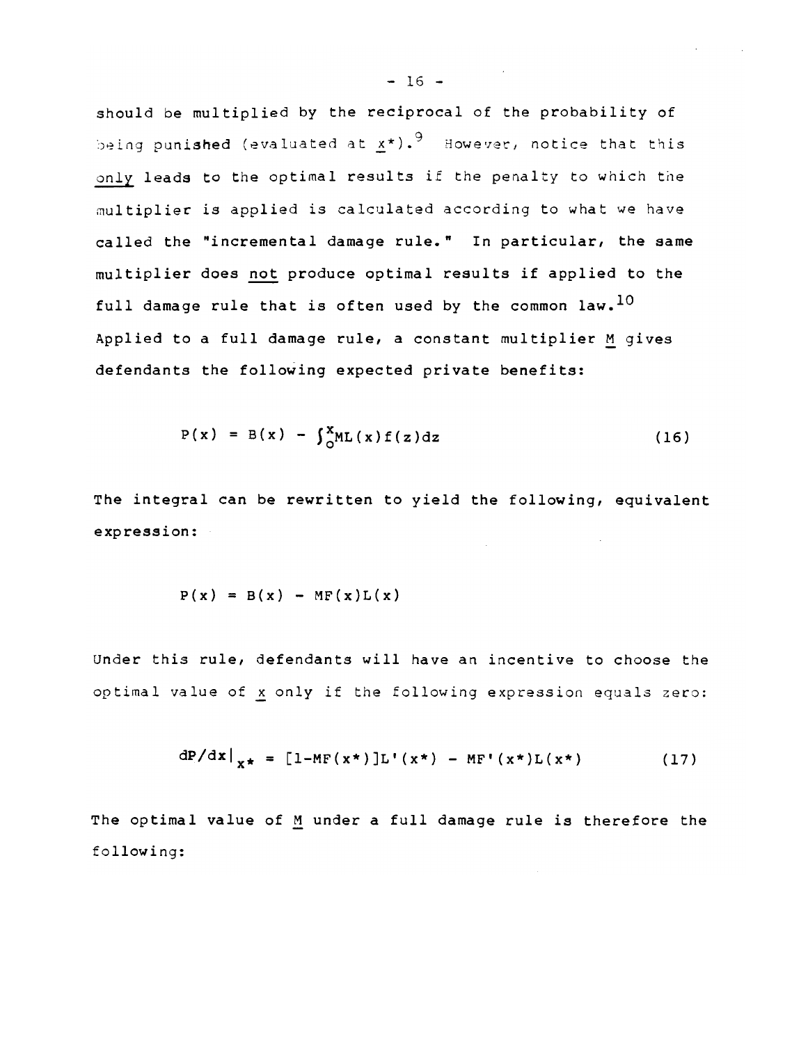should be multiplied by the reciprocal of the probability of being punished (evaluated at $x^*$).[9] However, notice that this only leads to the optimal results if the penalty to which the multiplier is applied is calculated according to what we have called the "incremental damage rule." In particular, the same multiplier does not produce optimal results if applied to the full damage rule that is often used by the common law.[10] Applied to a full damage rule, a constant multiplier $M$ gives defendants the following expected private benefits:

$$P(x) = B(x) - \int_0^x ML(x)f(z)dz \tag{16}$$

The integral can be rewritten to yield the following, equivalent expression:

$$P(x) = B(x) - MF(x)L(x)$$

Under this rule, defendants will have an incentive to choose the optimal value of $x$ only if the following expression equals zero:

$$dP/dx|_{x^*} = [1-MF(x^*)]L'(x^*) - MF'(x^*)L(x^*) \tag{17}$$

The optimal value of $M$ under a full damage rule is therefore the following: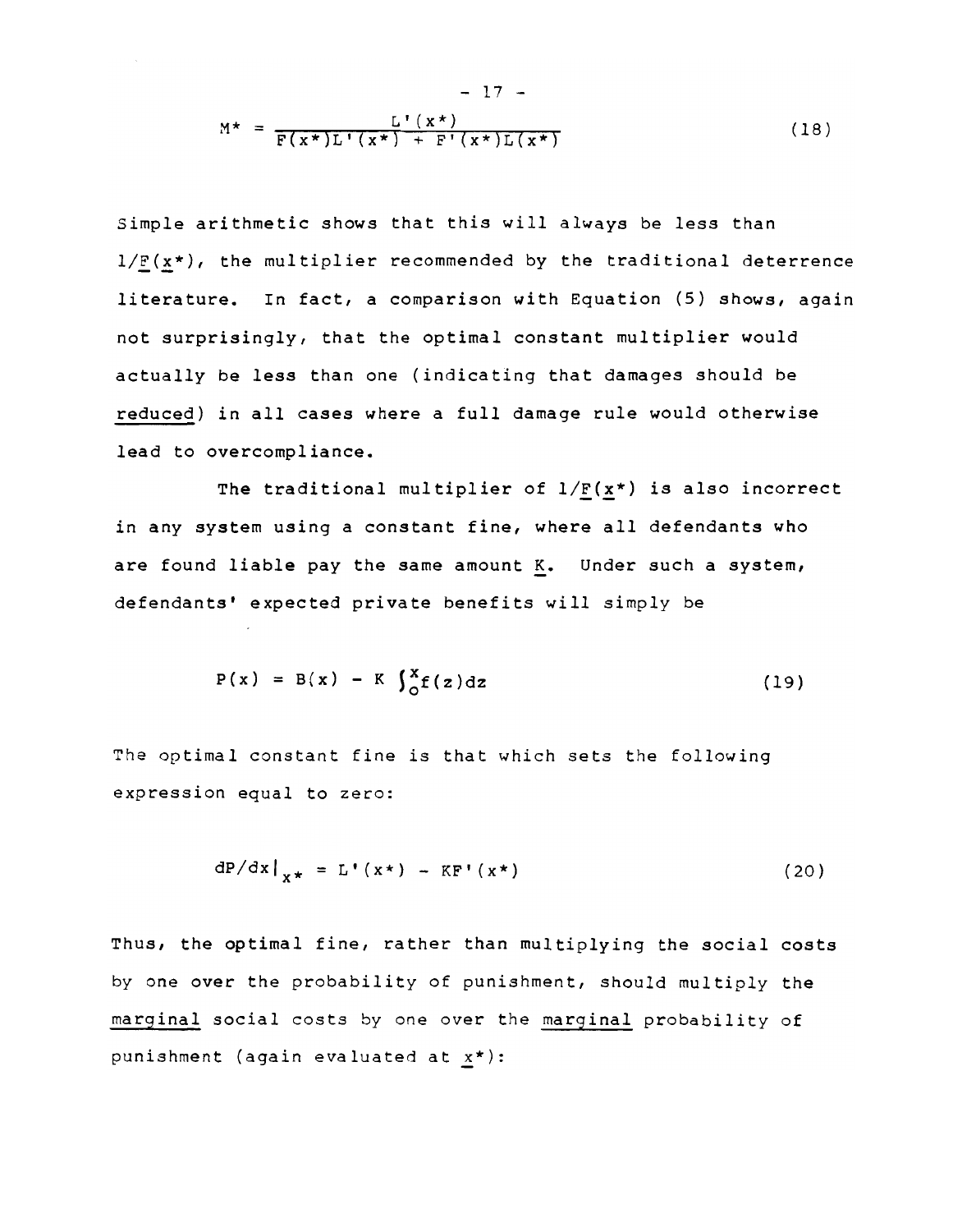$$M^* = \frac{L'(x^*)}{F(x^*)L'(x^*) + F'(x^*)L(x^*)} \tag{18}$$

Simple arithmetic shows that this will always be less than $1/F(x^*)$, the multiplier recommended by the traditional deterrence literature. In fact, a comparison with Equation (5) shows, again not surprisingly, that the optimal constant multiplier would actually be less than one (indicating that damages should be reduced) in all cases where a full damage rule would otherwise lead to overcompliance.

The traditional multiplier of $1/F(x^*)$ is also incorrect in any system using a constant fine, where all defendants who are found liable pay the same amount $K$. Under such a system, defendants' expected private benefits will simply be

$$P(x) = B(x) - K \int_0^x f(z)dz \tag{19}$$

The optimal constant fine is that which sets the following expression equal to zero:

$$dP/dx|_{x^*} = L'(x^*) - KF'(x^*) \tag{20}$$

Thus, the optimal fine, rather than multiplying the social costs by one over the probability of punishment, should multiply the marginal social costs by one over the marginal probability of punishment (again evaluated at $x^*$):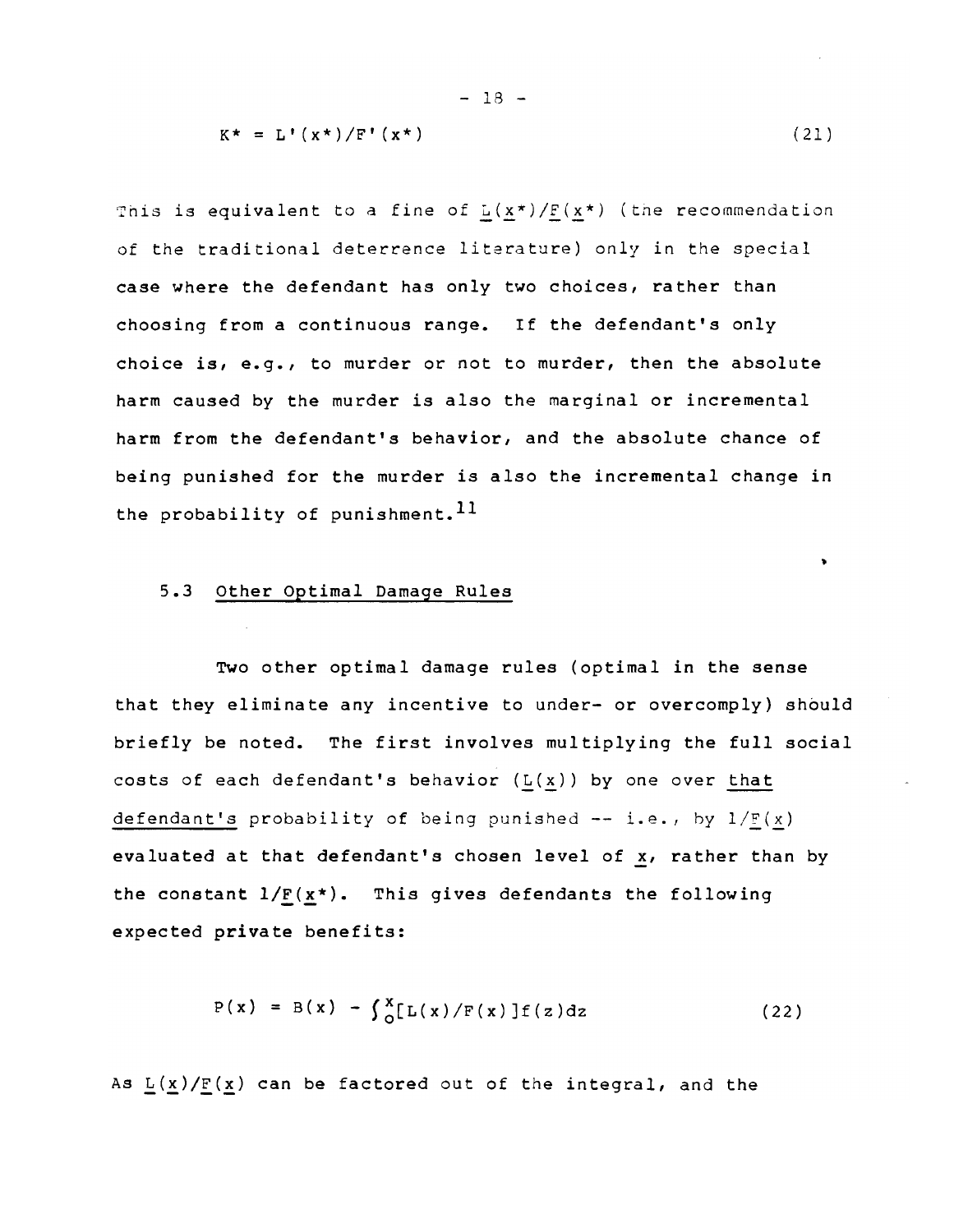$$K^* = L'(x^*)/F'(x^*) \tag{21}$$

This is equivalent to a fine of $\underline{L}(\underline{x}^*)/\underline{F}(\underline{x}^*)$ (the recommendation of the traditional deterrence literature) only in the special case where the defendant has only two choices, rather than choosing from a continuous range. If the defendant's only choice is, e.g., to murder or not to murder, then the absolute harm caused by the murder is also the marginal or incremental harm from the defendant's behavior, and the absolute chance of being punished for the murder is also the incremental change in the probability of punishment.[11]

### 5.3 Other Optimal Damage Rules

Two other optimal damage rules (optimal in the sense that they eliminate any incentive to under- or overcomply) should briefly be noted. The first involves multiplying the full social costs of each defendant's behavior ($\underline{L}(\underline{x})$) by one over that defendant's probability of being punished -- i.e., by $1/\underline{F}(\underline{x})$ evaluated at that defendant's chosen level of $\underline{x}$, rather than by the constant $1/\underline{F}(\underline{x}^*)$. This gives defendants the following expected private benefits:

$$P(x) = B(x) - \int_0^x [L(x)/F(x)]f(z)dz \tag{22}$$

As $\underline{L}(\underline{x})/\underline{F}(\underline{x})$ can be factored out of the integral, and the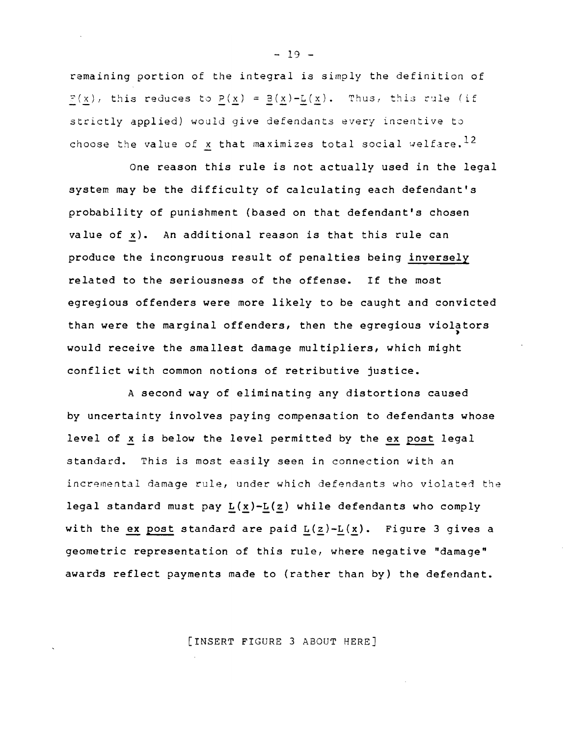remaining portion of the integral is simply the definition of $F(x)$, this reduces to $P(x) = B(x)-L(x)$. Thus, this rule (if strictly applied) would give defendants every incentive to choose the value of $x$ that maximizes total social welfare.[12]

One reason this rule is not actually used in the legal system may be the difficulty of calculating each defendant's probability of punishment (based on that defendant's chosen value of $x$). An additional reason is that this rule can produce the incongruous result of penalties being inversely related to the seriousness of the offense. If the most egregious offenders were more likely to be caught and convicted than were the marginal offenders, then the egregious violators would receive the smallest damage multipliers, which might conflict with common notions of retributive justice.

A second way of eliminating any distortions caused by uncertainty involves paying compensation to defendants whose level of $x$ is below the level permitted by the *ex post* legal standard. This is most easily seen in connection with an incremental damage rule, under which defendants who violated the legal standard must pay $L(x)-L(z)$ while defendants who comply with the *ex post* standard are paid $L(z)-L(x)$. Figure 3 gives a geometric representation of this rule, where negative "damage" awards reflect payments made to (rather than by) the defendant.

[INSERT FIGURE 3 ABOUT HERE]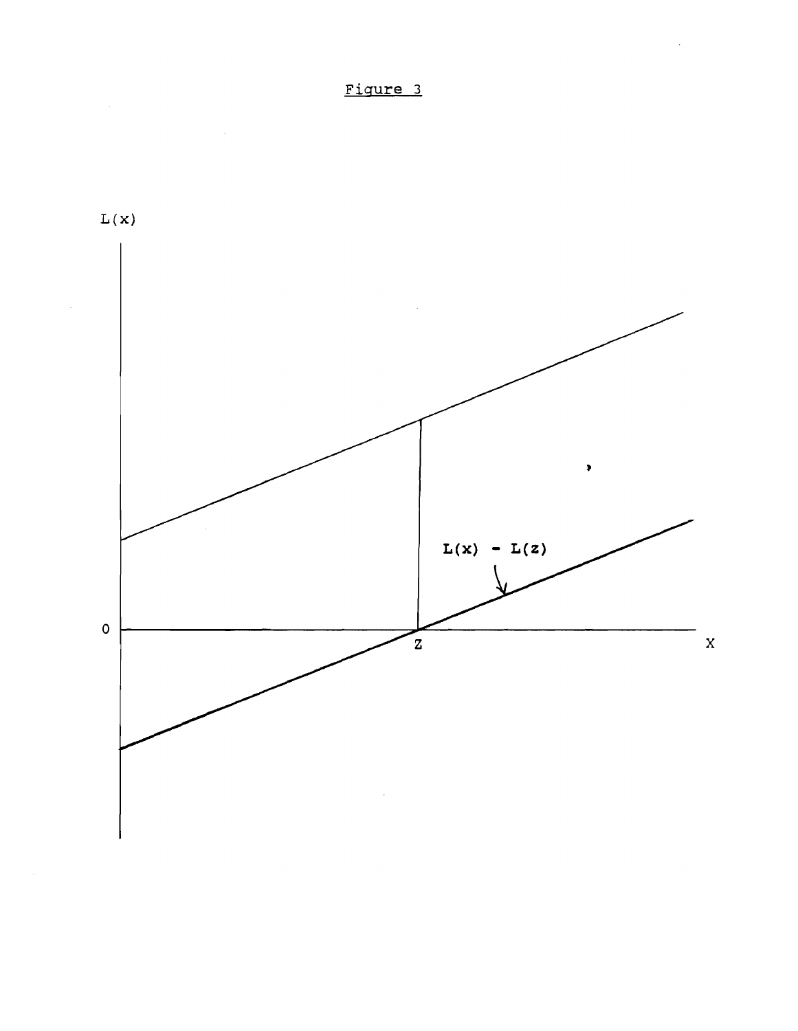Figure 3

L(x)

L(x) - L(z)

0

Z

X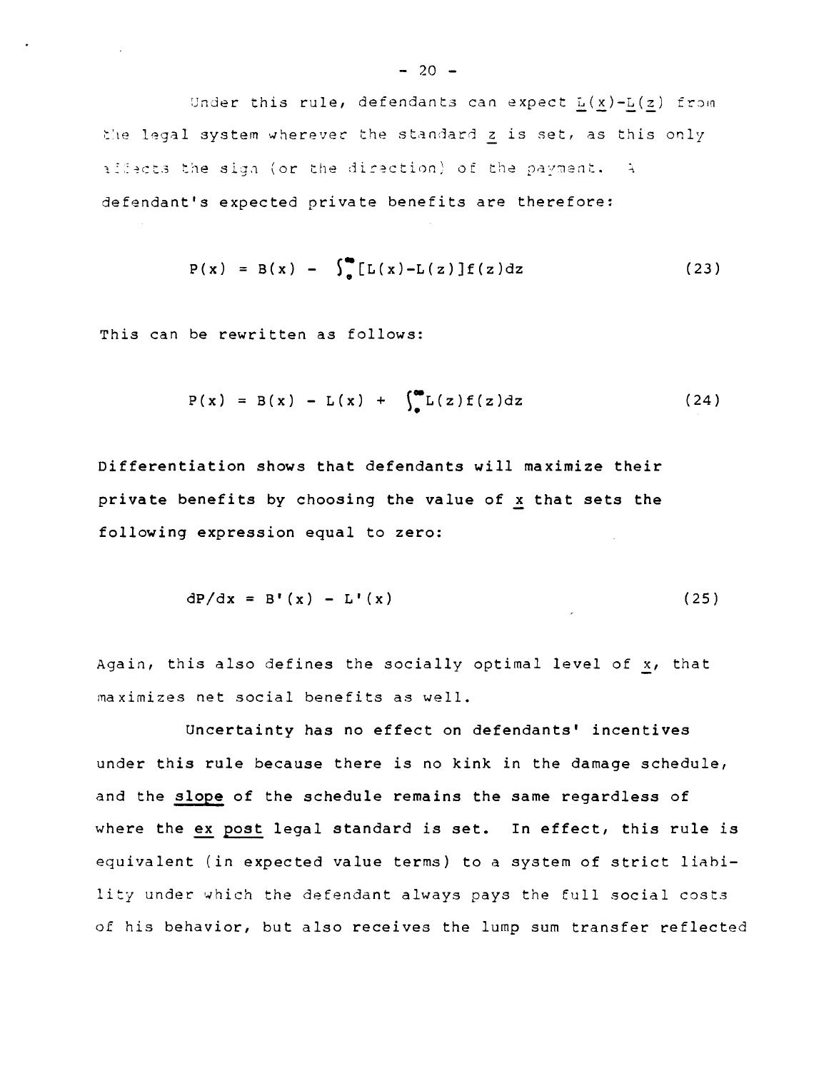Under this rule, defendants can expect $\underline{L}(\underline{x})-\underline{L}(\underline{z})$ from the legal system wherever the standard $\underline{z}$ is set, as this only affects the sign (or the direction) of the payment. A defendant's expected private benefits are therefore:

$$P(x) = B(x) - \int_{0}^{\infty}[L(x)-L(z)]f(z)dz \tag{23}$$

This can be rewritten as follows:

$$P(x) = B(x) - L(x) + \int_{0}^{\infty}L(z)f(z)dz \tag{24}$$

**Differentiation shows that defendants will maximize their private benefits by choosing the value of $\underline{x}$ that sets the following expression equal to zero:**

$$dP/dx = B'(x) - L'(x) \tag{25}$$

Again, this also defines the socially optimal level of $\underline{x}$, that maximizes net social benefits as well.

**Uncertainty has no effect on defendants' incentives under this rule because there is no kink in the damage schedule, and the <u>slope</u> of the schedule remains the same regardless of where the <u>ex post</u> legal standard is set. In effect, this rule is** equivalent (in expected value terms) to a system of strict liability under which the defendant always pays the full social costs of his behavior, but also receives the lump sum transfer reflected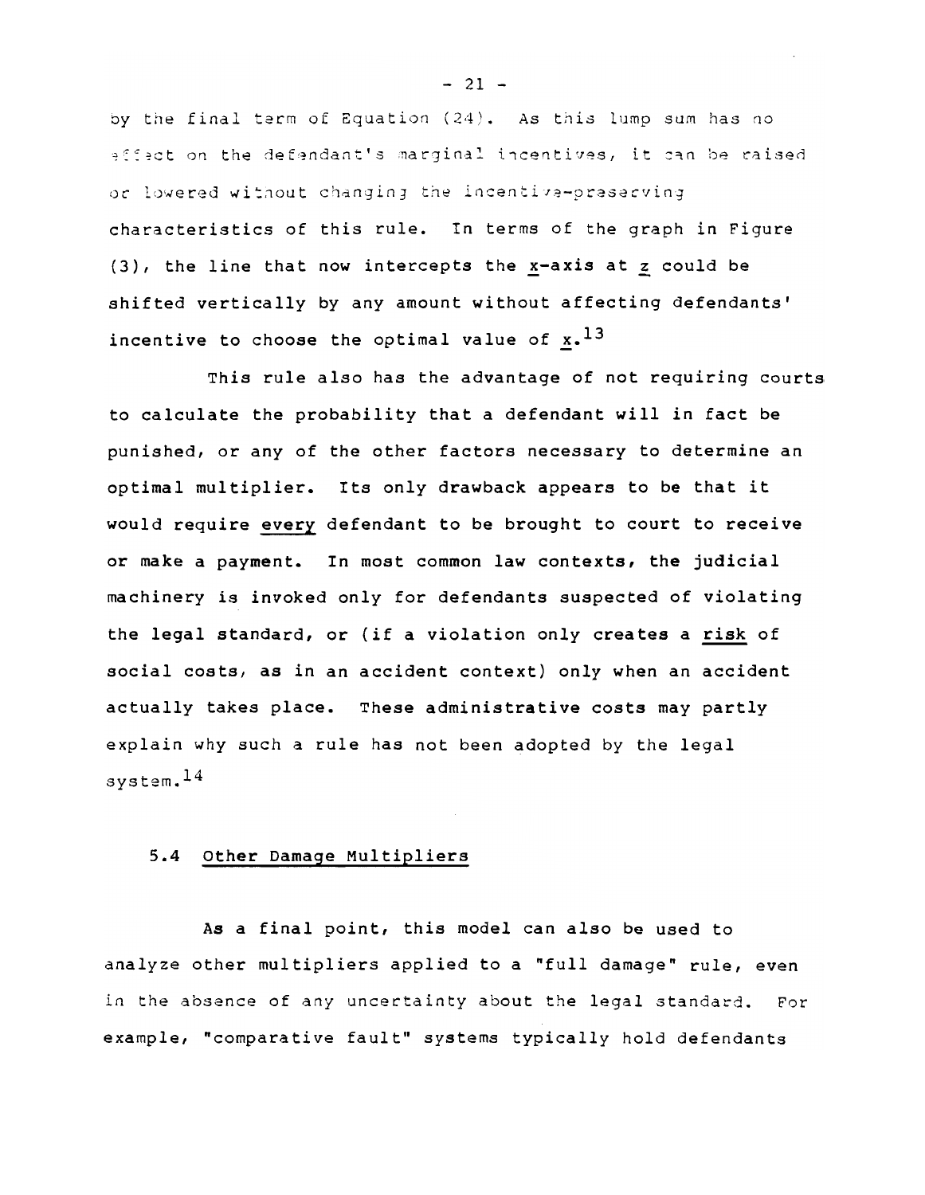by the final term of Equation (24). As this lump sum has no effect on the defendant's marginal incentives, it can be raised or lowered without changing the incentive-preserving characteristics of this rule. In terms of the graph in Figure (3), the line that now intercepts the $\underline{x}$-axis at $\underline{z}$ could be shifted vertically by any amount without affecting defendants' incentive to choose the optimal value of $\underline{x}$.[13]

This rule also has the advantage of not requiring courts to calculate the probability that a defendant will in fact be punished, or any of the other factors necessary to determine an optimal multiplier. Its only drawback appears to be that it would require <u>every</u> defendant to be brought to court to receive or make a payment. In most common law contexts, the judicial machinery is invoked only for defendants suspected of violating the legal standard, or (if a violation only creates a <u>risk</u> of social costs, as in an accident context) only when an accident actually takes place. These administrative costs may partly explain why such a rule has not been adopted by the legal system.[14]

### 5.4 Other Damage Multipliers

As a final point, this model can also be used to analyze other multipliers applied to a "full damage" rule, even in the absence of any uncertainty about the legal standard. For example, "comparative fault" systems typically hold defendants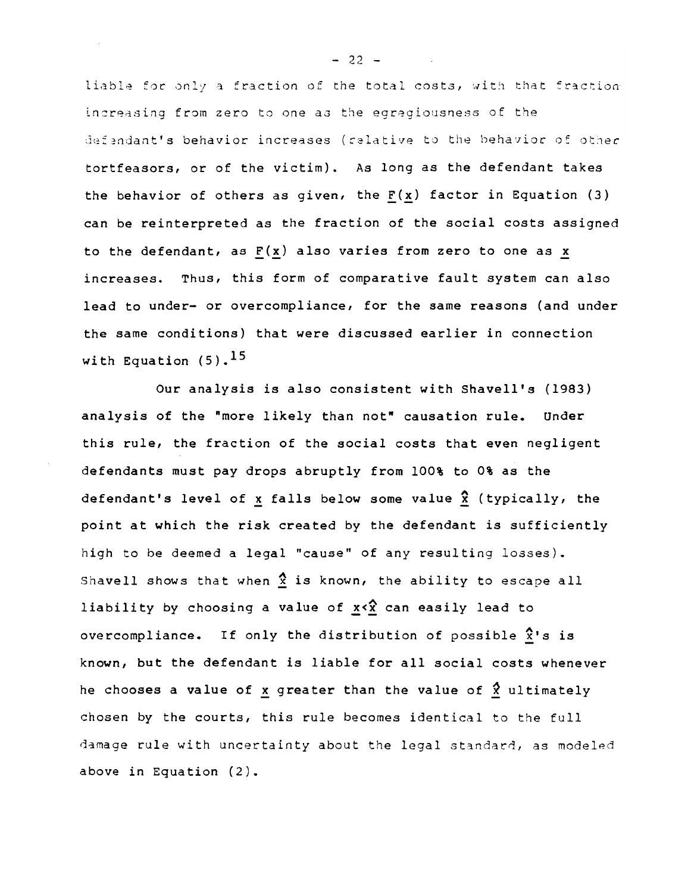liable for only a fraction of the total costs, with that fraction increasing from zero to one as the egregiousness of the defendant's behavior increases (relative to the behavior of other tortfeasors, or of the victim). As long as the defendant takes the behavior of others as given, the $F(x)$ factor in Equation (3) can be reinterpreted as the fraction of the social costs assigned to the defendant, as $F(x)$ also varies from zero to one as $x$ increases. Thus, this form of comparative fault system can also lead to under- or overcompliance, for the same reasons (and under the same conditions) that were discussed earlier in connection with Equation (5).[15]

Our analysis is also consistent with Shavell's (1983) analysis of the "more likely than not" causation rule. Under this rule, the fraction of the social costs that even negligent defendants must pay drops abruptly from 100% to 0% as the defendant's level of $x$ falls below some value $\hat{x}$ (typically, the point at which the risk created by the defendant is sufficiently high to be deemed a legal "cause" of any resulting losses). Shavell shows that when $\hat{x}$ is known, the ability to escape all liability by choosing a value of $x<\hat{x}$ can easily lead to overcompliance. If only the distribution of possible $\hat{x}$'s is known, but the defendant is liable for all social costs whenever he chooses a value of $x$ greater than the value of $\hat{x}$ ultimately chosen by the courts, this rule becomes identical to the full damage rule with uncertainty about the legal standard, as modeled above in Equation (2).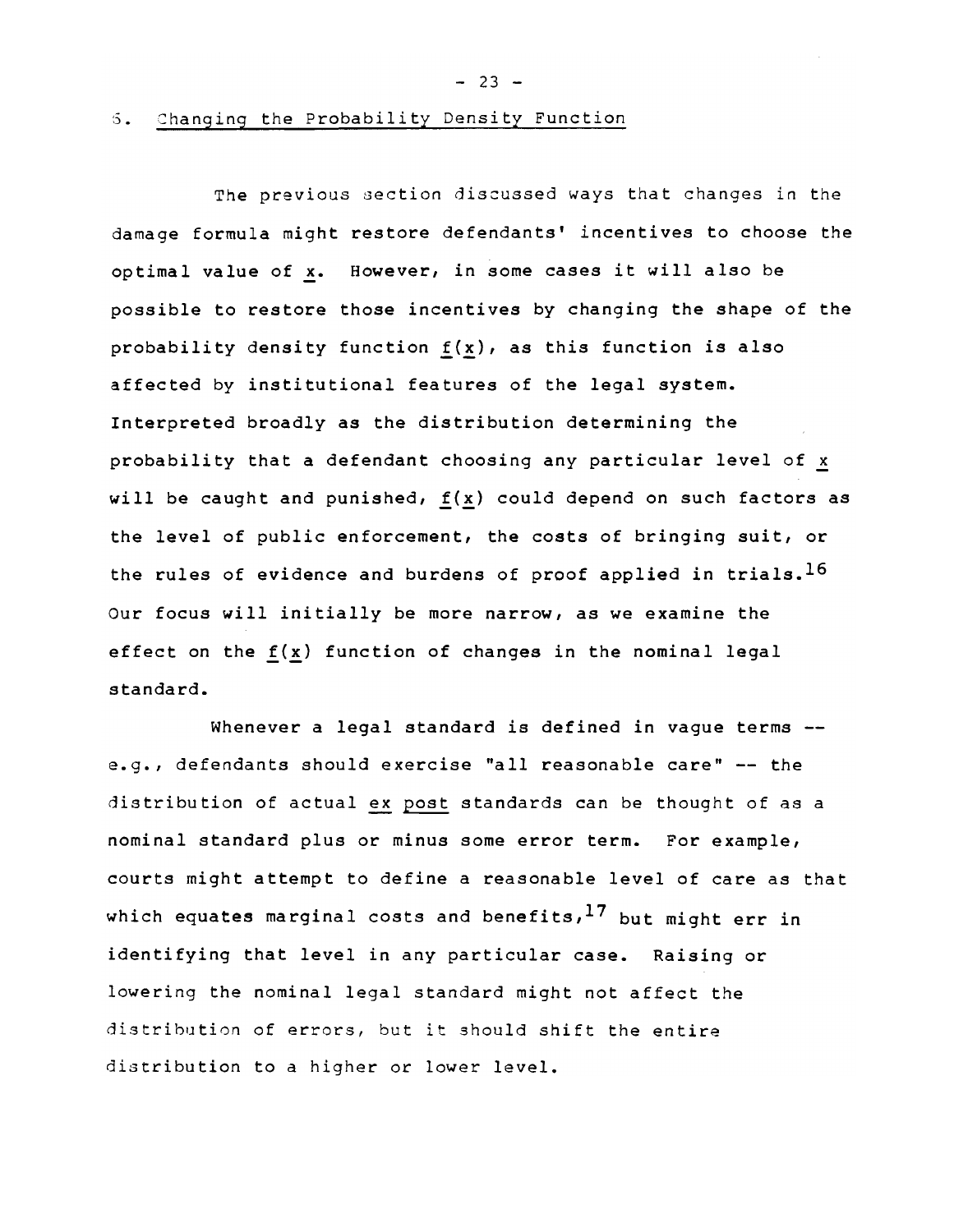## 5. Changing the Probability Density Function

The previous section discussed ways that changes in the damage formula might restore defendants' incentives to choose the optimal value of $x$. However, in some cases it will also be possible to restore those incentives by changing the shape of the probability density function $f(x)$, as this function is also affected by institutional features of the legal system. Interpreted broadly as the distribution determining the probability that a defendant choosing any particular level of $x$ will be caught and punished, $f(x)$ could depend on such factors as the level of public enforcement, the costs of bringing suit, or the rules of evidence and burdens of proof applied in trials.[16] Our focus will initially be more narrow, as we examine the effect on the $f(x)$ function of changes in the nominal legal standard.

Whenever a legal standard is defined in vague terms -- e.g., defendants should exercise "all reasonable care" -- the distribution of actual *ex post* standards can be thought of as a nominal standard plus or minus some error term. For example, courts might attempt to define a reasonable level of care as that which equates marginal costs and benefits,[17] but might err in identifying that level in any particular case. Raising or lowering the nominal legal standard might not affect the distribution of errors, but it should shift the entire distribution to a higher or lower level.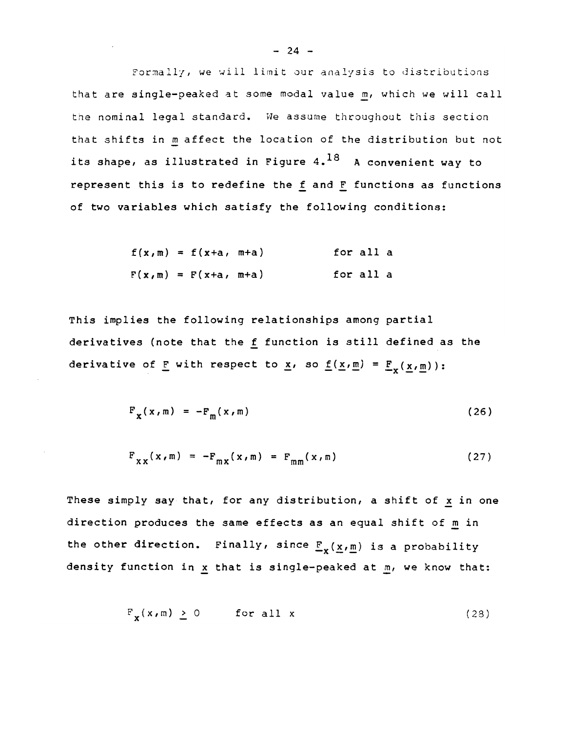Formally, we will limit our analysis to distributions that are single-peaked at some modal value $m$, which we will call the nominal legal standard. We assume throughout this section that shifts in $m$ affect the location of the distribution but not its shape, as illustrated in Figure 4.[18] A convenient way to represent this is to redefine the $f$ and $F$ functions as functions of two variables which satisfy the following conditions:

$$f(x,m) = f(x+a,\ m+a) \qquad \text{for all } a$$

$$F(x,m) = F(x+a,\ m+a) \qquad \text{for all } a$$

This implies the following relationships among partial derivatives (note that the $f$ function is still defined as the derivative of $F$ with respect to $x$, so $f(x,m) = F_x(x,m)$):

$$F_x(x,m) = -F_m(x,m) \tag{26}$$

$$F_{xx}(x,m) = -F_{mx}(x,m) = F_{mm}(x,m) \tag{27}$$

These simply say that, for any distribution, a shift of $x$ in one direction produces the same effects as an equal shift of $m$ in the other direction. Finally, since $F_x(x,m)$ is a probability density function in $x$ that is single-peaked at $m$, we know that:

$$F_x(x,m) \geq 0 \qquad \text{for all } x \tag{28}$$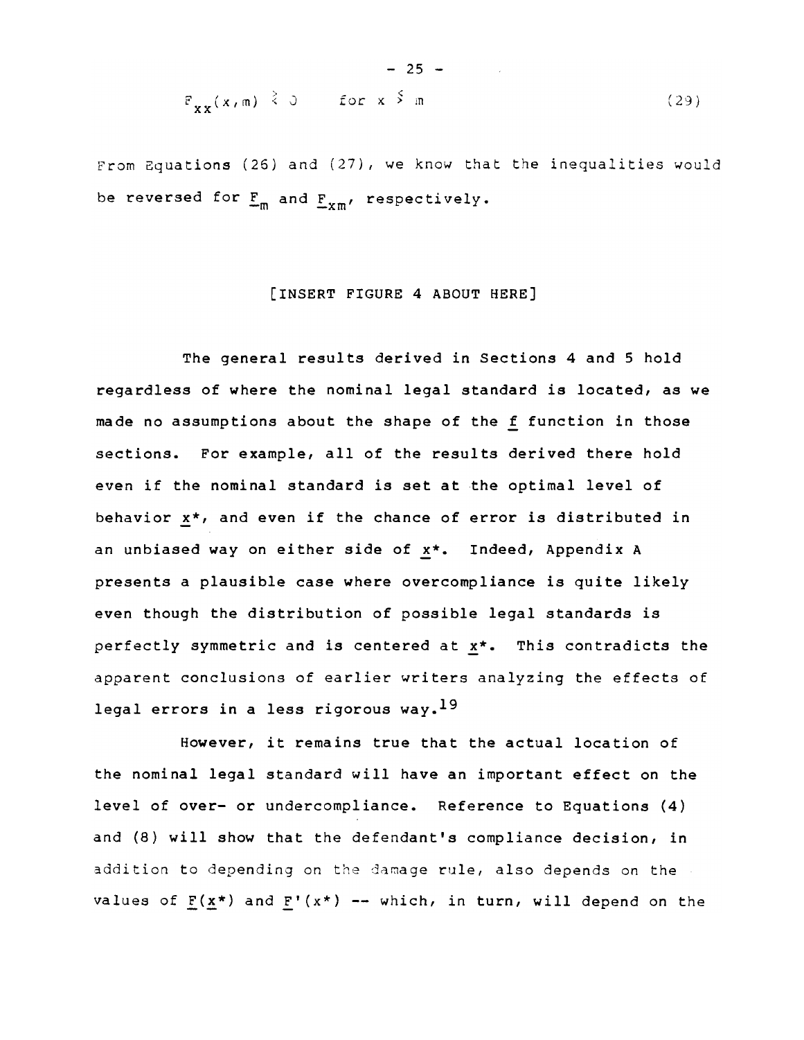$$F_{xx}(x,m) \gtrless 0 \quad \text{for } x \lessgtr m \tag{29}$$

From Equations (26) and (27), we know that the inequalities would be reversed for $F_m$ and $F_{xm}$, respectively.

[INSERT FIGURE 4 ABOUT HERE]

The general results derived in Sections 4 and 5 hold regardless of where the nominal legal standard is located, as we made no assumptions about the shape of the $f$ function in those sections. For example, all of the results derived there hold even if the nominal standard is set at the optimal level of behavior $x^*$, and even if the chance of error is distributed in an unbiased way on either side of $x^*$. Indeed, Appendix A presents a plausible case where overcompliance is quite likely even though the distribution of possible legal standards is perfectly symmetric and is centered at $x^*$. This contradicts the apparent conclusions of earlier writers analyzing the effects of legal errors in a less rigorous way.[19]

However, it remains true that the actual location of the nominal legal standard will have an important effect on the level of over- or undercompliance. Reference to Equations (4) and (8) will show that the defendant's compliance decision, in addition to depending on the damage rule, also depends on the values of $F(x^*)$ and $F'(x^*)$ -- which, in turn, will depend on the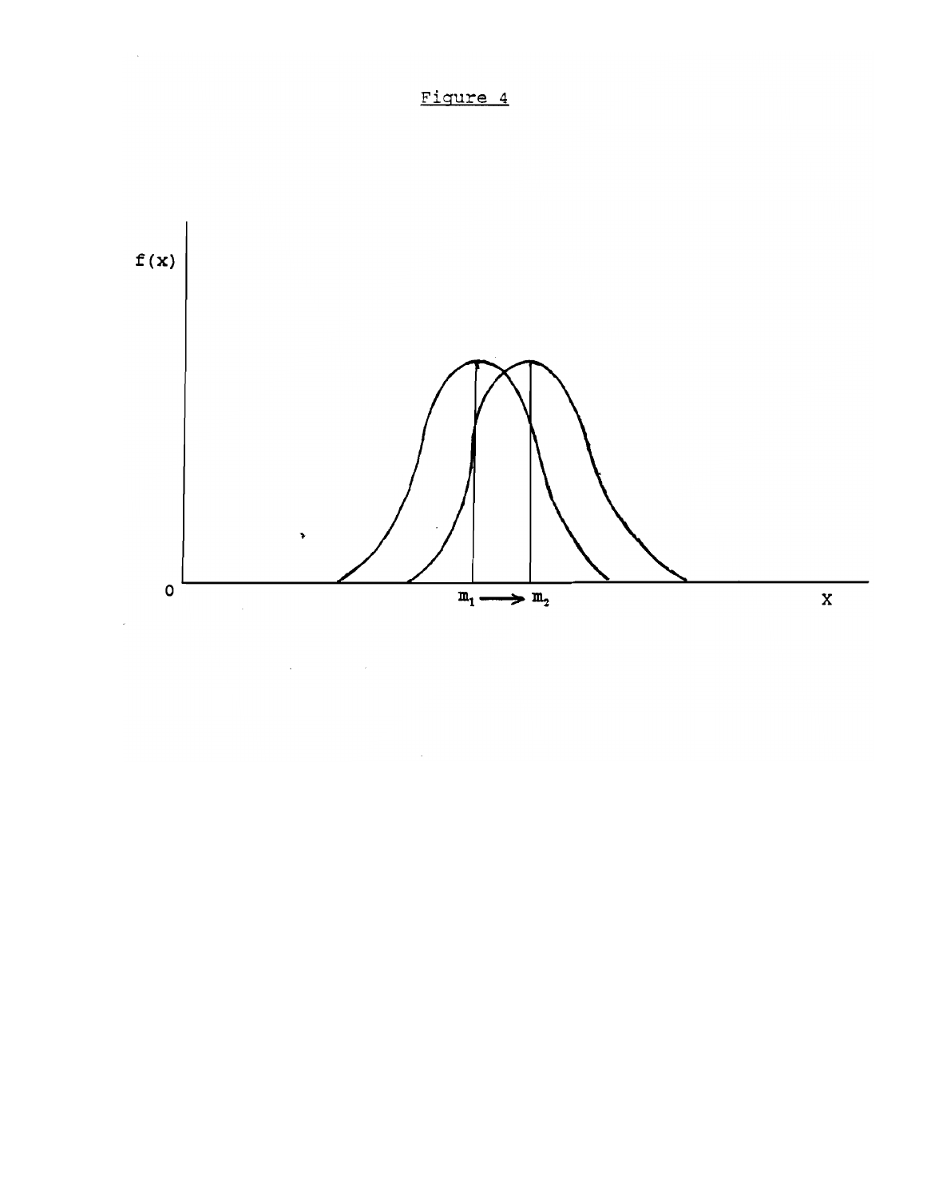Figure 4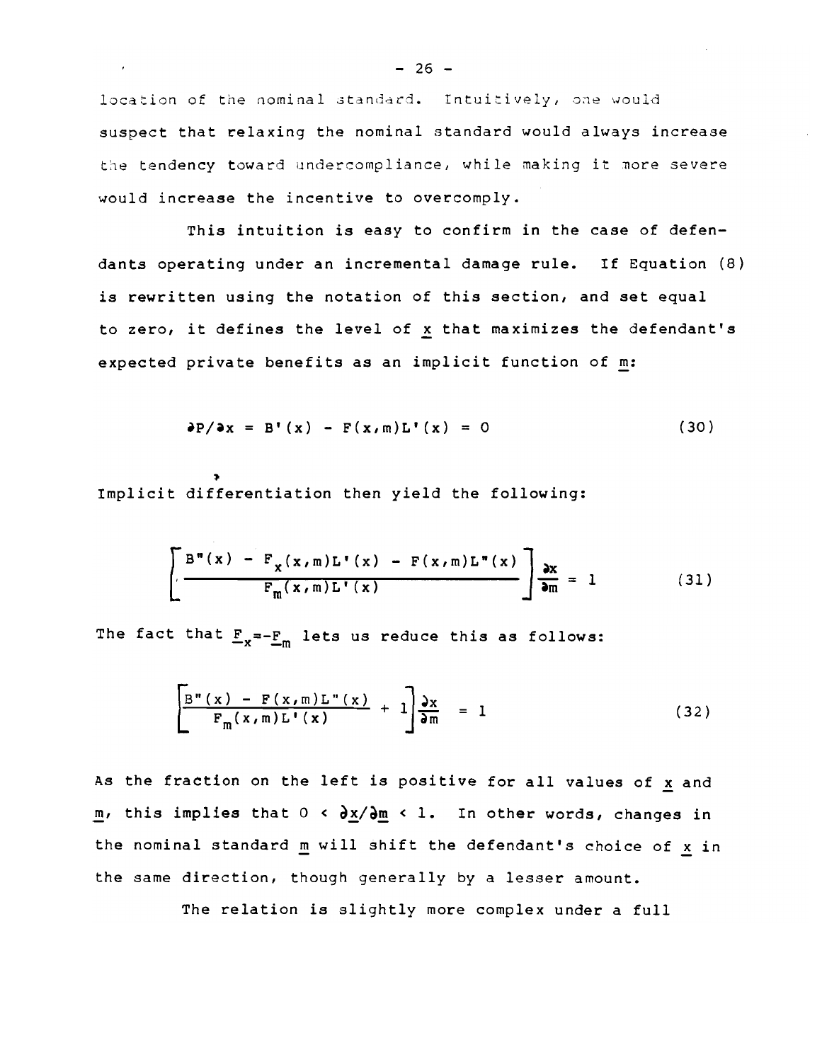location of the nominal standard. Intuitively, one would suspect that relaxing the nominal standard would always increase the tendency toward undercompliance, while making it more severe would increase the incentive to overcomply.

This intuition is easy to confirm in the case of defendants operating under an incremental damage rule. If Equation (8) is rewritten using the notation of this section, and set equal to zero, it defines the level of $x$ that maximizes the defendant's expected private benefits as an implicit function of $m$:

$$\partial P/\partial x = B'(x) - F(x,m)L'(x) = 0 \tag{30}$$

Implicit differentiation then yield the following:

$$\left[\frac{B''(x) - F_x(x,m)L'(x) - F(x,m)L''(x)}{F_m(x,m)L'(x)}\right]\frac{\partial x}{\partial m} = 1 \tag{31}$$

The fact that $F_x = -F_m$ lets us reduce this as follows:

$$\left[\frac{B''(x) - F(x,m)L''(x)}{F_m(x,m)L'(x)} + 1\right]\frac{\partial x}{\partial m} = 1 \tag{32}$$

As the fraction on the left is positive for all values of $x$ and $m$, this implies that $0 < \partial x/\partial m < 1$. In other words, changes in the nominal standard $m$ will shift the defendant's choice of $x$ in the same direction, though generally by a lesser amount.

The relation is slightly more complex under a full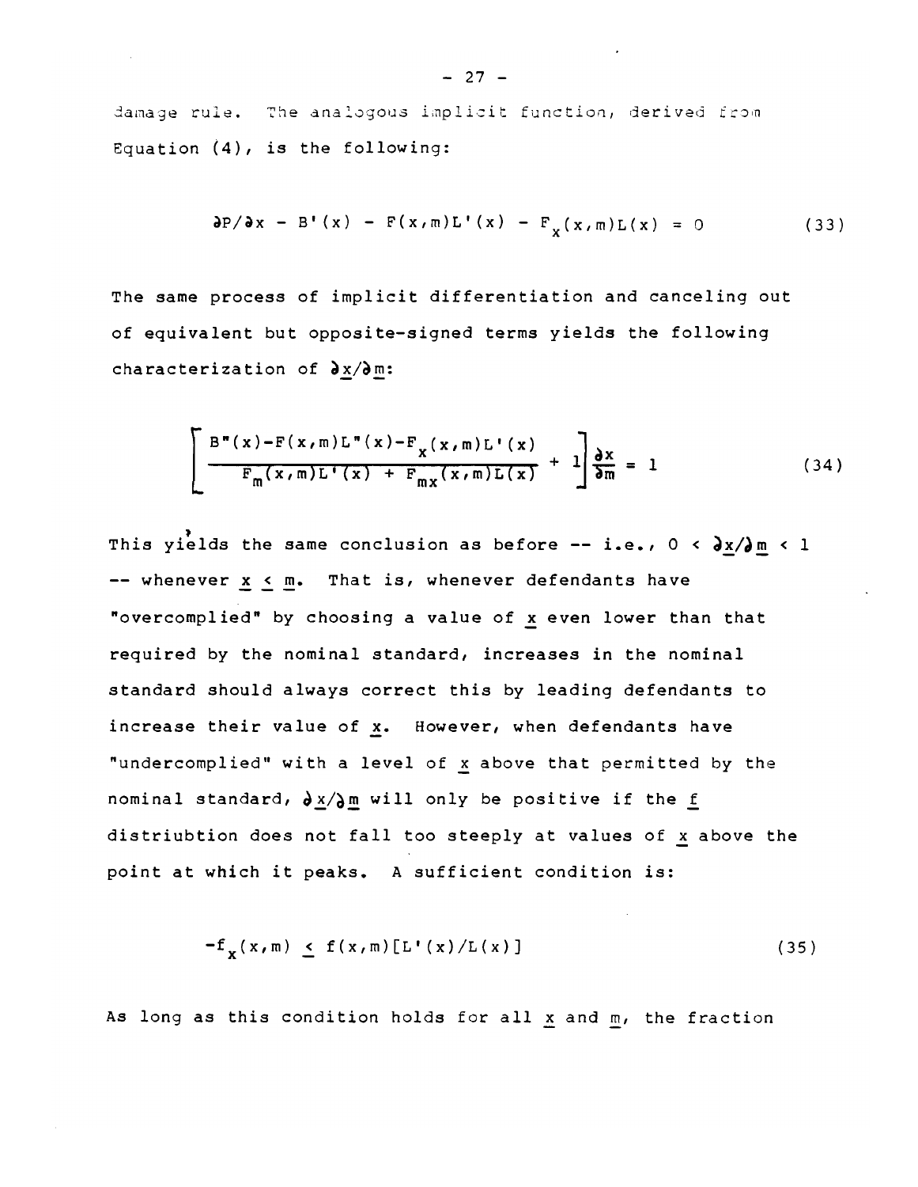damage rule. The analogous implicit function, derived from Equation (4), is the following:

$$\partial P/\partial x - B'(x) - F(x,m)L'(x) - F_x(x,m)L(x) = 0 \tag{33}$$

The same process of implicit differentiation and canceling out of equivalent but opposite-signed terms yields the following characterization of $\partial x/\partial m$:

$$\left[\frac{B''(x)-F(x,m)L''(x)-F_x(x,m)L'(x)}{F_m(x,m)L'(x) + F_{mx}(x,m)L(x)} + 1\right]\frac{\partial x}{\partial m} = 1 \tag{34}$$

This yields the same conclusion as before -- i.e., $0 < \partial x/\partial m < 1$ -- whenever $x \leq m$. That is, whenever defendants have "overcomplied" by choosing a value of $x$ even lower than that required by the nominal standard, increases in the nominal standard should always correct this by leading defendants to increase their value of $x$. However, when defendants have "undercomplied" with a level of $x$ above that permitted by the nominal standard, $\partial x/\partial m$ will only be positive if the $f$ distriubtion does not fall too steeply at values of $x$ above the point at which it peaks. A sufficient condition is:

$$-f_x(x,m) \leq f(x,m)[L'(x)/L(x)] \tag{35}$$

As long as this condition holds for all $x$ and $m$, the fraction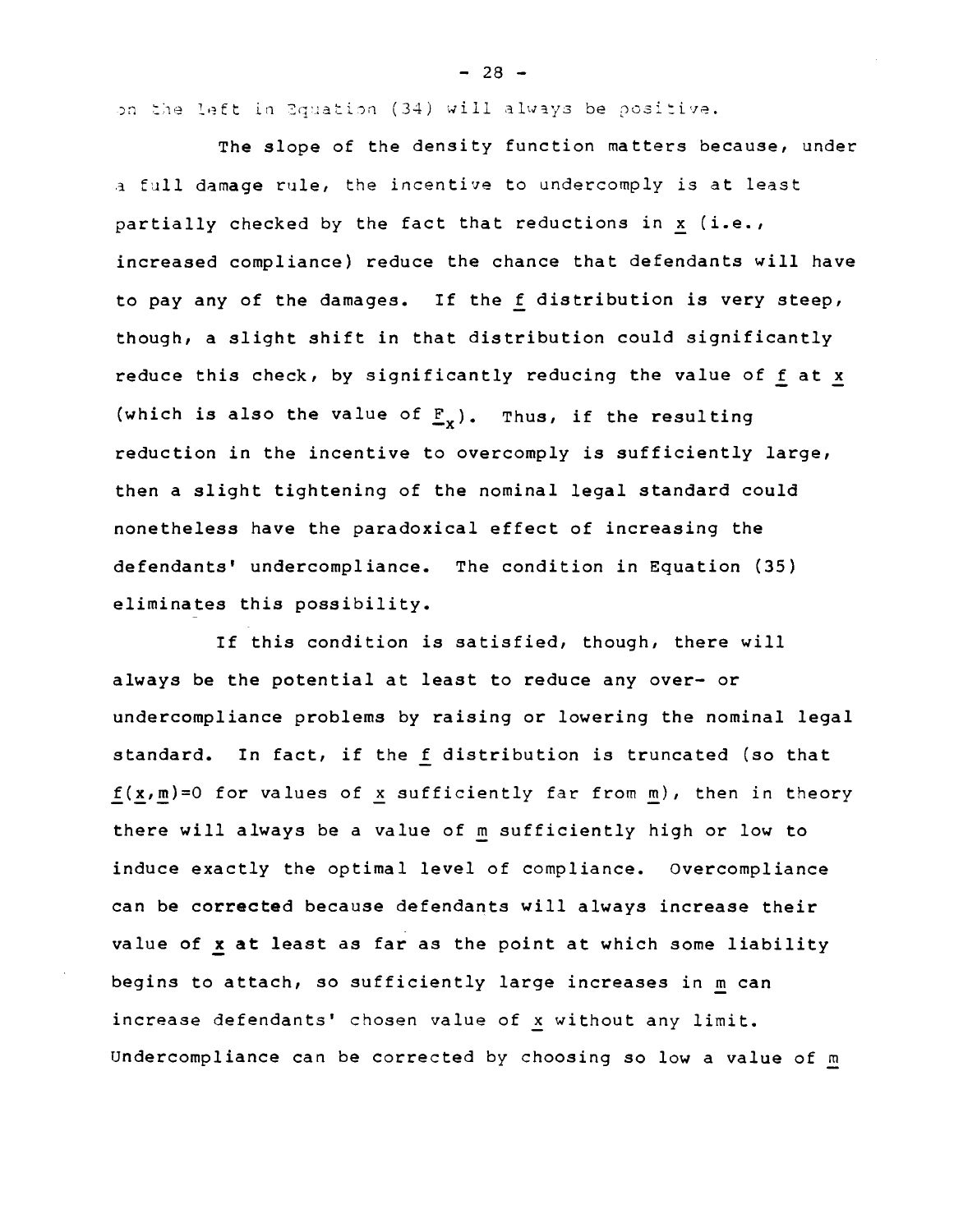on the left in Equation (34) will always be positive.

The slope of the density function matters because, under a full damage rule, the incentive to undercomply is at least partially checked by the fact that reductions in $x$ (i.e., increased compliance) reduce the chance that defendants will have to pay any of the damages. If the $f$ distribution is very steep, though, a slight shift in that distribution could significantly reduce this check, by significantly reducing the value of $f$ at $x$ (which is also the value of $F_x$). Thus, if the resulting reduction in the incentive to overcomply is sufficiently large, then a slight tightening of the nominal legal standard could nonetheless have the paradoxical effect of increasing the defendants' undercompliance. The condition in Equation (35) eliminates this possibility.

If this condition is satisfied, though, there will always be the potential at least to reduce any over- or undercompliance problems by raising or lowering the nominal legal standard. In fact, if the $f$ distribution is truncated (so that $f(x,m)=0$ for values of $x$ sufficiently far from $m$), then in theory there will always be a value of $m$ sufficiently high or low to induce exactly the optimal level of compliance. Overcompliance can be corrected because defendants will always increase their value of $x$ at least as far as the point at which some liability begins to attach, so sufficiently large increases in $m$ can increase defendants' chosen value of $x$ without any limit. Undercompliance can be corrected by choosing so low a value of $m$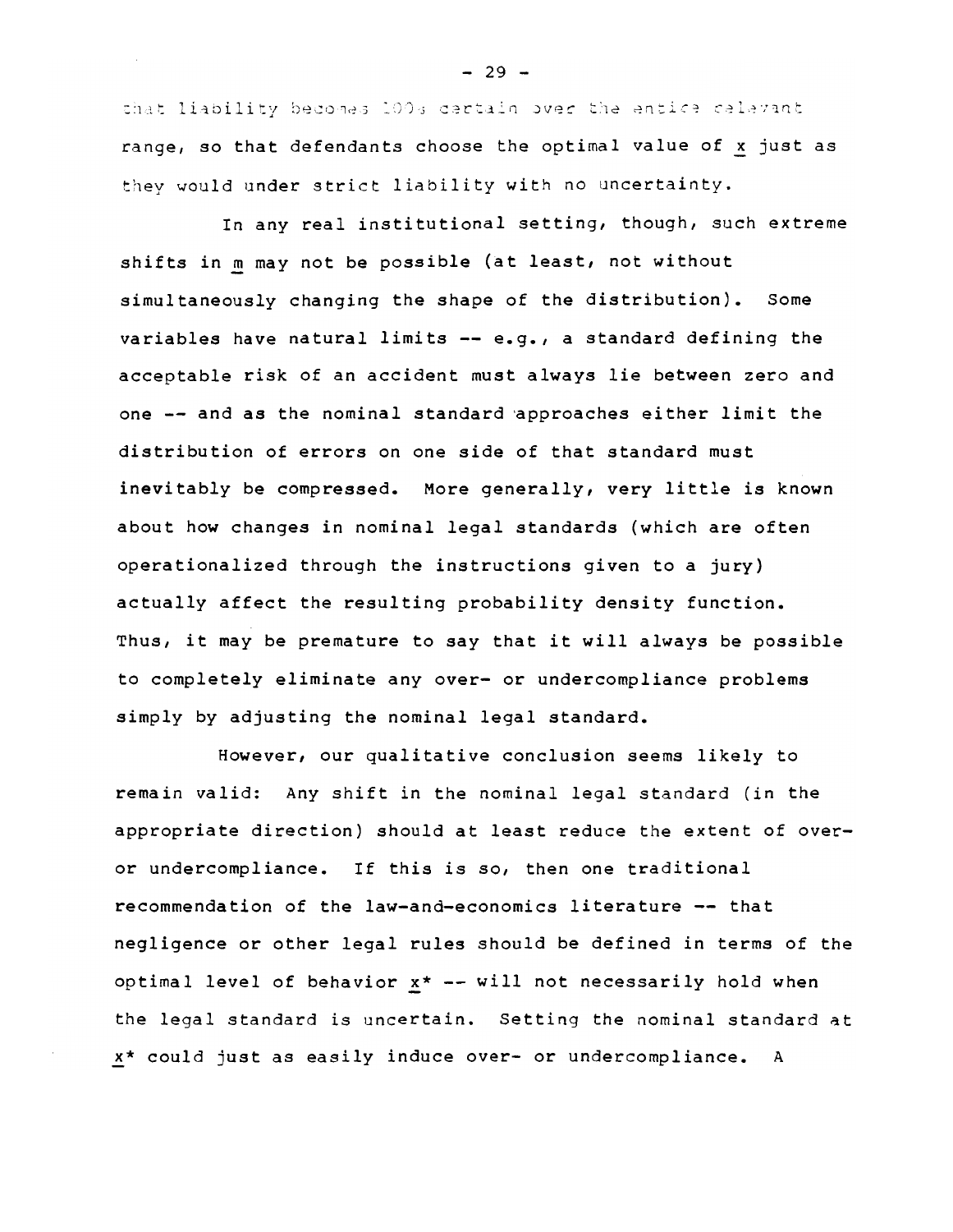that liability becomes 100% certain over the entire relevant range, so that defendants choose the optimal value of $x$ just as they would under strict liability with no uncertainty.

In any real institutional setting, though, such extreme shifts in $m$ may not be possible (at least, not without simultaneously changing the shape of the distribution). Some variables have natural limits -- e.g., a standard defining the acceptable risk of an accident must always lie between zero and one -- and as the nominal standard approaches either limit the distribution of errors on one side of that standard must inevitably be compressed. More generally, very little is known about how changes in nominal legal standards (which are often operationalized through the instructions given to a jury) actually affect the resulting probability density function. Thus, it may be premature to say that it will always be possible to completely eliminate any over- or undercompliance problems simply by adjusting the nominal legal standard.

However, our qualitative conclusion seems likely to remain valid: Any shift in the nominal legal standard (in the appropriate direction) should at least reduce the extent of over- or undercompliance. If this is so, then one traditional recommendation of the law-and-economics literature -- that negligence or other legal rules should be defined in terms of the optimal level of behavior $x^*$ -- will not necessarily hold when the legal standard is uncertain. Setting the nominal standard at $x^*$ could just as easily induce over- or undercompliance. A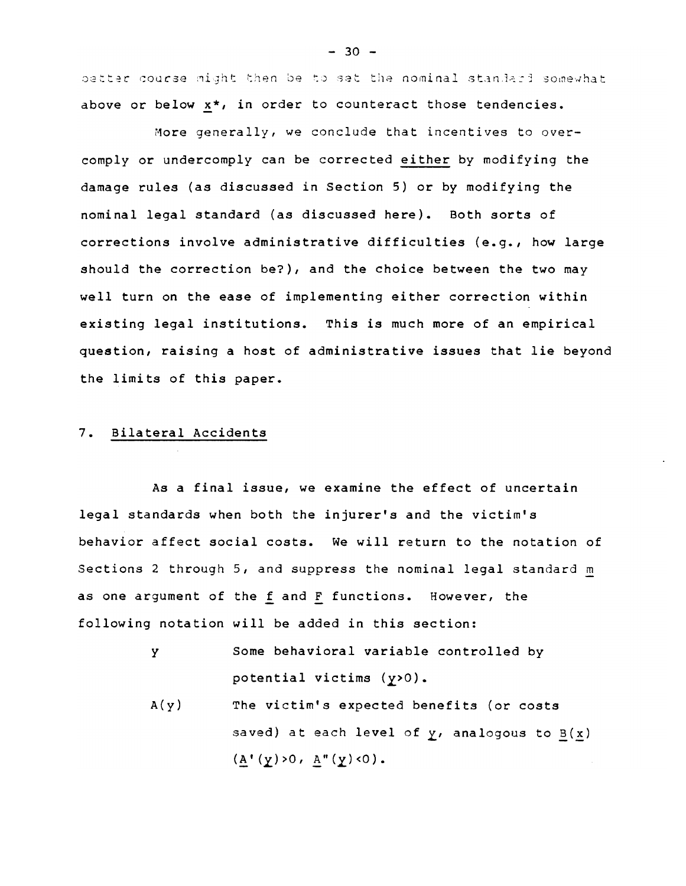better course might then be to set the nominal standard somewhat above or below $x^*$, in order to counteract those tendencies.

More generally, we conclude that incentives to overcomply or undercomply can be corrected <u>either</u> by modifying the damage rules (as discussed in Section 5) or by modifying the nominal legal standard (as discussed here). Both sorts of corrections involve administrative difficulties (e.g., how large should the correction be?), and the choice between the two may well turn on the ease of implementing either correction within existing legal institutions. This is much more of an empirical question, raising a host of administrative issues that lie beyond the limits of this paper.

## 7. Bilateral Accidents

As a final issue, we examine the effect of uncertain legal standards when both the injurer's and the victim's behavior affect social costs. We will return to the notation of Sections 2 through 5, and suppress the nominal legal standard $m$ as one argument of the $f$ and $F$ functions. However, the following notation will be added in this section:

- $y$ — Some behavioral variable controlled by potential victims ($y>0$).
- $A(y)$ — The victim's expected benefits (or costs saved) at each level of $y$, analogous to $B(x)$ ($A'(y)>0$, $A''(y)<0$).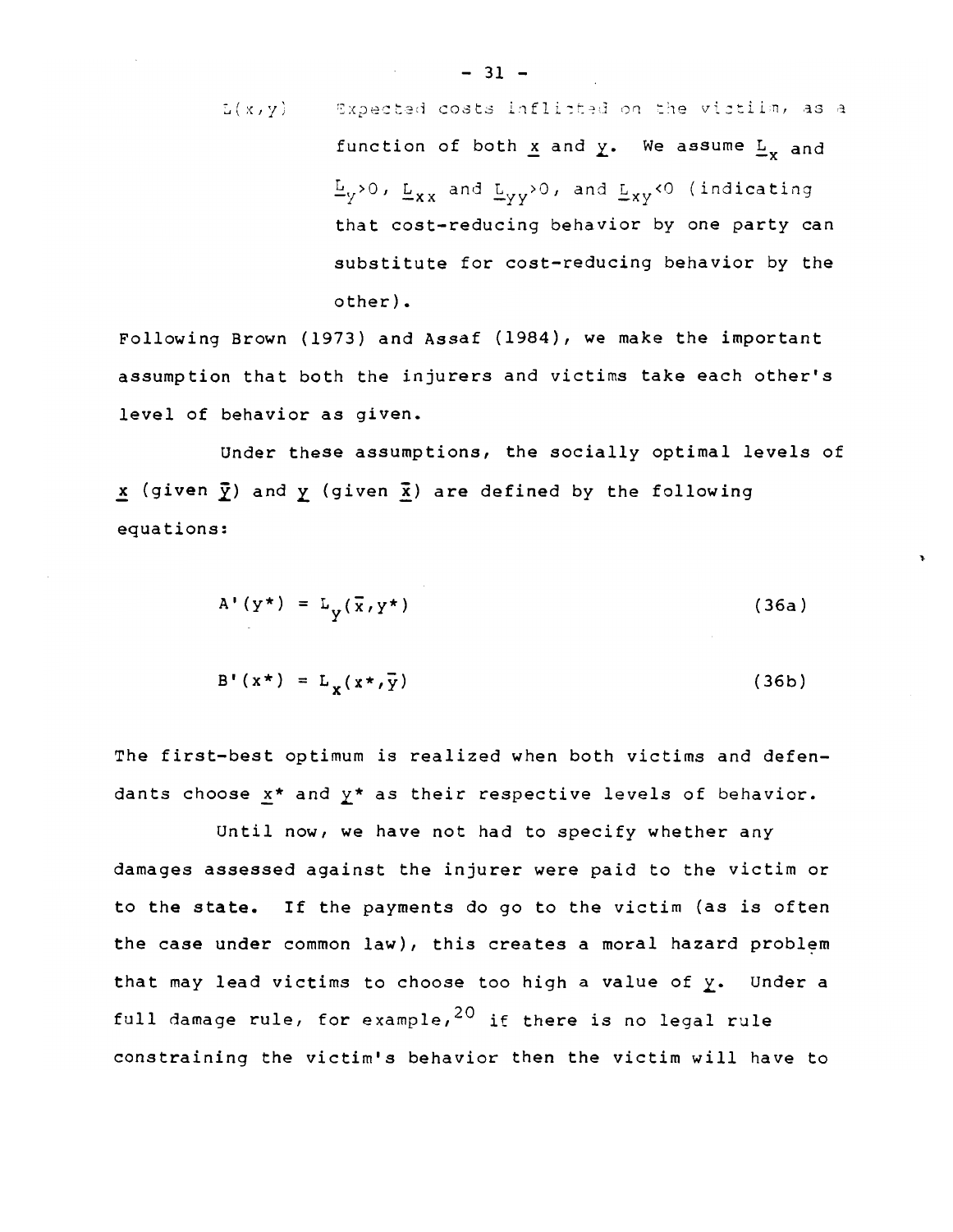$L(x,y)$ Expected costs inflicted on the victim, as a function of both $\underline{x}$ and $\underline{y}$. We assume $\underline{L}_x$ and $\underline{L}_y > 0$, $\underline{L}_{xx}$ and $\underline{L}_{yy} > 0$, and $\underline{L}_{xy} < 0$ (indicating that cost-reducing behavior by one party can substitute for cost-reducing behavior by the other).

Following Brown (1973) and Assaf (1984), we make the important assumption that both the injurers and victims take each other's level of behavior as given.

Under these assumptions, the socially optimal levels of $\underline{x}$ (given $\bar{y}$) and $\underline{y}$ (given $\bar{x}$) are defined by the following equations:

$$A'(y^*) = L_y(\bar{x}, y^*) \tag{36a}$$

$$B'(x^*) = L_x(x^*, \bar{y}) \tag{36b}$$

The first-best optimum is realized when both victims and defendants choose $\underline{x}^*$ and $\underline{y}^*$ as their respective levels of behavior.

Until now, we have not had to specify whether any damages assessed against the injurer were paid to the victim or to the state. If the payments do go to the victim (as is often the case under common law), this creates a moral hazard problem that may lead victims to choose too high a value of $\underline{y}$. Under a full damage rule, for example,[20] if there is no legal rule constraining the victim's behavior then the victim will have to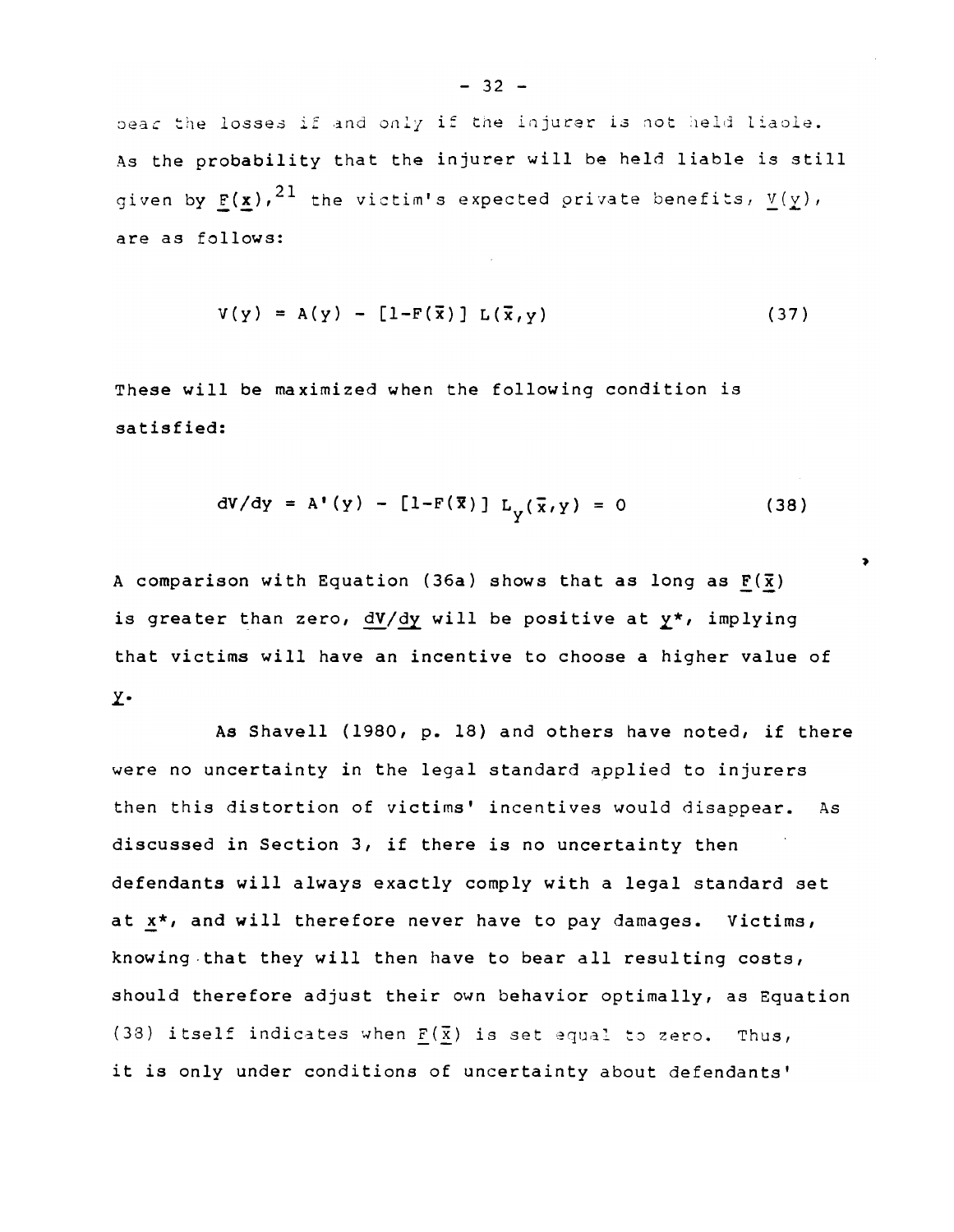bear the losses if and only if the injurer is not held liable. As the probability that the injurer will be held liable is still given by $F(x)$,[21] the victim's expected private benefits, $V(y)$, are as follows:

$$V(y) = A(y) - [1-F(\bar{x})]\, L(\bar{x},y) \tag{37}$$

These will be maximized when the following condition is satisfied:

$$dV/dy = A'(y) - [1-F(\bar{x})]\, L_y(\bar{x},y) = 0 \tag{38}$$

A comparison with Equation (36a) shows that as long as $F(\bar{x})$ is greater than zero, $dV/dy$ will be positive at $y^*$, implying that victims will have an incentive to choose a higher value of $y$.

As Shavell (1980, p. 18) and others have noted, if there were no uncertainty in the legal standard applied to injurers then this distortion of victims' incentives would disappear. As discussed in Section 3, if there is no uncertainty then defendants will always exactly comply with a legal standard set at $x^*$, and will therefore never have to pay damages. Victims, knowing that they will then have to bear all resulting costs, should therefore adjust their own behavior optimally, as Equation (38) itself indicates when $F(\bar{x})$ is set equal to zero. Thus, it is only under conditions of uncertainty about defendants'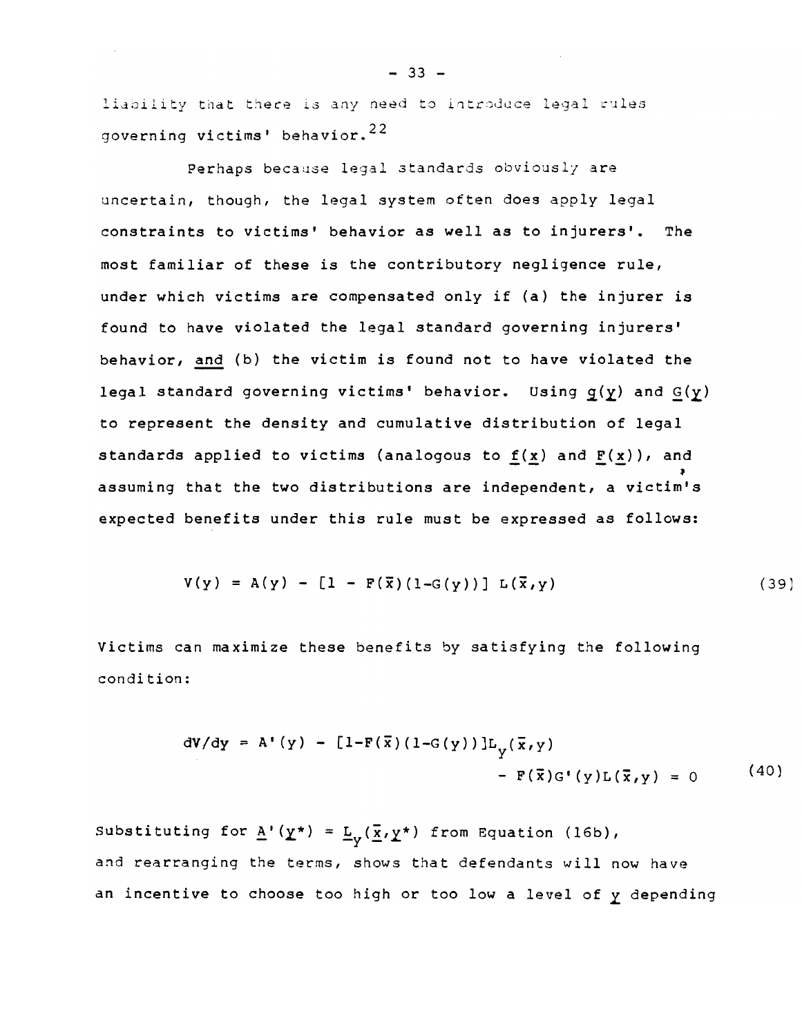liability that there is any need to introduce legal rules governing victims' behavior.[22]

Perhaps because legal standards obviously are uncertain, though, the legal system often does apply legal constraints to victims' behavior as well as to injurers'. The most familiar of these is the contributory negligence rule, under which victims are compensated only if (a) the injurer is found to have violated the legal standard governing injurers' behavior, <u>and</u> (b) the victim is found not to have violated the legal standard governing victims' behavior. Using $\underline{g}(\underline{y})$ and $\underline{G}(\underline{y})$ to represent the density and cumulative distribution of legal standards applied to victims (analogous to $\underline{f}(\underline{x})$ and $\underline{F}(\underline{x})$), and assuming that the two distributions are independent, a victim's expected benefits under this rule must be expressed as follows:

$$V(y) = A(y) - [1 - F(\bar{x})(1-G(y))]\ L(\bar{x},y) \tag{39}$$

Victims can maximize these benefits by satisfying the following condition:

$$dV/dy = A'(y) - [1-F(\bar{x})(1-G(y))]L_y(\bar{x},y) - F(\bar{x})G'(y)L(\bar{x},y) = 0 \tag{40}$$

Substituting for $\underline{A}'(\underline{y}^*) = \underline{L}_y(\underline{\bar{x}},\underline{y}^*)$ from Equation (16b), and rearranging the terms, shows that defendants will now have an incentive to choose too high or too low a level of $\underline{y}$ depending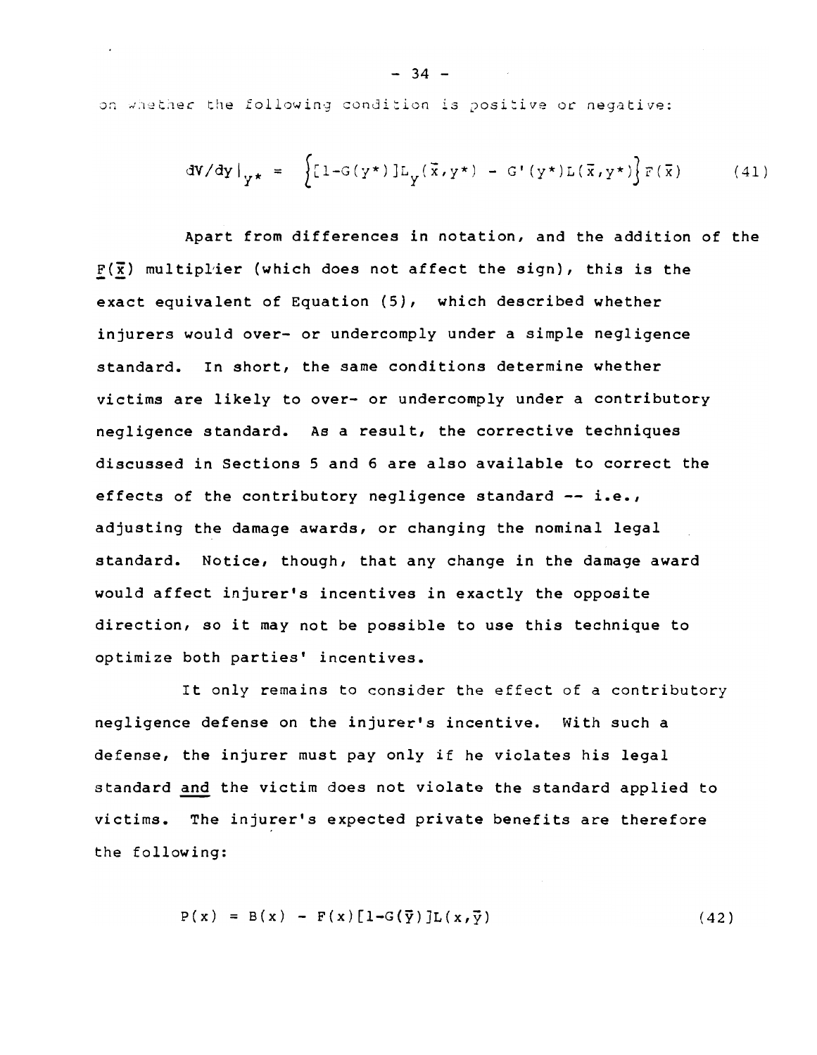on whether the following condition is positive or negative:

$$dV/dy|_{y^*} = \left\{[1-G(y^*)]L_y(\bar{x},y^*) - G'(y^*)L(\bar{x},y^*)\right\}F(\bar{x}) \qquad (41)$$

Apart from differences in notation, and the addition of the $F(\bar{x})$ multiplier (which does not affect the sign), this is the exact equivalent of Equation (5), which described whether injurers would over- or undercomply under a simple negligence standard. In short, the same conditions determine whether victims are likely to over- or undercomply under a contributory negligence standard. As a result, the corrective techniques discussed in Sections 5 and 6 are also available to correct the effects of the contributory negligence standard -- i.e., adjusting the damage awards, or changing the nominal legal standard. Notice, though, that any change in the damage award would affect injurer's incentives in exactly the opposite direction, so it may not be possible to use this technique to optimize both parties' incentives.

It only remains to consider the effect of a contributory negligence defense on the injurer's incentive. With such a defense, the injurer must pay only if he violates his legal standard <u>and</u> the victim does not violate the standard applied to victims. The injurer's expected private benefits are therefore the following:

$$P(x) = B(x) - F(x)[1-G(\bar{y})]L(x,\bar{y}) \qquad (42)$$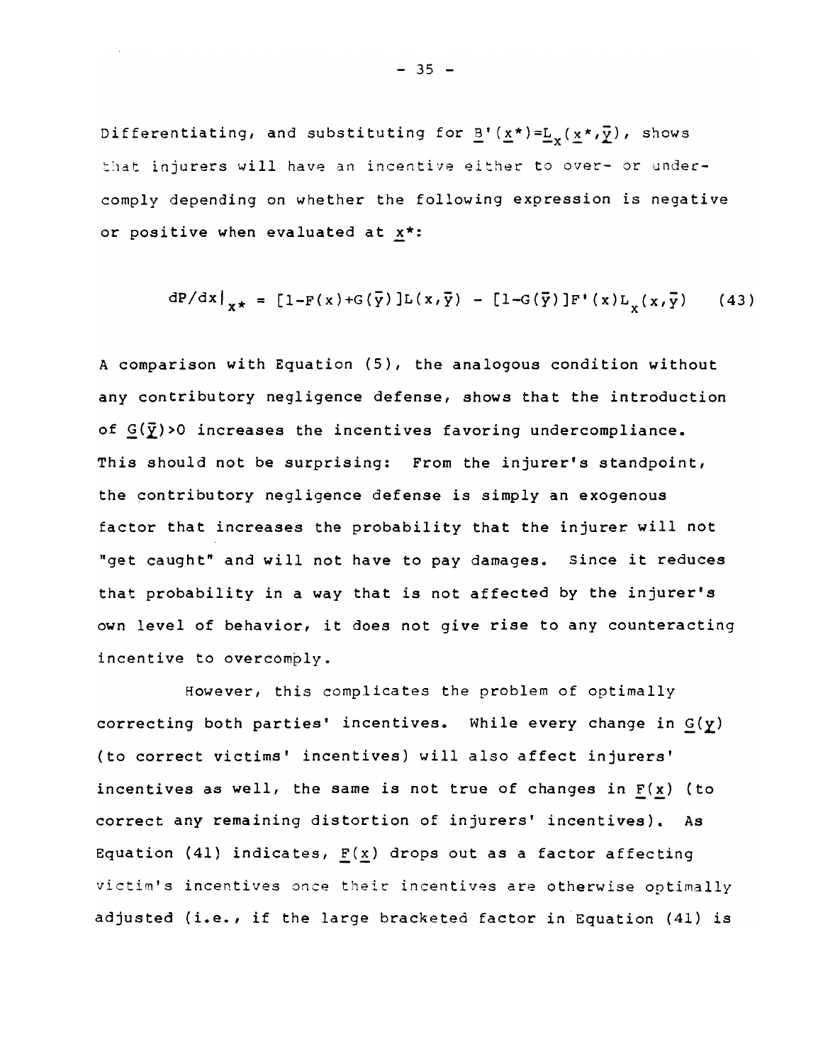Differentiating, and substituting for $\underline{B}'(\underline{x}^*)=\underline{L}_x(\underline{x}^*,\bar{\underline{y}})$, shows that injurers will have an incentive either to over- or under-comply depending on whether the following expression is negative or positive when evaluated at $\underline{x}^*$:

$$dP/dx|_{x^*} = [1-F(x)+G(\bar{y})]L(x,\bar{y}) - [1-G(\bar{y})]F'(x)L_x(x,\bar{y}) \tag{43}$$

A comparison with Equation (5), the analogous condition without any contributory negligence defense, shows that the introduction of $\underline{G}(\bar{\underline{y}})>0$ increases the incentives favoring undercompliance. This should not be surprising: From the injurer's standpoint, the contributory negligence defense is simply an exogenous factor that increases the probability that the injurer will not "get caught" and will not have to pay damages. Since it reduces that probability in a way that is not affected by the injurer's own level of behavior, it does not give rise to any counteracting incentive to overcomply.

However, this complicates the problem of optimally correcting both parties' incentives. While every change in $\underline{G}(\underline{y})$ (to correct victims' incentives) will also affect injurers' incentives as well, the same is not true of changes in $\underline{F}(\underline{x})$ (to correct any remaining distortion of injurers' incentives). As Equation (41) indicates, $\underline{F}(\underline{x})$ drops out as a factor affecting victim's incentives once their incentives are otherwise optimally adjusted (i.e., if the large bracketed factor in Equation (41) is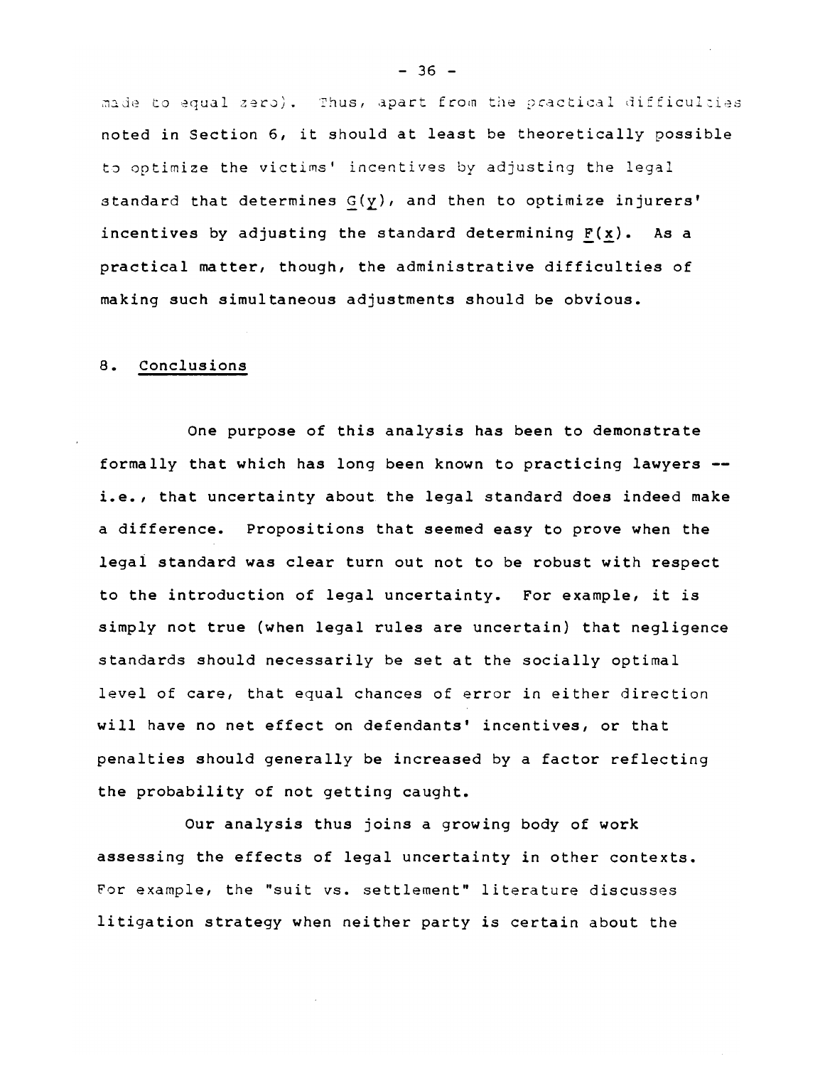made to equal zero). Thus, apart from the practical difficulties noted in Section 6, it should at least be theoretically possible to optimize the victims' incentives by adjusting the legal standard that determines $\underline{G}(\underline{y})$, and then to optimize injurers' incentives by adjusting the standard determining $\underline{F}(\underline{x})$. As a practical matter, though, the administrative difficulties of making such simultaneous adjustments should be obvious.

## 8. Conclusions

One purpose of this analysis has been to demonstrate formally that which has long been known to practicing lawyers -- i.e., that uncertainty about the legal standard does indeed make a difference. Propositions that seemed easy to prove when the legal standard was clear turn out not to be robust with respect to the introduction of legal uncertainty. For example, it is simply not true (when legal rules are uncertain) that negligence standards should necessarily be set at the socially optimal level of care, that equal chances of error in either direction will have no net effect on defendants' incentives, or that penalties should generally be increased by a factor reflecting the probability of not getting caught.

Our analysis thus joins a growing body of work assessing the effects of legal uncertainty in other contexts. For example, the "suit vs. settlement" literature discusses litigation strategy when neither party is certain about the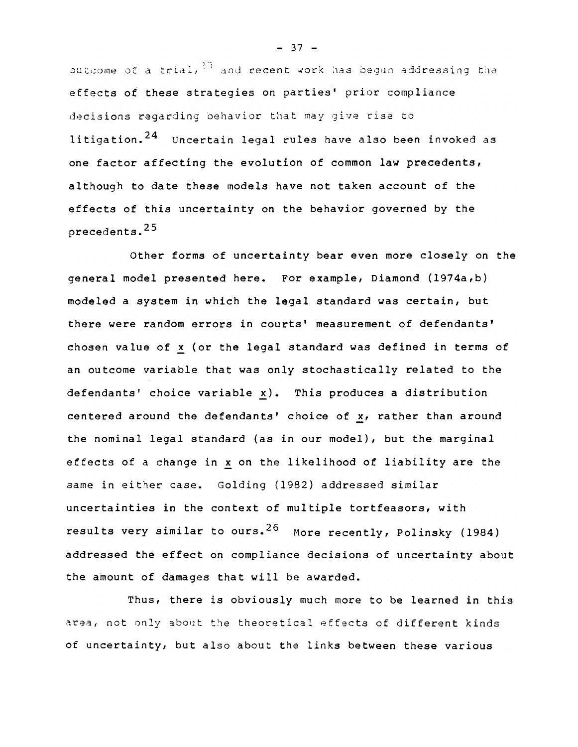outcome of a trial,[23] and recent work has begun addressing the effects of these strategies on parties' prior compliance decisions regarding behavior that may give rise to litigation.[24] Uncertain legal rules have also been invoked as one factor affecting the evolution of common law precedents, although to date these models have not taken account of the effects of this uncertainty on the behavior governed by the precedents.[25]

Other forms of uncertainty bear even more closely on the general model presented here. For example, Diamond (1974a,b) modeled a system in which the legal standard was certain, but there were random errors in courts' measurement of defendants' chosen value of $\underline{x}$ (or the legal standard was defined in terms of an outcome variable that was only stochastically related to the defendants' choice variable $\underline{x}$). This produces a distribution centered around the defendants' choice of $\underline{x}$, rather than around the nominal legal standard (as in our model), but the marginal effects of a change in $\underline{x}$ on the likelihood of liability are the same in either case. Golding (1982) addressed similar uncertainties in the context of multiple tortfeasors, with results very similar to ours.[26] More recently, Polinsky (1984) addressed the effect on compliance decisions of uncertainty about the amount of damages that will be awarded.

Thus, there is obviously much more to be learned in this area, not only about the theoretical effects of different kinds of uncertainty, but also about the links between these various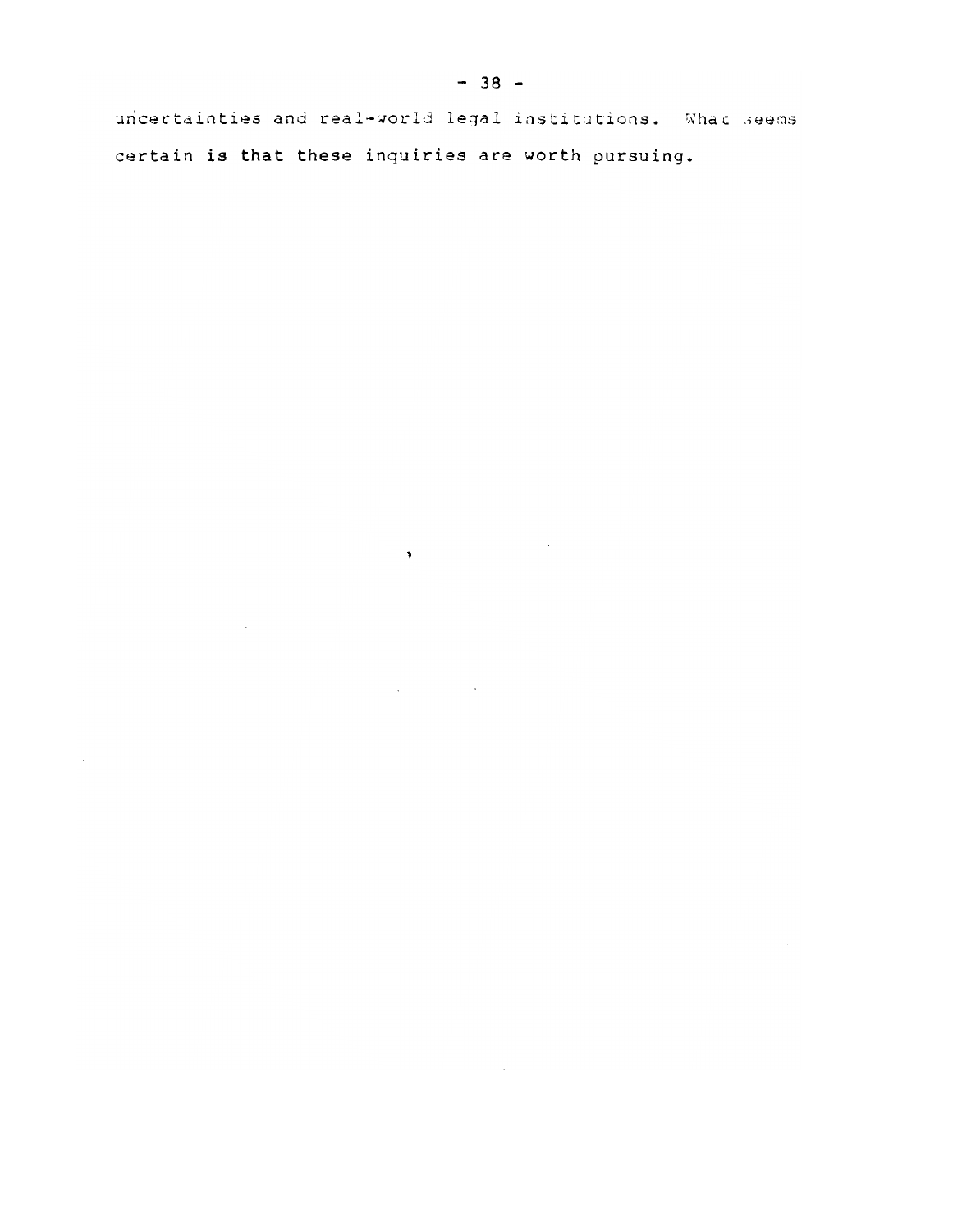uncertainties and real-world legal institutions. What seems certain is that these inquiries are worth pursuing.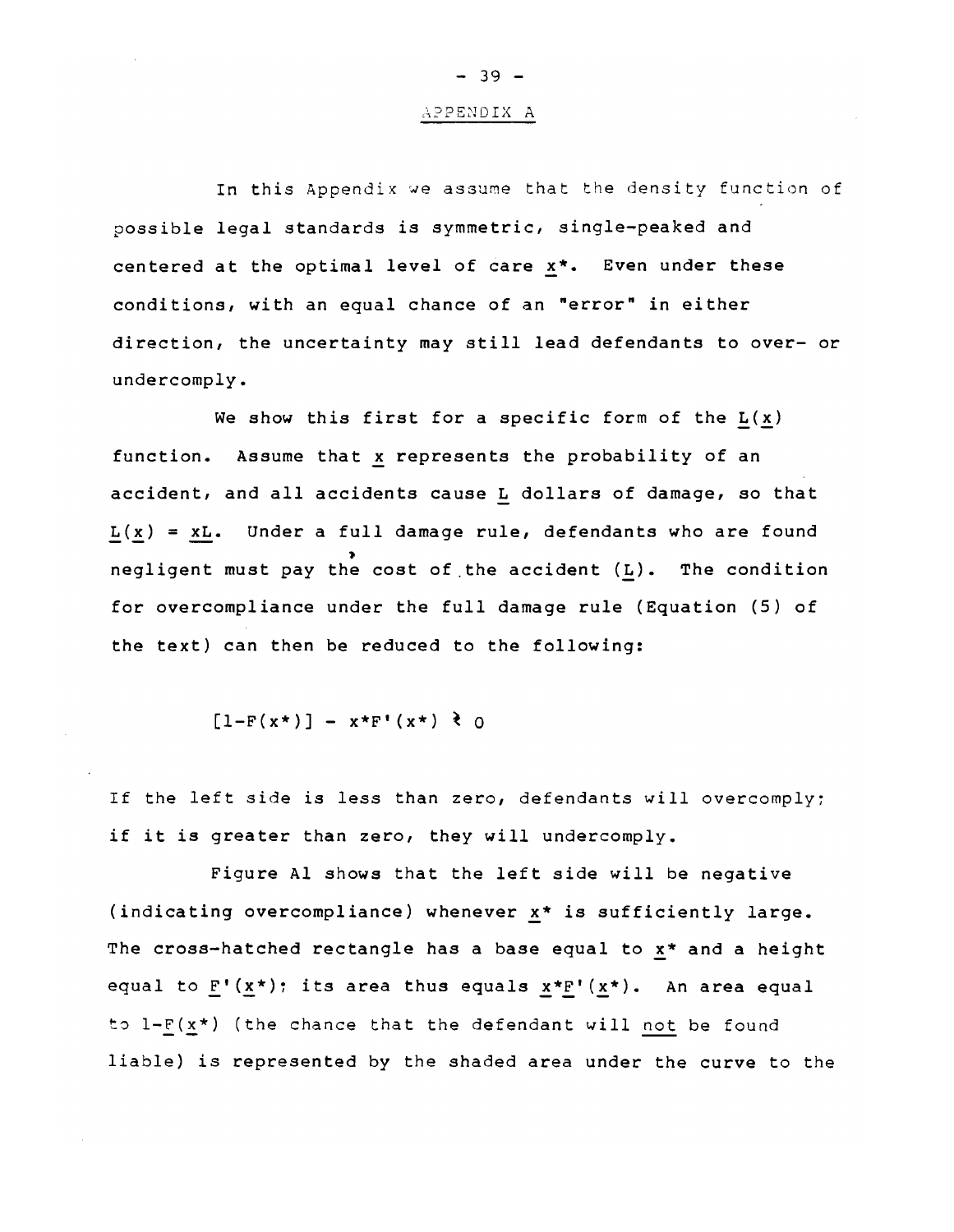## APPENDIX A

In this Appendix we assume that the density function of possible legal standards is symmetric, single-peaked and centered at the optimal level of care $x^*$. Even under these conditions, with an equal chance of an "error" in either direction, the uncertainty may still lead defendants to over- or undercomply.

We show this first for a specific form of the $L(x)$ function. Assume that $x$ represents the probability of an accident, and all accidents cause $L$ dollars of damage, so that $L(x) = xL$. Under a full damage rule, defendants who are found negligent must pay the cost of the accident ($L$). The condition for overcompliance under the full damage rule (Equation (5) of the text) can then be reduced to the following:

$$[1-F(x^*)] - x^*F'(x^*) \gtrless 0$$

If the left side is less than zero, defendants will overcomply; if it is greater than zero, they will undercomply.

Figure A1 shows that the left side will be negative (indicating overcompliance) whenever $x^*$ is sufficiently large. The cross-hatched rectangle has a base equal to $x^*$ and a height equal to $F'(x^*)$; its area thus equals $x^*F'(x^*)$. An area equal to $1-F(x^*)$ (the chance that the defendant will not be found liable) is represented by the shaded area under the curve to the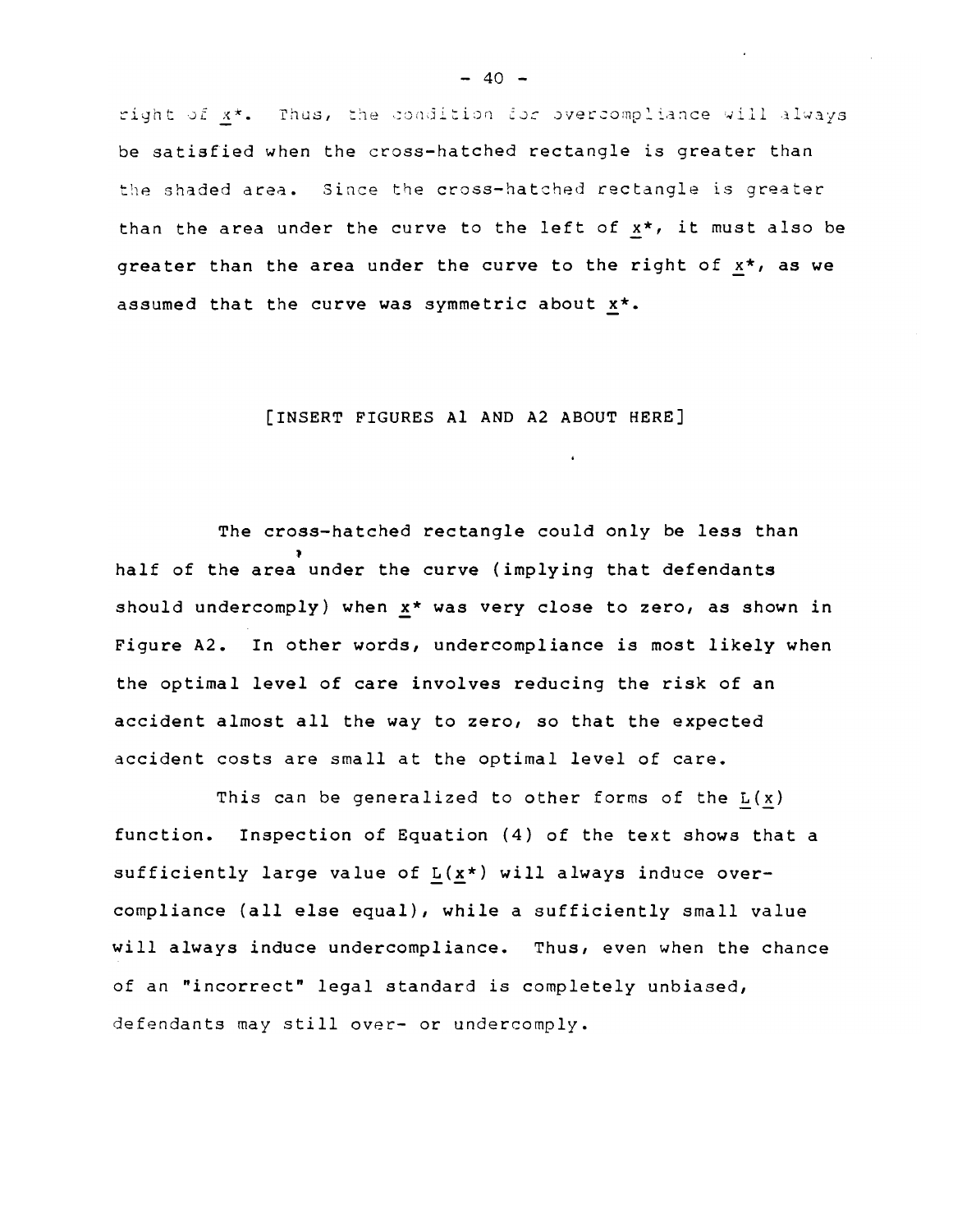right of $x^*$. Thus, the condition for overcompliance will always be satisfied when the cross-hatched rectangle is greater than the shaded area. Since the cross-hatched rectangle is greater than the area under the curve to the left of $x^*$, it must also be greater than the area under the curve to the right of $x^*$, as we assumed that the curve was symmetric about $x^*$.

[INSERT FIGURES A1 AND A2 ABOUT HERE]

The cross-hatched rectangle could only be less than half of the area under the curve (implying that defendants should undercomply) when $x^*$ was very close to zero, as shown in Figure A2. In other words, undercompliance is most likely when the optimal level of care involves reducing the risk of an accident almost all the way to zero, so that the expected accident costs are small at the optimal level of care.

This can be generalized to other forms of the $L(x)$ function. Inspection of Equation (4) of the text shows that a sufficiently large value of $L(x^*)$ will always induce overcompliance (all else equal), while a sufficiently small value will always induce undercompliance. Thus, even when the chance of an "incorrect" legal standard is completely unbiased, defendants may still over- or undercomply.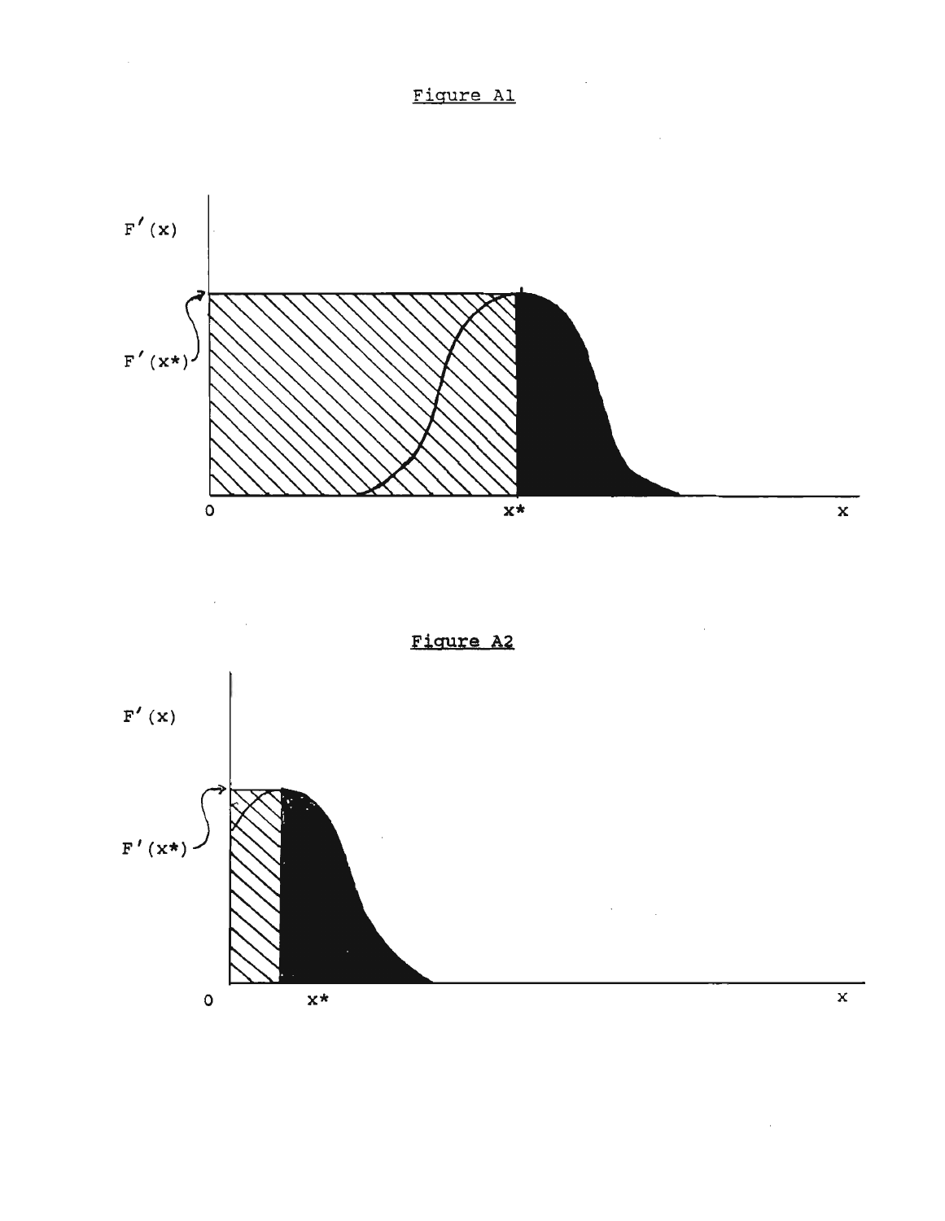Figure A1

$F'(x)$

$F'(x^*)$

0 $x^*$ x

Figure A2

$F'(x)$

$F'(x^*)$

0 $x^*$ x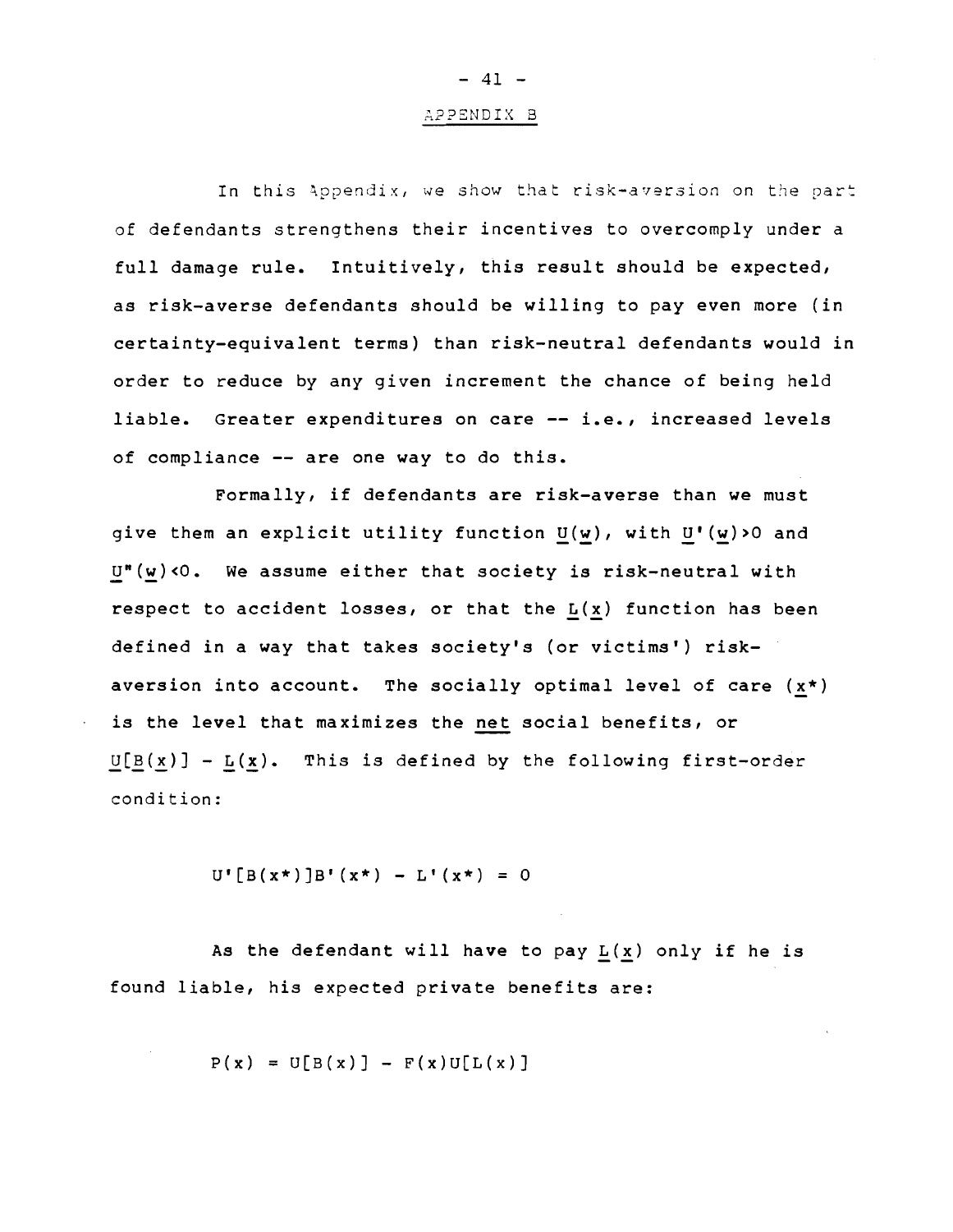## APPENDIX B

In this Appendix, we show that risk-aversion on the part of defendants strengthens their incentives to overcomply under a full damage rule. Intuitively, this result should be expected, as risk-averse defendants should be willing to pay even more (in certainty-equivalent terms) than risk-neutral defendants would in order to reduce by any given increment the chance of being held liable. Greater expenditures on care -- i.e., increased levels of compliance -- are one way to do this.

Formally, if defendants are risk-averse than we must give them an explicit utility function $U(w)$, with $U'(w)>0$ and $U''(w)<0$. We assume either that society is risk-neutral with respect to accident losses, or that the $L(x)$ function has been defined in a way that takes society's (or victims') risk-aversion into account. The socially optimal level of care ($x^*$) is the level that maximizes the net social benefits, or $U[B(x)] - L(x)$. This is defined by the following first-order condition:

$$U'[B(x^*)]B'(x^*) - L'(x^*) = 0$$

As the defendant will have to pay $L(x)$ only if he is found liable, his expected private benefits are:

$$P(x) = U[B(x)] - F(x)U[L(x)]$$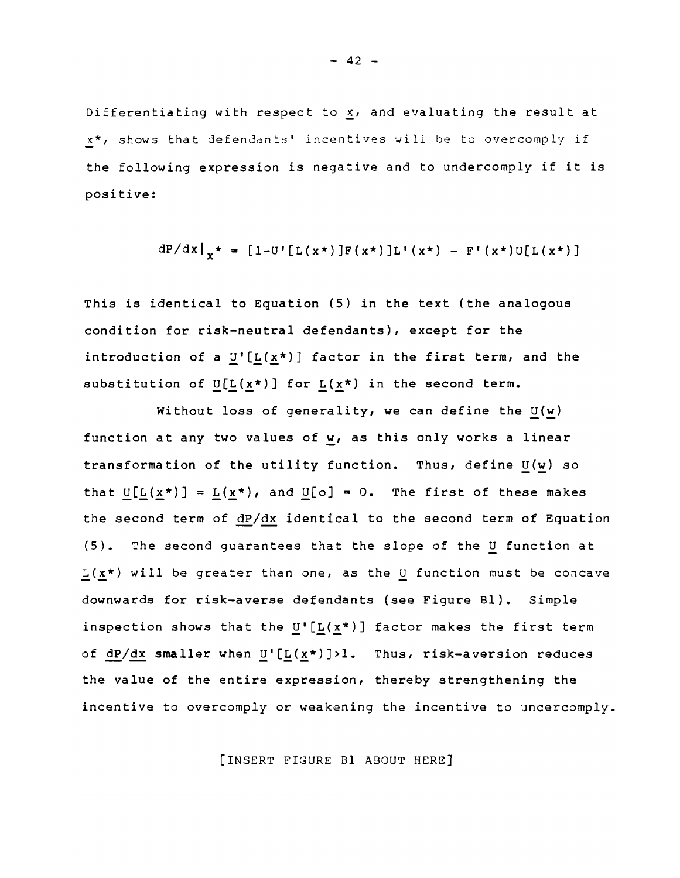Differentiating with respect to $\underline{x}$, and evaluating the result at $\underline{x}^*$, shows that defendants' incentives will be to overcomply if the following expression is negative and to undercomply if it is positive:

$$dP/dx|_{x^*} = [1-U'[L(x^*)]F(x^*)]L'(x^*) - F'(x^*)U[L(x^*)]$$

**This is identical to Equation (5) in the text (the analogous condition for risk-neutral defendants), except for the introduction of a $\underline{U}'[\underline{L}(\underline{x}^*)]$ factor in the first term, and the substitution of $\underline{U}[\underline{L}(\underline{x}^*)]$ for $\underline{L}(\underline{x}^*)$ in the second term.**

Without loss of generality, we can define the $\underline{U}(\underline{w})$ function at any two values of $\underline{w}$, as this only works a linear transformation of the utility function. Thus, define $\underline{U}(\underline{w})$ so that $\underline{U}[\underline{L}(\underline{x}^*)] = \underline{L}(\underline{x}^*)$, and $\underline{U}[o] = 0$. The first of these makes the second term of $\underline{dP}/\underline{dx}$ identical to the second term of Equation (5). The second guarantees that the slope of the $\underline{U}$ function at $\underline{L}(\underline{x}^*)$ will be greater than one, as the $\underline{U}$ function must be concave downwards for risk-averse defendants (see Figure B1). Simple inspection shows that the $\underline{U}'[\underline{L}(\underline{x}^*)]$ factor makes the first term of $\underline{dP}/\underline{dx}$ **smaller when $\underline{U}'[\underline{L}(\underline{x}^*)]>1$. Thus, risk-aversion reduces the value of the entire expression, thereby strengthening the incentive to overcomply or weakening the incentive to uncercomply.**

[INSERT FIGURE B1 ABOUT HERE]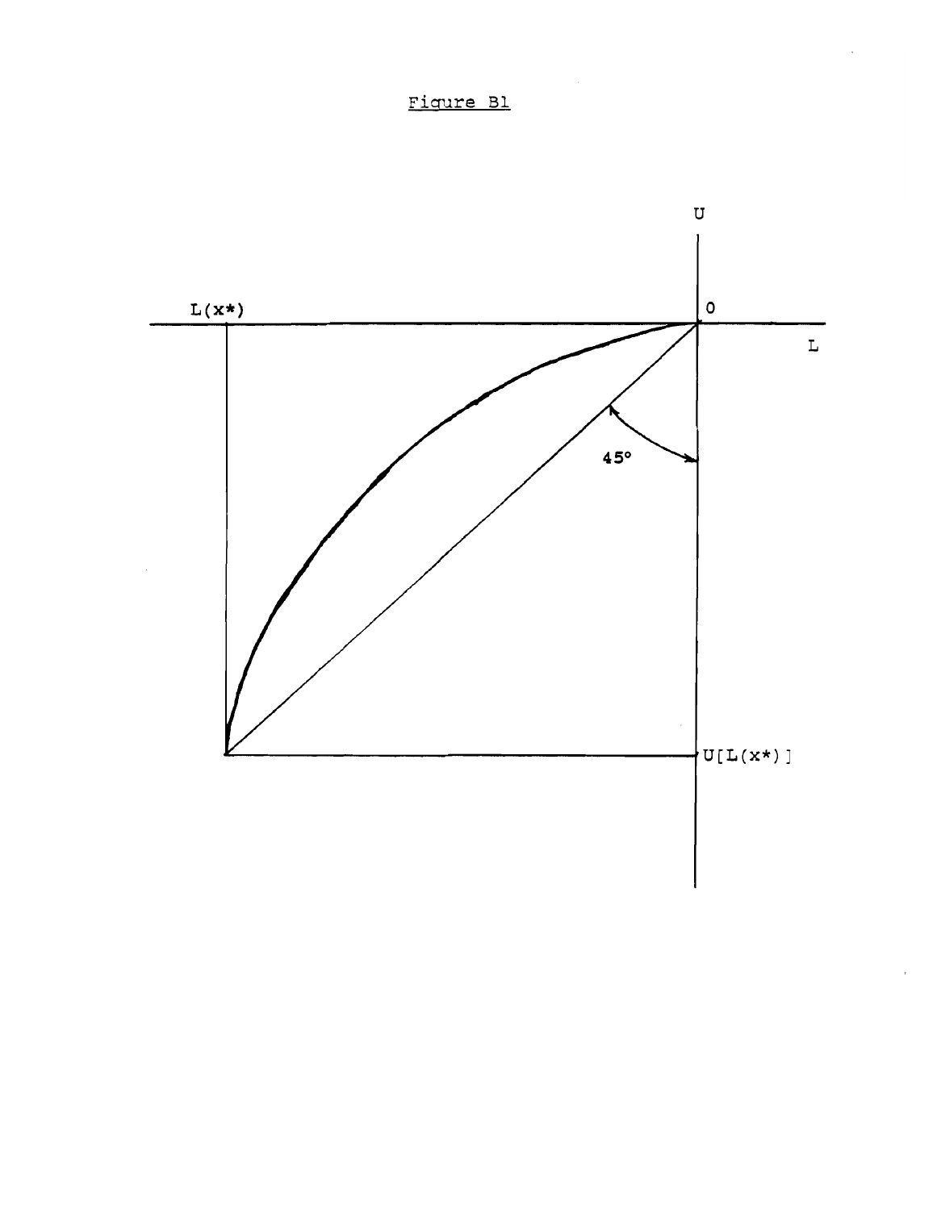Figure B1

U

L(x*)

0

L

45°

U[L(x*)]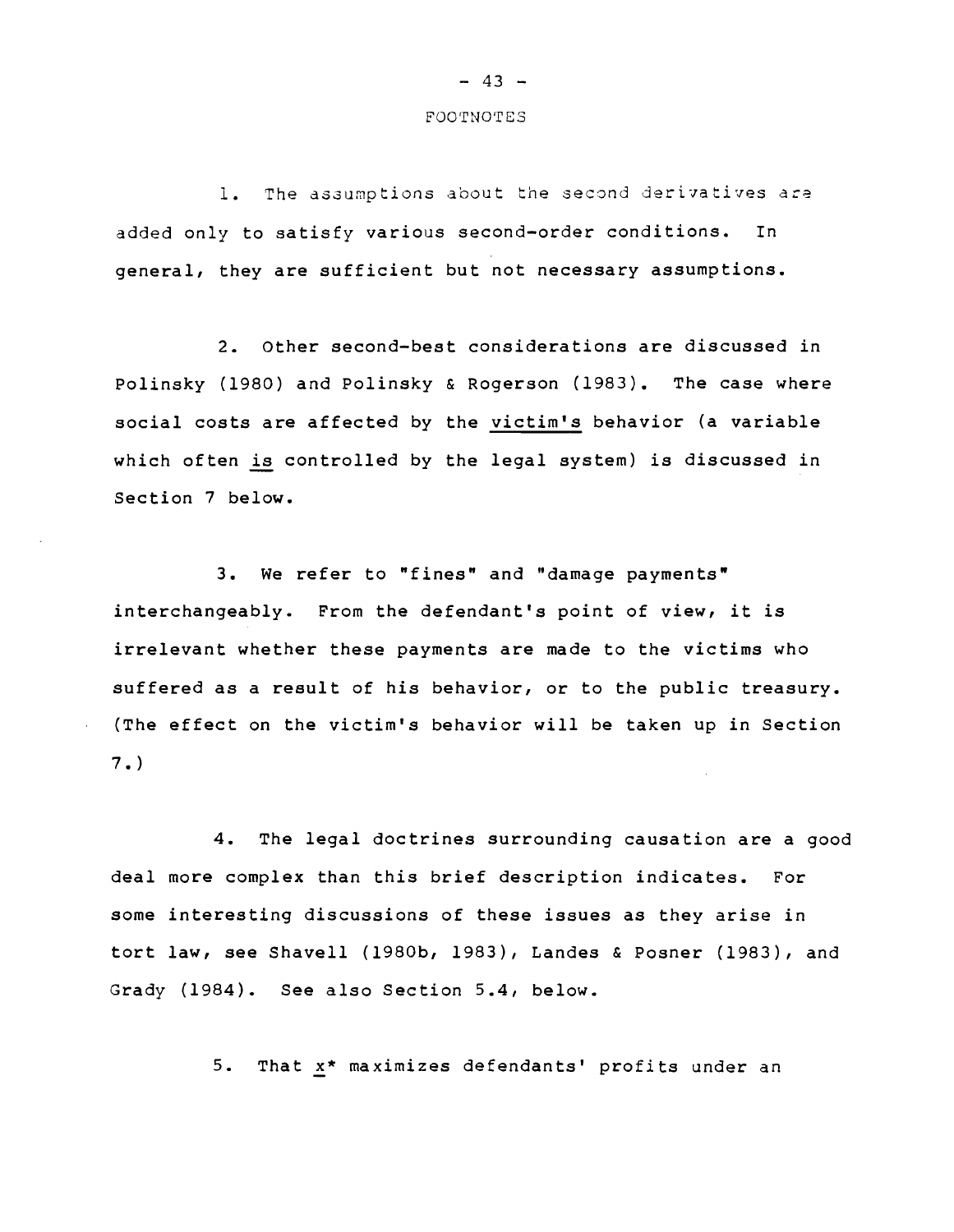## FOOTNOTES

1. The assumptions about the second derivatives are added only to satisfy various second-order conditions. In general, they are sufficient but not necessary assumptions.

2. Other second-best considerations are discussed in Polinsky (1980) and Polinsky & Rogerson (1983). The case where social costs are affected by the _victim's_ behavior (a variable which often _is_ controlled by the legal system) is discussed in Section 7 below.

3. We refer to "fines" and "damage payments" interchangeably. From the defendant's point of view, it is irrelevant whether these payments are made to the victims who suffered as a result of his behavior, or to the public treasury. (The effect on the victim's behavior will be taken up in Section 7.)

4. The legal doctrines surrounding causation are a good deal more complex than this brief description indicates. For some interesting discussions of these issues as they arise in tort law, see Shavell (1980b, 1983), Landes & Posner (1983), and Grady (1984). See also Section 5.4, below.

5. That $x^*$ maximizes defendants' profits under an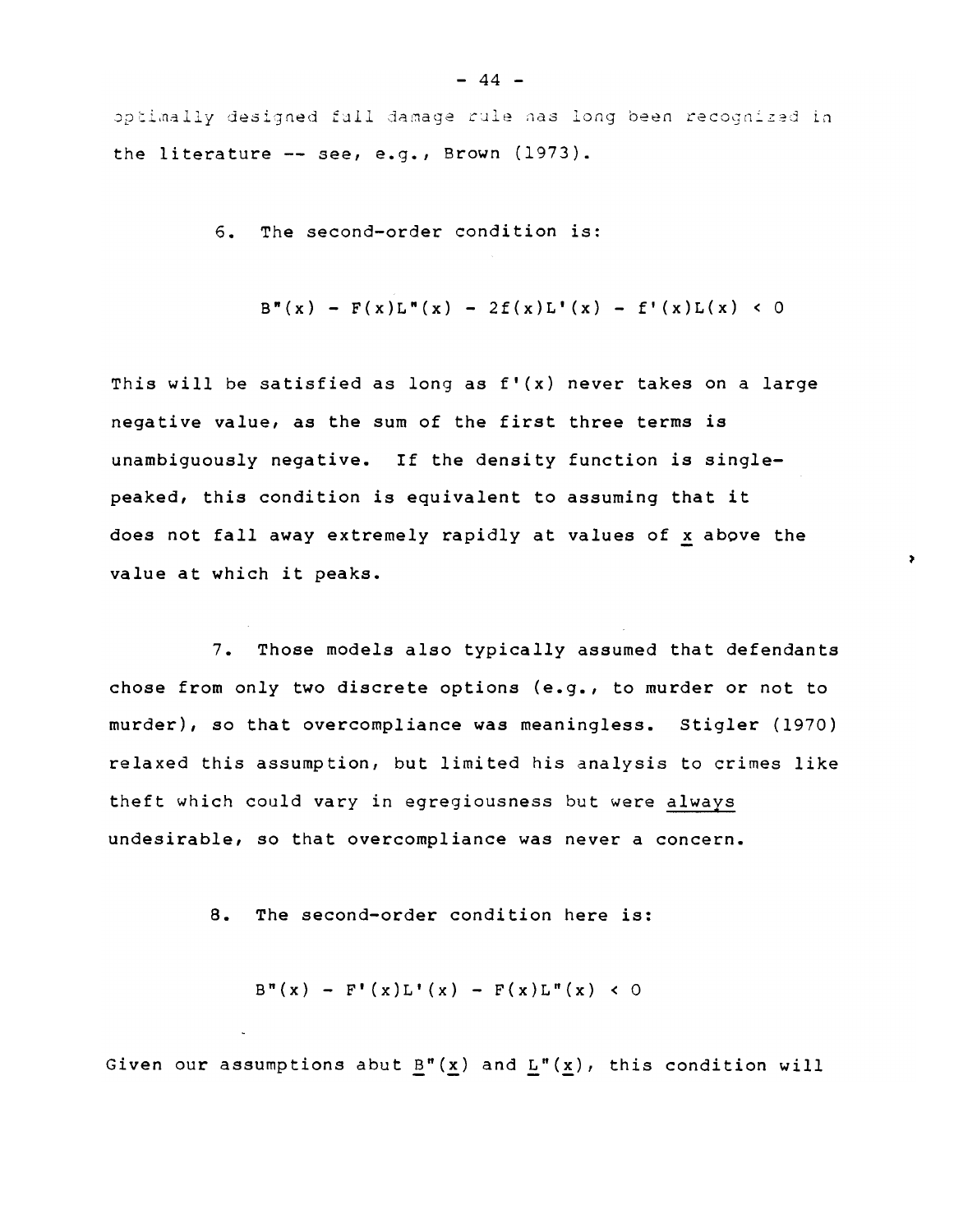optimally designed full damage rule has long been recognized in the literature -- see, e.g., Brown (1973).

6. The second-order condition is:

$$B''(x) - F(x)L''(x) - 2f(x)L'(x) - f'(x)L(x) < 0$$

This will be satisfied as long as $f'(x)$ never takes on a large negative value, as the sum of the first three terms is unambiguously negative. If the density function is single-peaked, this condition is equivalent to assuming that it does not fall away extremely rapidly at values of $x$ above the value at which it peaks.

7. Those models also typically assumed that defendants chose from only two discrete options (e.g., to murder or not to murder), so that overcompliance was meaningless. Stigler (1970) relaxed this assumption, but limited his analysis to crimes like theft which could vary in egregiousness but were always undesirable, so that overcompliance was never a concern.

8. The second-order condition here is:

$$B''(x) - F'(x)L'(x) - F(x)L''(x) < 0$$

Given our assumptions abut $B''(x)$ and $L''(x)$, this condition will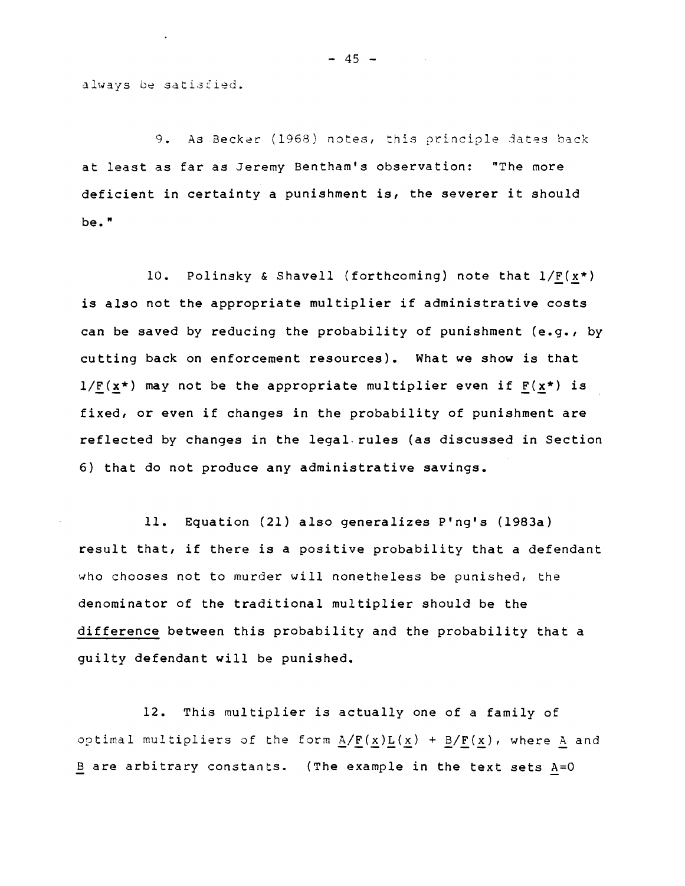always be satisfied.

9. As Becker (1968) notes, this principle dates back at least as far as Jeremy Bentham's observation: "The more deficient in certainty a punishment is, the severer it should be."

10. Polinsky & Shavell (forthcoming) note that $1/\underline{F}(\underline{x}^*)$ is also not the appropriate multiplier if administrative costs can be saved by reducing the probability of punishment (e.g., by cutting back on enforcement resources). What we show is that $1/\underline{F}(\underline{x}^*)$ may not be the appropriate multiplier even if $\underline{F}(\underline{x}^*)$ is fixed, or even if changes in the probability of punishment are reflected by changes in the legal rules (as discussed in Section 6) that do not produce any administrative savings.

11. Equation (21) also generalizes P'ng's (1983a) result that, if there is a positive probability that a defendant who chooses not to murder will nonetheless be punished, the denominator of the traditional multiplier should be the difference between this probability and the probability that a guilty defendant will be punished.

12. This multiplier is actually one of a family of optimal multipliers of the form $\underline{A}/\underline{F}(\underline{x})\underline{L}(\underline{x}) + \underline{B}/\underline{F}(\underline{x})$, where $\underline{A}$ and $\underline{B}$ are arbitrary constants. (The example in the text sets $\underline{A}=0$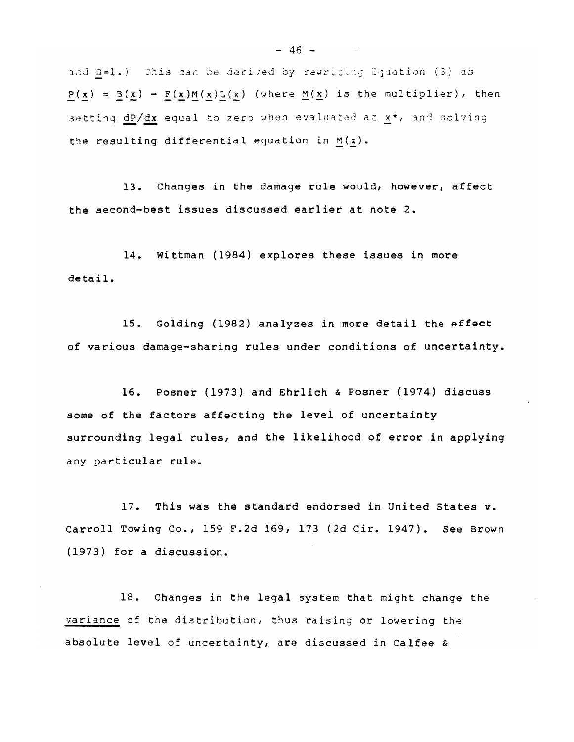and $\underline{B}$=1.) This can be derived by rewriting Equation (3) as $\underline{P}(\underline{x}) = \underline{B}(\underline{x}) - \underline{F}(\underline{x})\underline{M}(\underline{x})\underline{L}(\underline{x})$ (where $\underline{M}(\underline{x})$ is the multiplier), then setting $\underline{dP}/\underline{dx}$ equal to zero when evaluated at $\underline{x}^*$, and solving the resulting differential equation in $\underline{M}(\underline{x})$.

13. Changes in the damage rule would, however, affect the second-best issues discussed earlier at note 2.

14. Wittman (1984) explores these issues in more detail.

15. Golding (1982) analyzes in more detail the effect of various damage-sharing rules under conditions of uncertainty.

16. Posner (1973) and Ehrlich & Posner (1974) discuss some of the factors affecting the level of uncertainty surrounding legal rules, and the likelihood of error in applying any particular rule.

17. This was the standard endorsed in United States v. Carroll Towing Co., 159 F.2d 169, 173 (2d Cir. 1947). See Brown (1973) for a discussion.

18. Changes in the legal system that might change the <u>variance</u> of the distribution, thus raising or lowering the absolute level of uncertainty, are discussed in Calfee &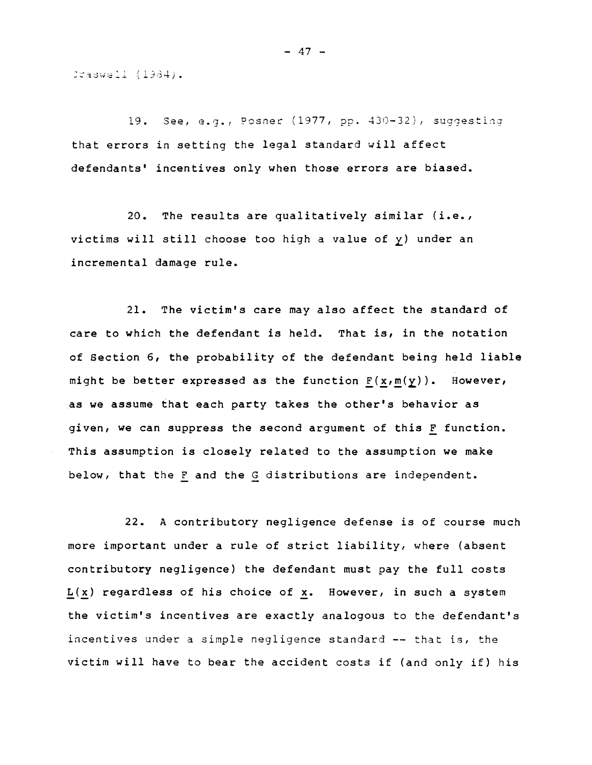Craswell (1984).

19. See, e.g., Posner (1977, pp. 430-32), suggesting that errors in setting the legal standard will affect defendants' incentives only when those errors are biased.

20. The results are qualitatively similar (i.e., victims will still choose too high a value of $y$) under an incremental damage rule.

21. The victim's care may also affect the standard of care to which the defendant is held. That is, in the notation of Section 6, the probability of the defendant being held liable might be better expressed as the function $F(x, m(y))$. However, as we assume that each party takes the other's behavior as given, we can suppress the second argument of this $F$ function. This assumption is closely related to the assumption we make below, that the $F$ and the $G$ distributions are independent.

22. A contributory negligence defense is of course much more important under a rule of strict liability, where (absent contributory negligence) the defendant must pay the full costs $L(x)$ regardless of his choice of $x$. However, in such a system the victim's incentives are exactly analogous to the defendant's incentives under a simple negligence standard -- that is, the victim will have to bear the accident costs if (and only if) his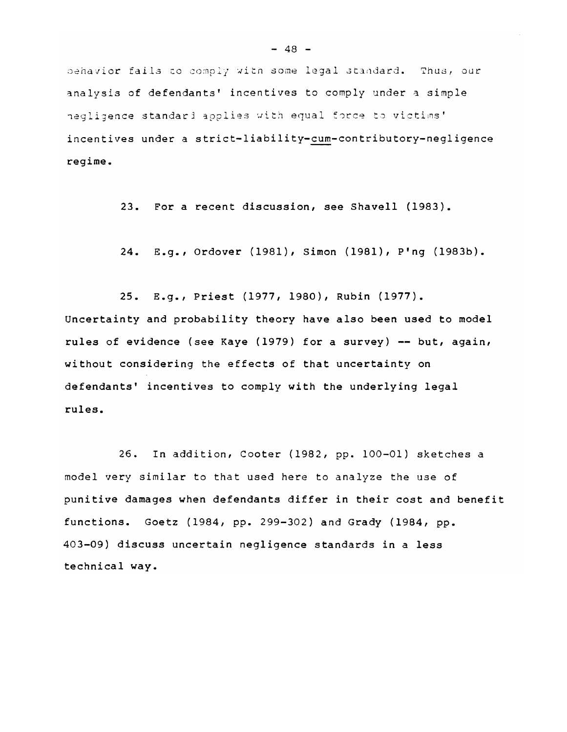behavior fails to comply with some legal standard. Thus, our analysis of defendants' incentives to comply under a simple negligence standard applies with equal force to victims' incentives under a strict-liability-*cum*-contributory-negligence regime.

23. For a recent discussion, see Shavell (1983).

24. E.g., Ordover (1981), Simon (1981), P'ng (1983b).

25. E.g., Priest (1977, 1980), Rubin (1977). Uncertainty and probability theory have also been used to model rules of evidence (see Kaye (1979) for a survey) -- but, again, without considering the effects of that uncertainty on defendants' incentives to comply with the underlying legal rules.

26. In addition, Cooter (1982, pp. 100-01) sketches a model very similar to that used here to analyze the use of punitive damages when defendants differ in their cost and benefit functions. Goetz (1984, pp. 299-302) and Grady (1984, pp. 403-09) discuss uncertain negligence standards in a less technical way.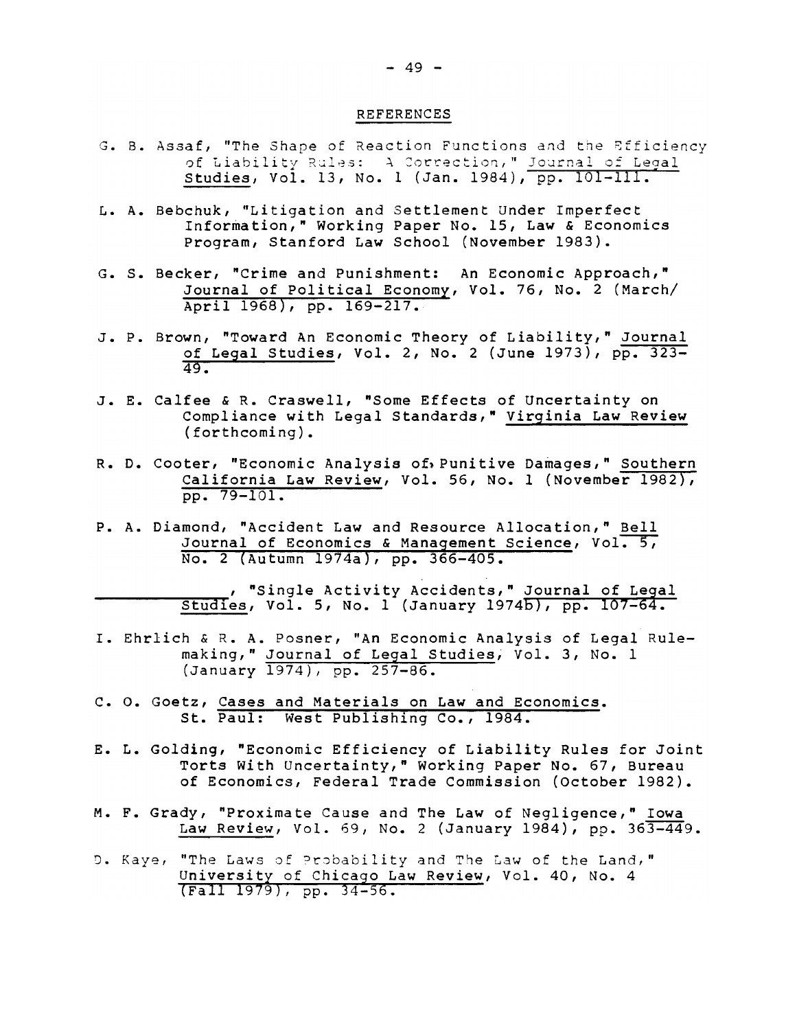## REFERENCES

G. B. Assaf, "The Shape of Reaction Functions and the Efficiency of Liability Rules: A Correction," Journal of Legal Studies, Vol. 13, No. 1 (Jan. 1984), pp. 101-111.

L. A. Bebchuk, "Litigation and Settlement Under Imperfect Information," Working Paper No. 15, Law & Economics Program, Stanford Law School (November 1983).

G. S. Becker, "Crime and Punishment: An Economic Approach," Journal of Political Economy, Vol. 76, No. 2 (March/April 1968), pp. 169-217.

J. P. Brown, "Toward An Economic Theory of Liability," Journal of Legal Studies, Vol. 2, No. 2 (June 1973), pp. 323-49.

J. E. Calfee & R. Craswell, "Some Effects of Uncertainty on Compliance with Legal Standards," Virginia Law Review (forthcoming).

R. D. Cooter, "Economic Analysis of Punitive Damages," Southern California Law Review, Vol. 56, No. 1 (November 1982), pp. 79-101.

P. A. Diamond, "Accident Law and Resource Allocation," Bell Journal of Economics & Management Science, Vol. 5, No. 2 (Autumn 1974a), pp. 366-405.

\_\_\_\_\_\_\_\_\_\_\_\_, "Single Activity Accidents," Journal of Legal Studies, Vol. 5, No. 1 (January 1974b), pp. 107-64.

I. Ehrlich & R. A. Posner, "An Economic Analysis of Legal Rulemaking," Journal of Legal Studies, Vol. 3, No. 1 (January 1974), pp. 257-86.

C. O. Goetz, Cases and Materials on Law and Economics. St. Paul: West Publishing Co., 1984.

E. L. Golding, "Economic Efficiency of Liability Rules for Joint Torts With Uncertainty," Working Paper No. 67, Bureau of Economics, Federal Trade Commission (October 1982).

M. F. Grady, "Proximate Cause and The Law of Negligence," Iowa Law Review, Vol. 69, No. 2 (January 1984), pp. 363-449.

D. Kaye, "The Laws of Probability and The Law of the Land," University of Chicago Law Review, Vol. 40, No. 4 (Fall 1979), pp. 34-56.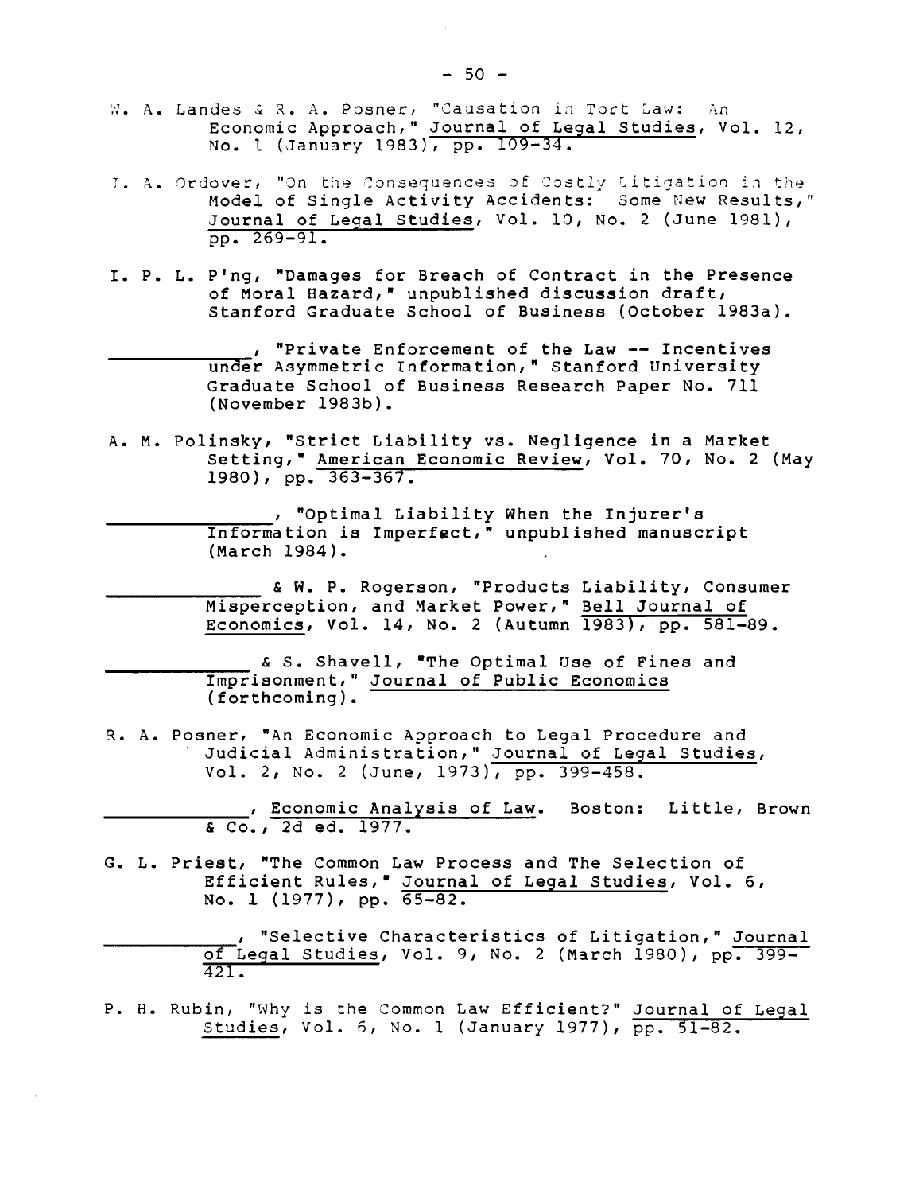W. A. Landes & R. A. Posner, "Causation in Tort Law: An Economic Approach," Journal of Legal Studies, Vol. 12, No. 1 (January 1983), pp. 109-34.

J. A. Ordover, "On the Consequences of Costly Litigation in the Model of Single Activity Accidents: Some New Results," Journal of Legal Studies, Vol. 10, No. 2 (June 1981), pp. 269-91.

I. P. L. P'ng, "Damages for Breach of Contract in the Presence of Moral Hazard," unpublished discussion draft, Stanford Graduate School of Business (October 1983a).

\_\_\_\_\_\_\_\_\_\_\_\_, "Private Enforcement of the Law -- Incentives under Asymmetric Information," Stanford University Graduate School of Business Research Paper No. 711 (November 1983b).

A. M. Polinsky, "Strict Liability vs. Negligence in a Market Setting," American Economic Review, Vol. 70, No. 2 (May 1980), pp. 363-367.

\_\_\_\_\_\_\_\_\_\_\_\_, "Optimal Liability When the Injurer's Information is Imperfect," unpublished manuscript (March 1984).

\_\_\_\_\_\_\_\_\_\_\_\_ & W. P. Rogerson, "Products Liability, Consumer Misperception, and Market Power," Bell Journal of Economics, Vol. 14, No. 2 (Autumn 1983), pp. 581-89.

\_\_\_\_\_\_\_\_\_\_\_\_ & S. Shavell, "The Optimal Use of Fines and Imprisonment," Journal of Public Economics (forthcoming).

R. A. Posner, "An Economic Approach to Legal Procedure and Judicial Administration," Journal of Legal Studies, Vol. 2, No. 2 (June, 1973), pp. 399-458.

\_\_\_\_\_\_\_\_\_\_\_\_, Economic Analysis of Law. Boston: Little, Brown & Co., 2d ed. 1977.

G. L. Priest, "The Common Law Process and The Selection of Efficient Rules," Journal of Legal Studies, Vol. 6, No. 1 (1977), pp. 65-82.

\_\_\_\_\_\_\_\_\_\_\_\_, "Selective Characteristics of Litigation," Journal of Legal Studies, Vol. 9, No. 2 (March 1980), pp. 399-421.

P. H. Rubin, "Why is the Common Law Efficient?" Journal of Legal Studies, Vol. 6, No. 1 (January 1977), pp. 51-82.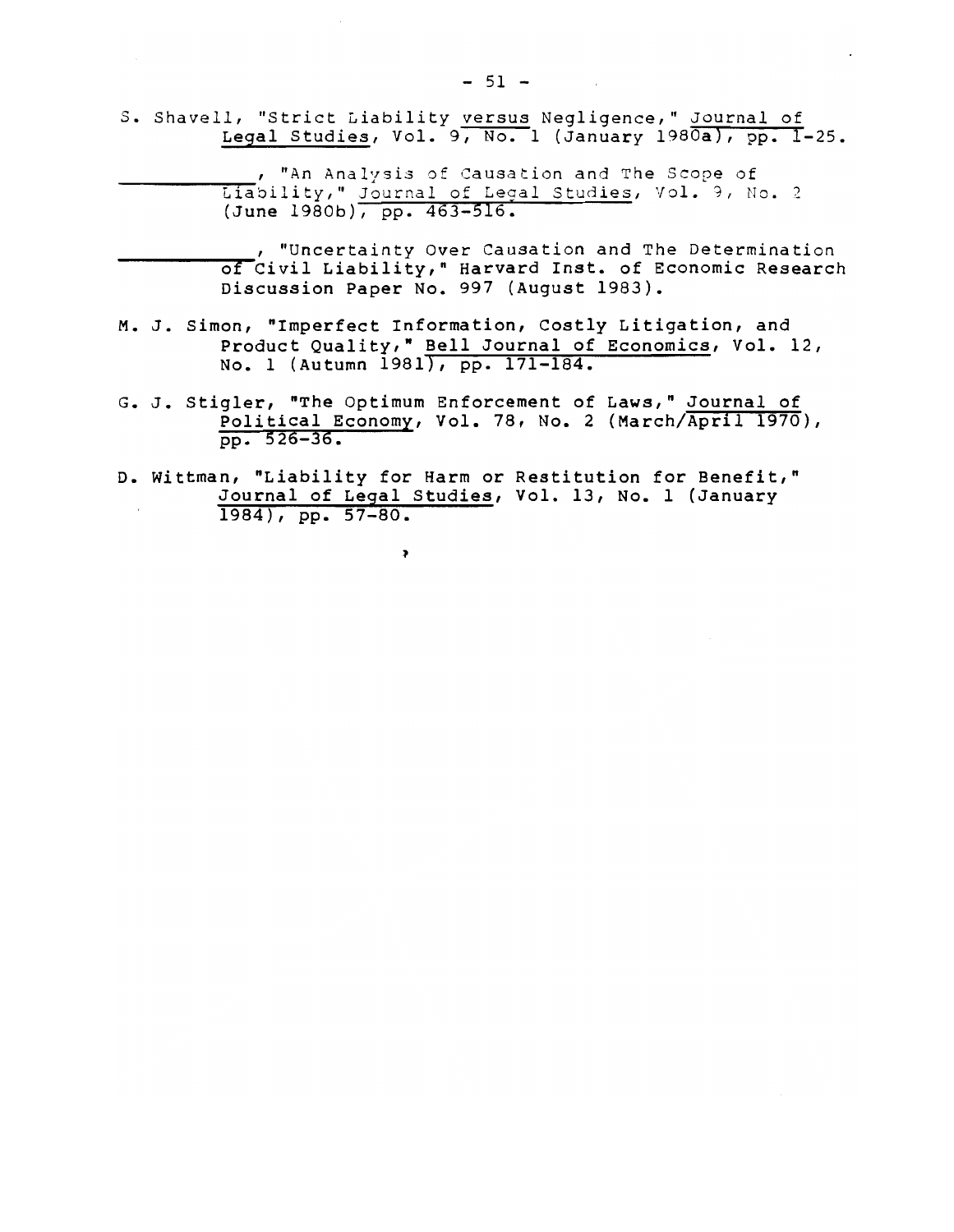S. Shavell, "Strict Liability versus Negligence," Journal of Legal Studies, Vol. 9, No. 1 (January 1980a), pp. 1-25.

\_\_\_\_\_\_\_\_\_\_\_, "An Analysis of Causation and The Scope of Liability," Journal of Legal Studies, Vol. 9, No. 2 (June 1980b), pp. 463-516.

\_\_\_\_\_\_\_\_\_\_\_, "Uncertainty Over Causation and The Determination of Civil Liability," Harvard Inst. of Economic Research Discussion Paper No. 997 (August 1983).

M. J. Simon, "Imperfect Information, Costly Litigation, and Product Quality," Bell Journal of Economics, Vol. 12, No. 1 (Autumn 1981), pp. 171-184.

G. J. Stigler, "The Optimum Enforcement of Laws," Journal of Political Economy, Vol. 78, No. 2 (March/April 1970), pp. 526-36.

D. Wittman, "Liability for Harm or Restitution for Benefit," Journal of Legal Studies, Vol. 13, No. 1 (January 1984), pp. 57-80.